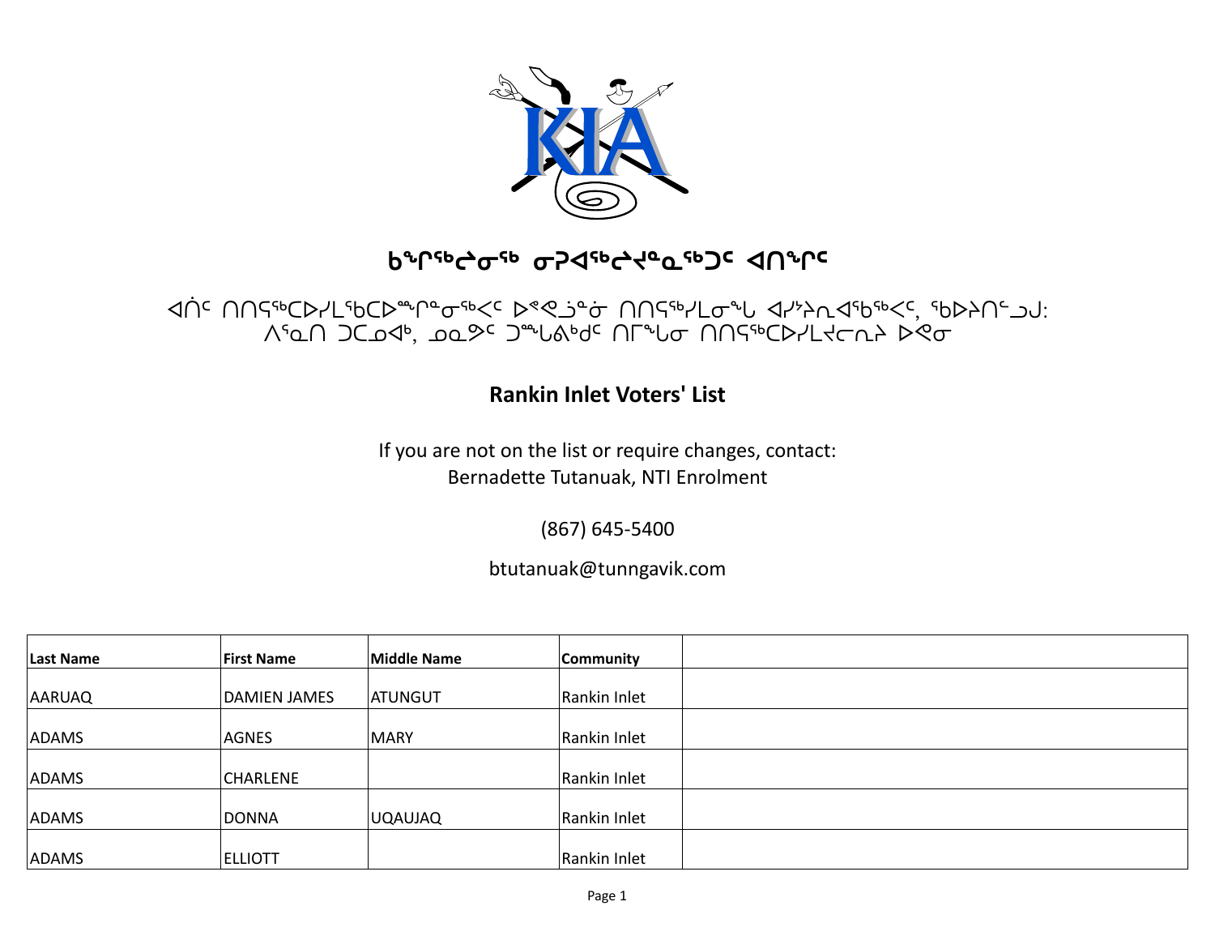## ᑲᖏᕐᒃᓯᓂᖅ ᓂᕈᐊᖅᓯᔪᓐᓇᖅᑐᑦ ᐊᑎᖏᑦ

ᐊᑏᑦ ᑎᑎᕋᖅᑕᐅᓯᒪᖃᑕᐅᙱᓐᓂᖅᐸᑦ ᐅᕙᓘᓐᓃ ᑎᑎᕋᖅᓯᒪᓂᖓ ᐊᓯᔾᔨᕆᐊᖃᖅᐸᑦ, ᖃᐅᔨᑎᓪᓗᒍ:
ᐱᕐᓇᑎ ᑐᑕᓄᐊᒃ, ᓄᓇᕗᑦ ᑐᙵᕕᒃᑯᑦ ᑎᒥᖓᓂ ᑎᑎᕋᖅᑕᐅᓯᒪᔪᓕᕆᔨ ᐅᕙᓂ

## Rankin Inlet Voters' List

If you are not on the list or require changes, contact:
Bernadette Tutanuak, NTI Enrolment

(867) 645-5400

btutanuak@tunngavik.com

| Last Name | First Name | Middle Name | Community | |
|---|---|---|---|---|
| AARUAQ | DAMIEN JAMES | ATUNGUT | Rankin Inlet | |
| ADAMS | AGNES | MARY | Rankin Inlet | |
| ADAMS | CHARLENE | | Rankin Inlet | |
| ADAMS | DONNA | UQAUJAQ | Rankin Inlet | |
| ADAMS | ELLIOTT | | Rankin Inlet | |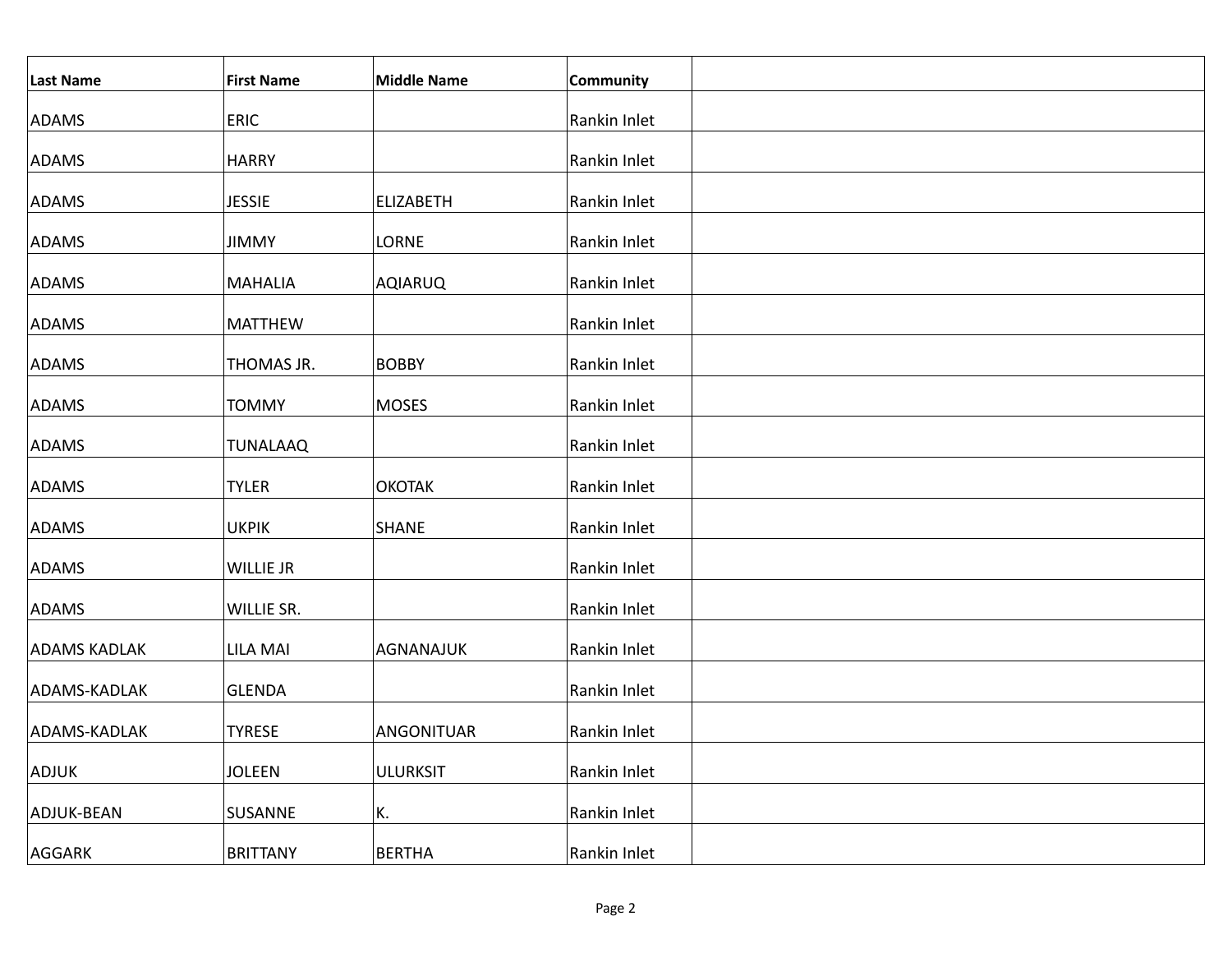| Last Name | First Name | Middle Name | Community | |
|---|---|---|---|---|
| ADAMS | ERIC | | Rankin Inlet | |
| ADAMS | HARRY | | Rankin Inlet | |
| ADAMS | JESSIE | ELIZABETH | Rankin Inlet | |
| ADAMS | JIMMY | LORNE | Rankin Inlet | |
| ADAMS | MAHALIA | AQIARUQ | Rankin Inlet | |
| ADAMS | MATTHEW | | Rankin Inlet | |
| ADAMS | THOMAS JR. | BOBBY | Rankin Inlet | |
| ADAMS | TOMMY | MOSES | Rankin Inlet | |
| ADAMS | TUNALAAQ | | Rankin Inlet | |
| ADAMS | TYLER | OKOTAK | Rankin Inlet | |
| ADAMS | UKPIK | SHANE | Rankin Inlet | |
| ADAMS | WILLIE JR | | Rankin Inlet | |
| ADAMS | WILLIE SR. | | Rankin Inlet | |
| ADAMS KADLAK | LILA MAI | AGNANAJUK | Rankin Inlet | |
| ADAMS-KADLAK | GLENDA | | Rankin Inlet | |
| ADAMS-KADLAK | TYRESE | ANGONITUAR | Rankin Inlet | |
| ADJUK | JOLEEN | ULURKSIT | Rankin Inlet | |
| ADJUK-BEAN | SUSANNE | K. | Rankin Inlet | |
| AGGARK | BRITTANY | BERTHA | Rankin Inlet | |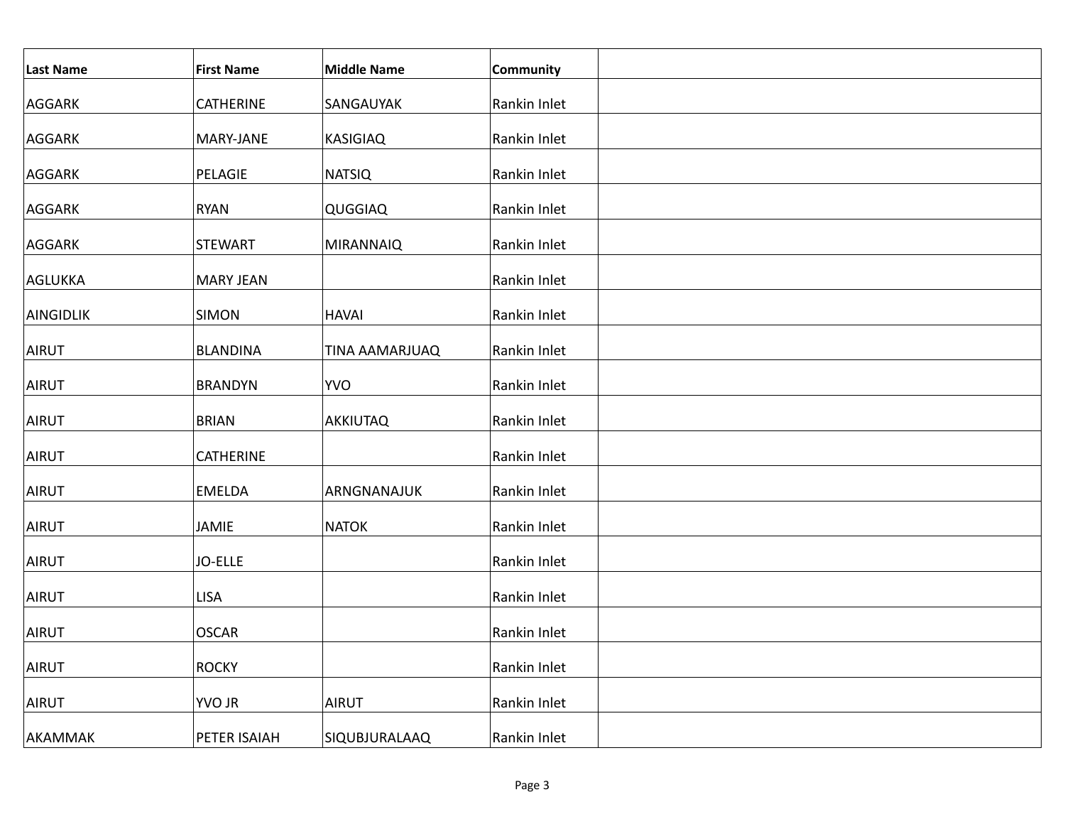| Last Name | First Name | Middle Name | Community | |
|---|---|---|---|---|
| AGGARK | CATHERINE | SANGAUYAK | Rankin Inlet | |
| AGGARK | MARY-JANE | KASIGIAQ | Rankin Inlet | |
| AGGARK | PELAGIE | NATSIQ | Rankin Inlet | |
| AGGARK | RYAN | QUGGIAQ | Rankin Inlet | |
| AGGARK | STEWART | MIRANNAIQ | Rankin Inlet | |
| AGLUKKA | MARY JEAN | | Rankin Inlet | |
| AINGIDLIK | SIMON | HAVAI | Rankin Inlet | |
| AIRUT | BLANDINA | TINA AAMARJUAQ | Rankin Inlet | |
| AIRUT | BRANDYN | YVO | Rankin Inlet | |
| AIRUT | BRIAN | AKKIUTAQ | Rankin Inlet | |
| AIRUT | CATHERINE | | Rankin Inlet | |
| AIRUT | EMELDA | ARNGNANAJUK | Rankin Inlet | |
| AIRUT | JAMIE | NATOK | Rankin Inlet | |
| AIRUT | JO-ELLE | | Rankin Inlet | |
| AIRUT | LISA | | Rankin Inlet | |
| AIRUT | OSCAR | | Rankin Inlet | |
| AIRUT | ROCKY | | Rankin Inlet | |
| AIRUT | YVO JR | AIRUT | Rankin Inlet | |
| AKAMMAK | PETER ISAIAH | SIQUBJURALAAQ | Rankin Inlet | |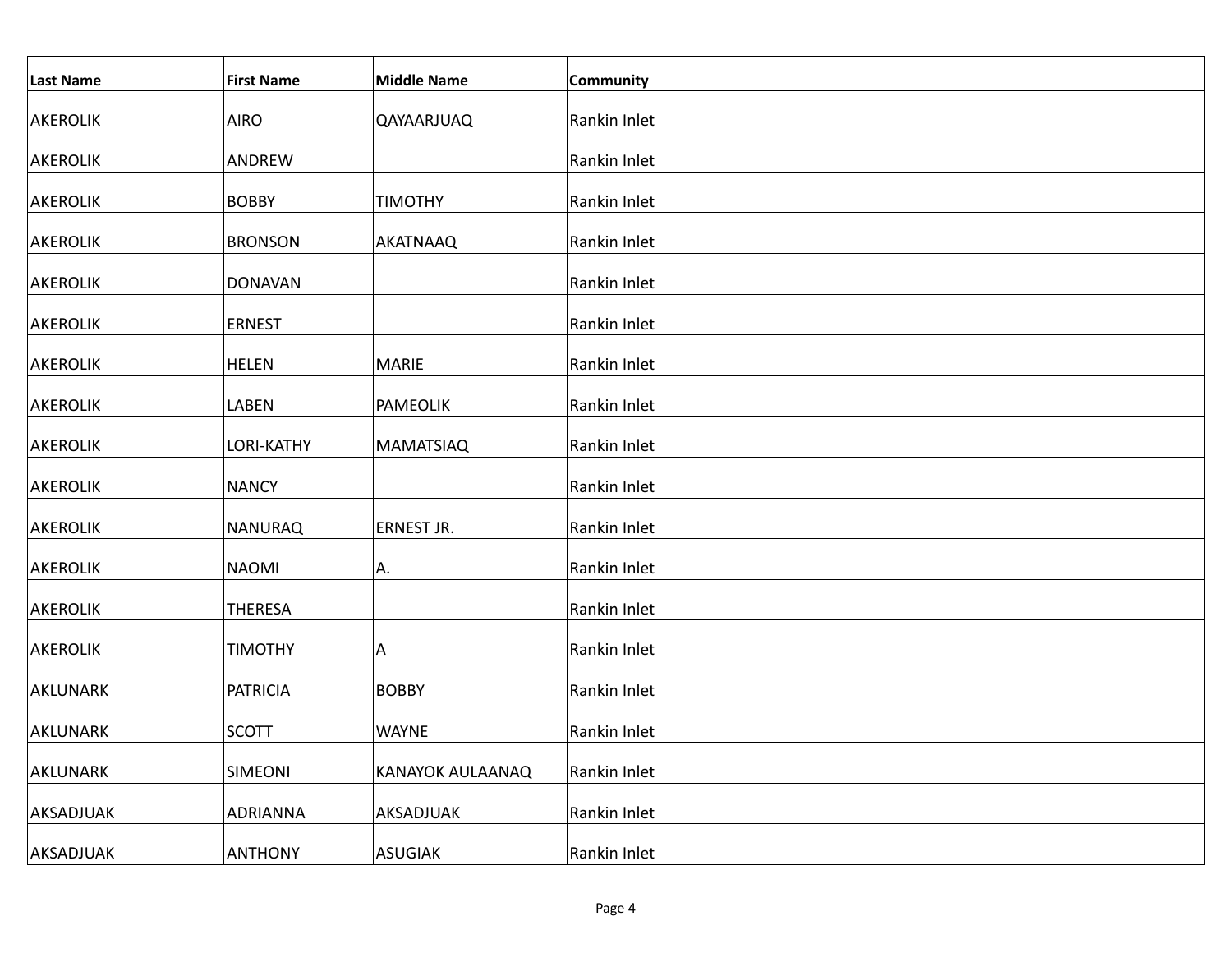| Last Name | First Name | Middle Name | Community | |
|---|---|---|---|---|
| AKEROLIK | AIRO | QAYAARJUAQ | Rankin Inlet | |
| AKEROLIK | ANDREW | | Rankin Inlet | |
| AKEROLIK | BOBBY | TIMOTHY | Rankin Inlet | |
| AKEROLIK | BRONSON | AKATNAAQ | Rankin Inlet | |
| AKEROLIK | DONAVAN | | Rankin Inlet | |
| AKEROLIK | ERNEST | | Rankin Inlet | |
| AKEROLIK | HELEN | MARIE | Rankin Inlet | |
| AKEROLIK | LABEN | PAMEOLIK | Rankin Inlet | |
| AKEROLIK | LORI-KATHY | MAMATSIAQ | Rankin Inlet | |
| AKEROLIK | NANCY | | Rankin Inlet | |
| AKEROLIK | NANURAQ | ERNEST JR. | Rankin Inlet | |
| AKEROLIK | NAOMI | A. | Rankin Inlet | |
| AKEROLIK | THERESA | | Rankin Inlet | |
| AKEROLIK | TIMOTHY | A | Rankin Inlet | |
| AKLUNARK | PATRICIA | BOBBY | Rankin Inlet | |
| AKLUNARK | SCOTT | WAYNE | Rankin Inlet | |
| AKLUNARK | SIMEONI | KANAYOK AULAANAQ | Rankin Inlet | |
| AKSADJUAK | ADRIANNA | AKSADJUAK | Rankin Inlet | |
| AKSADJUAK | ANTHONY | ASUGIAK | Rankin Inlet | |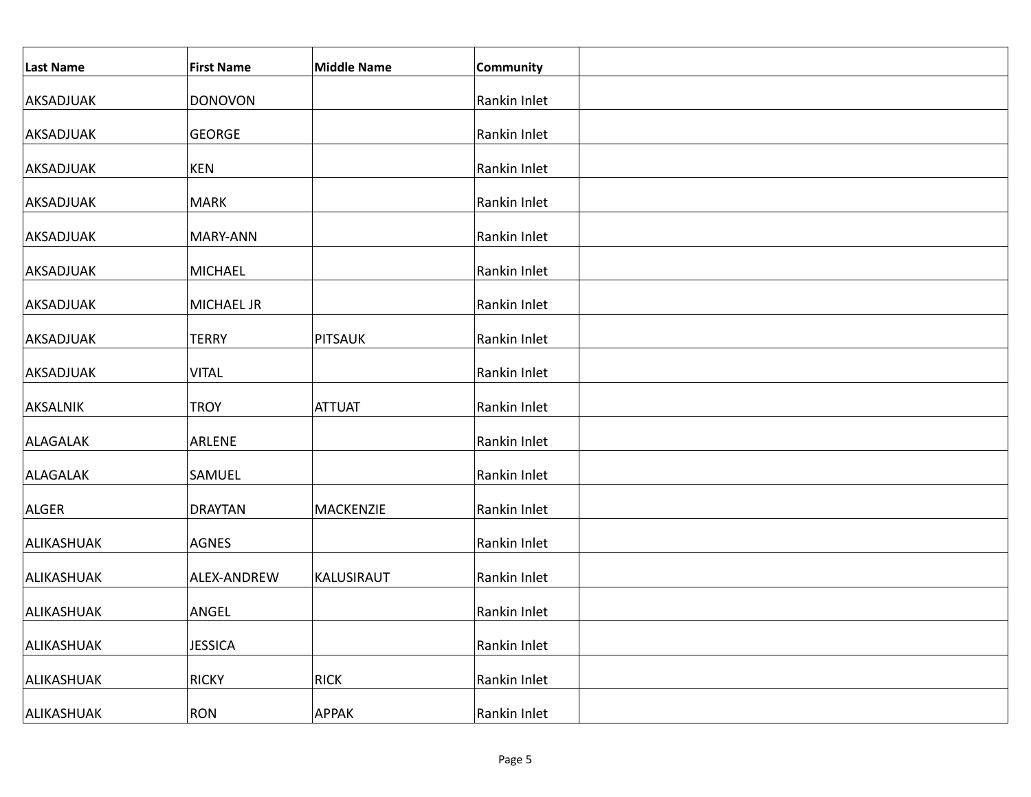| Last Name | First Name | Middle Name | Community | |
|---|---|---|---|---|
| AKSADJUAK | DONOVON | | Rankin Inlet | |
| AKSADJUAK | GEORGE | | Rankin Inlet | |
| AKSADJUAK | KEN | | Rankin Inlet | |
| AKSADJUAK | MARK | | Rankin Inlet | |
| AKSADJUAK | MARY-ANN | | Rankin Inlet | |
| AKSADJUAK | MICHAEL | | Rankin Inlet | |
| AKSADJUAK | MICHAEL JR | | Rankin Inlet | |
| AKSADJUAK | TERRY | PITSAUK | Rankin Inlet | |
| AKSADJUAK | VITAL | | Rankin Inlet | |
| AKSALNIK | TROY | ATTUAT | Rankin Inlet | |
| ALAGALAK | ARLENE | | Rankin Inlet | |
| ALAGALAK | SAMUEL | | Rankin Inlet | |
| ALGER | DRAYTAN | MACKENZIE | Rankin Inlet | |
| ALIKASHUAK | AGNES | | Rankin Inlet | |
| ALIKASHUAK | ALEX-ANDREW | KALUSIRAUT | Rankin Inlet | |
| ALIKASHUAK | ANGEL | | Rankin Inlet | |
| ALIKASHUAK | JESSICA | | Rankin Inlet | |
| ALIKASHUAK | RICKY | RICK | Rankin Inlet | |
| ALIKASHUAK | RON | APPAK | Rankin Inlet | |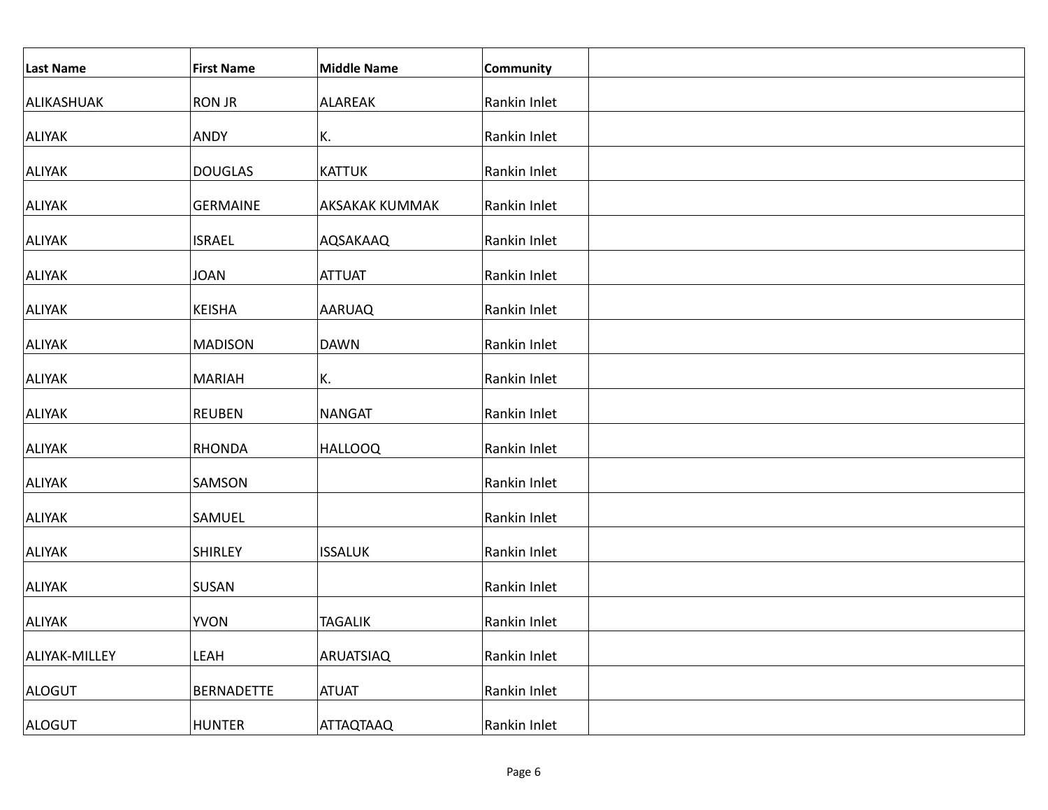| Last Name | First Name | Middle Name | Community | |
|---|---|---|---|---|
| ALIKASHUAK | RON JR | ALAREAK | Rankin Inlet | |
| ALIYAK | ANDY | K. | Rankin Inlet | |
| ALIYAK | DOUGLAS | KATTUK | Rankin Inlet | |
| ALIYAK | GERMAINE | AKSAKAK KUMMAK | Rankin Inlet | |
| ALIYAK | ISRAEL | AQSAKAAQ | Rankin Inlet | |
| ALIYAK | JOAN | ATTUAT | Rankin Inlet | |
| ALIYAK | KEISHA | AARUAQ | Rankin Inlet | |
| ALIYAK | MADISON | DAWN | Rankin Inlet | |
| ALIYAK | MARIAH | K. | Rankin Inlet | |
| ALIYAK | REUBEN | NANGAT | Rankin Inlet | |
| ALIYAK | RHONDA | HALLOOQ | Rankin Inlet | |
| ALIYAK | SAMSON | | Rankin Inlet | |
| ALIYAK | SAMUEL | | Rankin Inlet | |
| ALIYAK | SHIRLEY | ISSALUK | Rankin Inlet | |
| ALIYAK | SUSAN | | Rankin Inlet | |
| ALIYAK | YVON | TAGALIK | Rankin Inlet | |
| ALIYAK-MILLEY | LEAH | ARUATSIAQ | Rankin Inlet | |
| ALOGUT | BERNADETTE | ATUAT | Rankin Inlet | |
| ALOGUT | HUNTER | ATTAQTAAQ | Rankin Inlet | |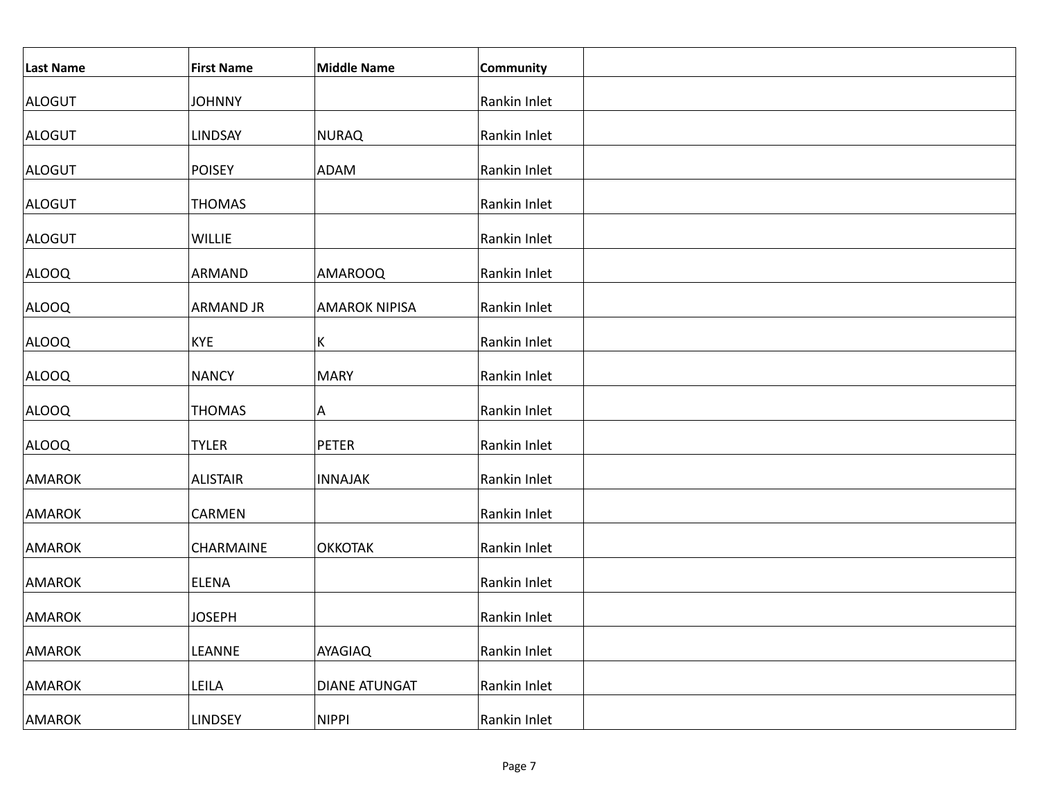| Last Name | First Name | Middle Name | Community | |
|---|---|---|---|---|
| ALOGUT | JOHNNY | | Rankin Inlet | |
| ALOGUT | LINDSAY | NURAQ | Rankin Inlet | |
| ALOGUT | POISEY | ADAM | Rankin Inlet | |
| ALOGUT | THOMAS | | Rankin Inlet | |
| ALOGUT | WILLIE | | Rankin Inlet | |
| ALOOQ | ARMAND | AMAROOQ | Rankin Inlet | |
| ALOOQ | ARMAND JR | AMAROK NIPISA | Rankin Inlet | |
| ALOOQ | KYE | K | Rankin Inlet | |
| ALOOQ | NANCY | MARY | Rankin Inlet | |
| ALOOQ | THOMAS | A | Rankin Inlet | |
| ALOOQ | TYLER | PETER | Rankin Inlet | |
| AMAROK | ALISTAIR | INNAJAK | Rankin Inlet | |
| AMAROK | CARMEN | | Rankin Inlet | |
| AMAROK | CHARMAINE | OKKOTAK | Rankin Inlet | |
| AMAROK | ELENA | | Rankin Inlet | |
| AMAROK | JOSEPH | | Rankin Inlet | |
| AMAROK | LEANNE | AYAGIAQ | Rankin Inlet | |
| AMAROK | LEILA | DIANE ATUNGAT | Rankin Inlet | |
| AMAROK | LINDSEY | NIPPI | Rankin Inlet | |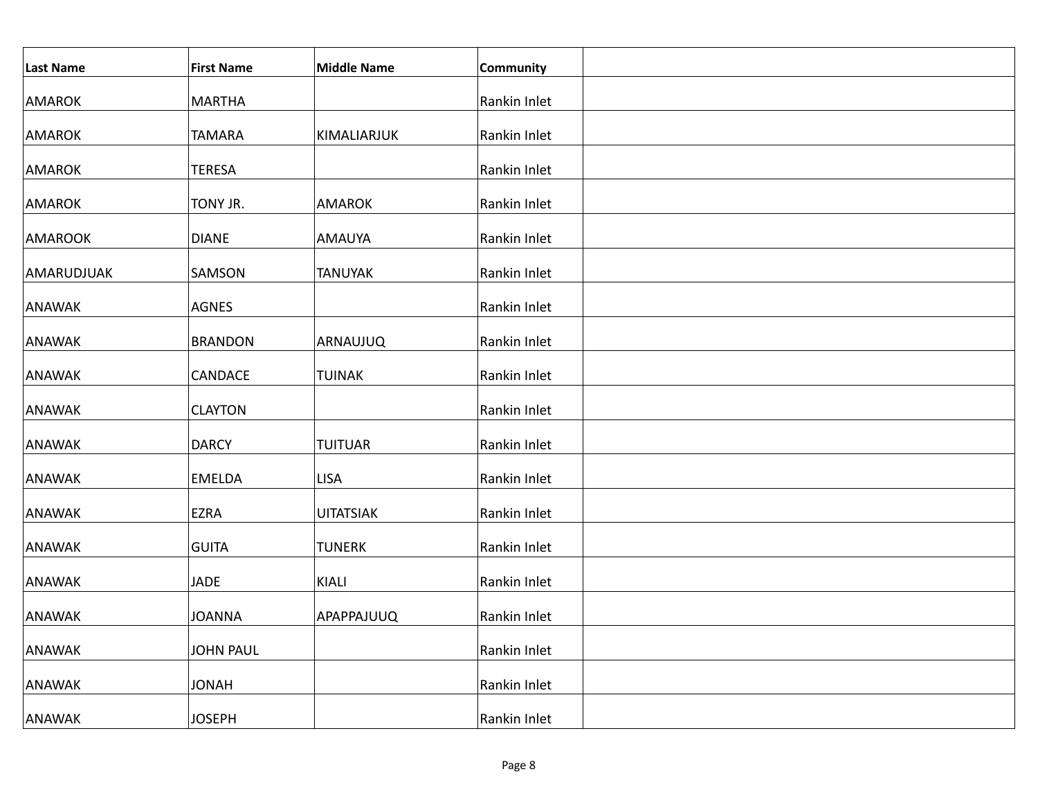| Last Name | First Name | Middle Name | Community | |
|---|---|---|---|---|
| AMAROK | MARTHA | | Rankin Inlet | |
| AMAROK | TAMARA | KIMALIARJUK | Rankin Inlet | |
| AMAROK | TERESA | | Rankin Inlet | |
| AMAROK | TONY JR. | AMAROK | Rankin Inlet | |
| AMAROOK | DIANE | AMAUYA | Rankin Inlet | |
| AMARUDJUAK | SAMSON | TANUYAK | Rankin Inlet | |
| ANAWAK | AGNES | | Rankin Inlet | |
| ANAWAK | BRANDON | ARNAUJUQ | Rankin Inlet | |
| ANAWAK | CANDACE | TUINAK | Rankin Inlet | |
| ANAWAK | CLAYTON | | Rankin Inlet | |
| ANAWAK | DARCY | TUITUAR | Rankin Inlet | |
| ANAWAK | EMELDA | LISA | Rankin Inlet | |
| ANAWAK | EZRA | UITATSIAK | Rankin Inlet | |
| ANAWAK | GUITA | TUNERK | Rankin Inlet | |
| ANAWAK | JADE | KIALI | Rankin Inlet | |
| ANAWAK | JOANNA | APAPPAJUUQ | Rankin Inlet | |
| ANAWAK | JOHN PAUL | | Rankin Inlet | |
| ANAWAK | JONAH | | Rankin Inlet | |
| ANAWAK | JOSEPH | | Rankin Inlet | |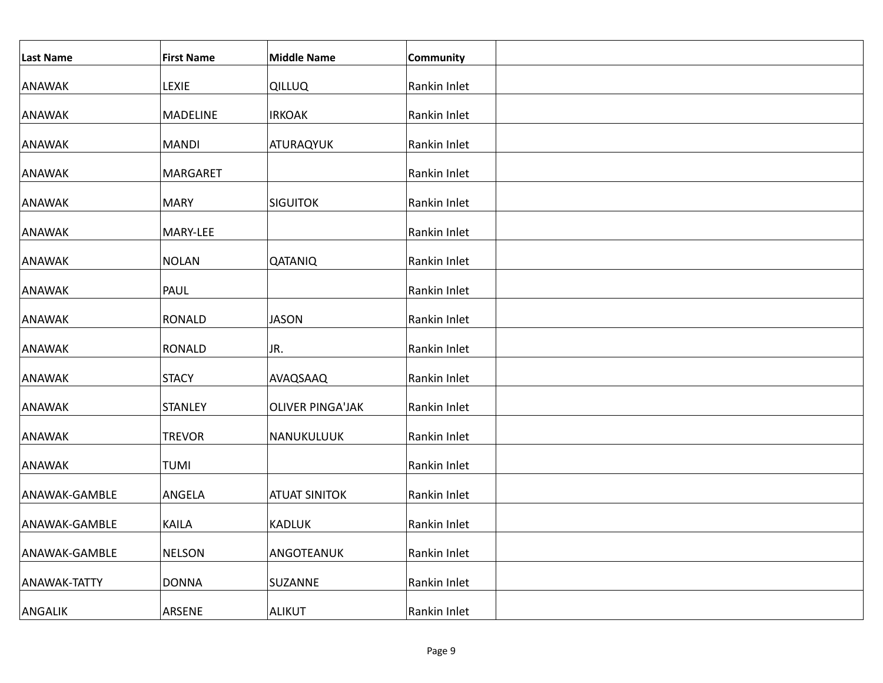| Last Name | First Name | Middle Name | Community | |
|---|---|---|---|---|
| ANAWAK | LEXIE | QILLUQ | Rankin Inlet | |
| ANAWAK | MADELINE | IRKOAK | Rankin Inlet | |
| ANAWAK | MANDI | ATURAQYUK | Rankin Inlet | |
| ANAWAK | MARGARET | | Rankin Inlet | |
| ANAWAK | MARY | SIGUITOK | Rankin Inlet | |
| ANAWAK | MARY-LEE | | Rankin Inlet | |
| ANAWAK | NOLAN | QATANIQ | Rankin Inlet | |
| ANAWAK | PAUL | | Rankin Inlet | |
| ANAWAK | RONALD | JASON | Rankin Inlet | |
| ANAWAK | RONALD | JR. | Rankin Inlet | |
| ANAWAK | STACY | AVAQSAAQ | Rankin Inlet | |
| ANAWAK | STANLEY | OLIVER PINGA'JAK | Rankin Inlet | |
| ANAWAK | TREVOR | NANUKULUUK | Rankin Inlet | |
| ANAWAK | TUMI | | Rankin Inlet | |
| ANAWAK-GAMBLE | ANGELA | ATUAT SINITOK | Rankin Inlet | |
| ANAWAK-GAMBLE | KAILA | KADLUK | Rankin Inlet | |
| ANAWAK-GAMBLE | NELSON | ANGOTEANUK | Rankin Inlet | |
| ANAWAK-TATTY | DONNA | SUZANNE | Rankin Inlet | |
| ANGALIK | ARSENE | ALIKUT | Rankin Inlet | |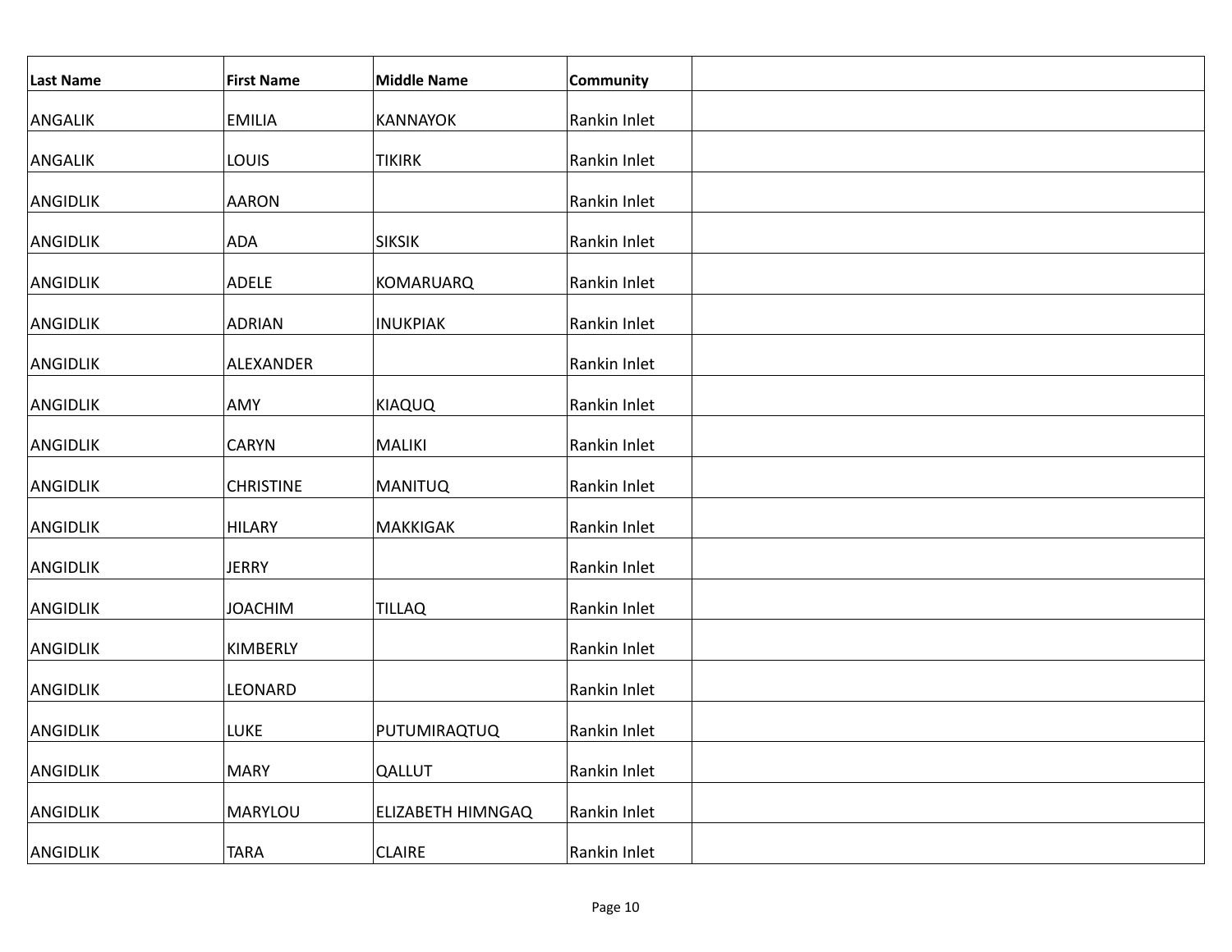| Last Name | First Name | Middle Name | Community | |
|---|---|---|---|---|
| ANGALIK | EMILIA | KANNAYOK | Rankin Inlet | |
| ANGALIK | LOUIS | TIKIRK | Rankin Inlet | |
| ANGIDLIK | AARON | | Rankin Inlet | |
| ANGIDLIK | ADA | SIKSIK | Rankin Inlet | |
| ANGIDLIK | ADELE | KOMARUARQ | Rankin Inlet | |
| ANGIDLIK | ADRIAN | INUKPIAK | Rankin Inlet | |
| ANGIDLIK | ALEXANDER | | Rankin Inlet | |
| ANGIDLIK | AMY | KIAQUQ | Rankin Inlet | |
| ANGIDLIK | CARYN | MALIKI | Rankin Inlet | |
| ANGIDLIK | CHRISTINE | MANITUQ | Rankin Inlet | |
| ANGIDLIK | HILARY | MAKKIGAK | Rankin Inlet | |
| ANGIDLIK | JERRY | | Rankin Inlet | |
| ANGIDLIK | JOACHIM | TILLAQ | Rankin Inlet | |
| ANGIDLIK | KIMBERLY | | Rankin Inlet | |
| ANGIDLIK | LEONARD | | Rankin Inlet | |
| ANGIDLIK | LUKE | PUTUMIRAQTUQ | Rankin Inlet | |
| ANGIDLIK | MARY | QALLUT | Rankin Inlet | |
| ANGIDLIK | MARYLOU | ELIZABETH HIMNGAQ | Rankin Inlet | |
| ANGIDLIK | TARA | CLAIRE | Rankin Inlet | |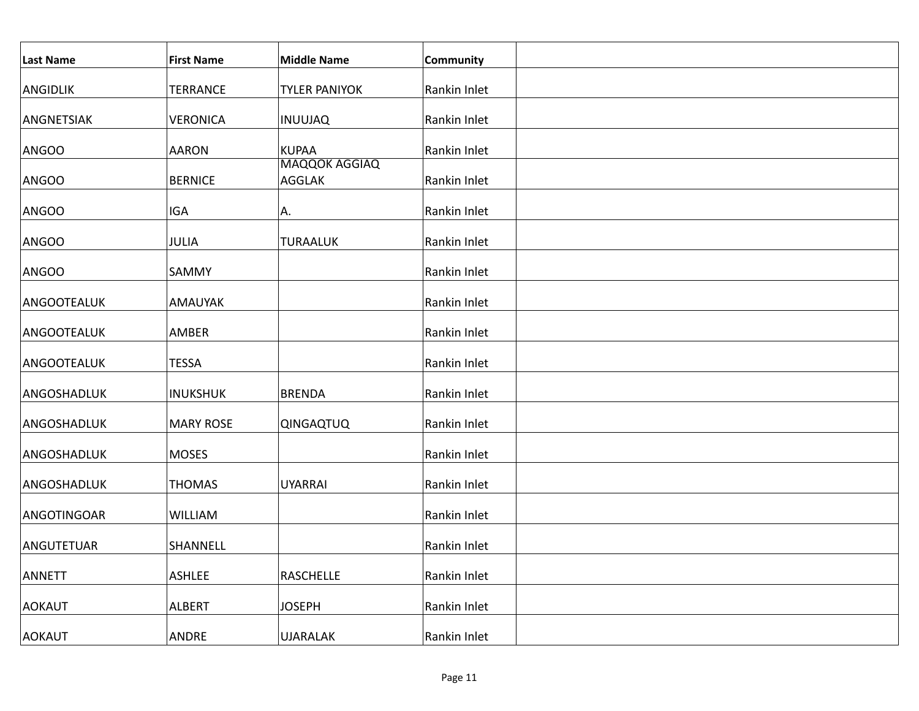| Last Name | First Name | Middle Name | Community | |
|---|---|---|---|---|
| ANGIDLIK | TERRANCE | TYLER PANIYOK | Rankin Inlet | |
| ANGNETSIAK | VERONICA | INUUJAQ | Rankin Inlet | |
| ANGOO | AARON | KUPAA | Rankin Inlet | |
| ANGOO | BERNICE | MAQQOK AGGIAQ AGGLAK | Rankin Inlet | |
| ANGOO | IGA | A. | Rankin Inlet | |
| ANGOO | JULIA | TURAALUK | Rankin Inlet | |
| ANGOO | SAMMY | | Rankin Inlet | |
| ANGOOTEALUK | AMAUYAK | | Rankin Inlet | |
| ANGOOTEALUK | AMBER | | Rankin Inlet | |
| ANGOOTEALUK | TESSA | | Rankin Inlet | |
| ANGOSHADLUK | INUKSHUK | BRENDA | Rankin Inlet | |
| ANGOSHADLUK | MARY ROSE | QINGAQTUQ | Rankin Inlet | |
| ANGOSHADLUK | MOSES | | Rankin Inlet | |
| ANGOSHADLUK | THOMAS | UYARRAI | Rankin Inlet | |
| ANGOTINGOAR | WILLIAM | | Rankin Inlet | |
| ANGUTETUAR | SHANNELL | | Rankin Inlet | |
| ANNETT | ASHLEE | RASCHELLE | Rankin Inlet | |
| AOKAUT | ALBERT | JOSEPH | Rankin Inlet | |
| AOKAUT | ANDRE | UJARALAK | Rankin Inlet | |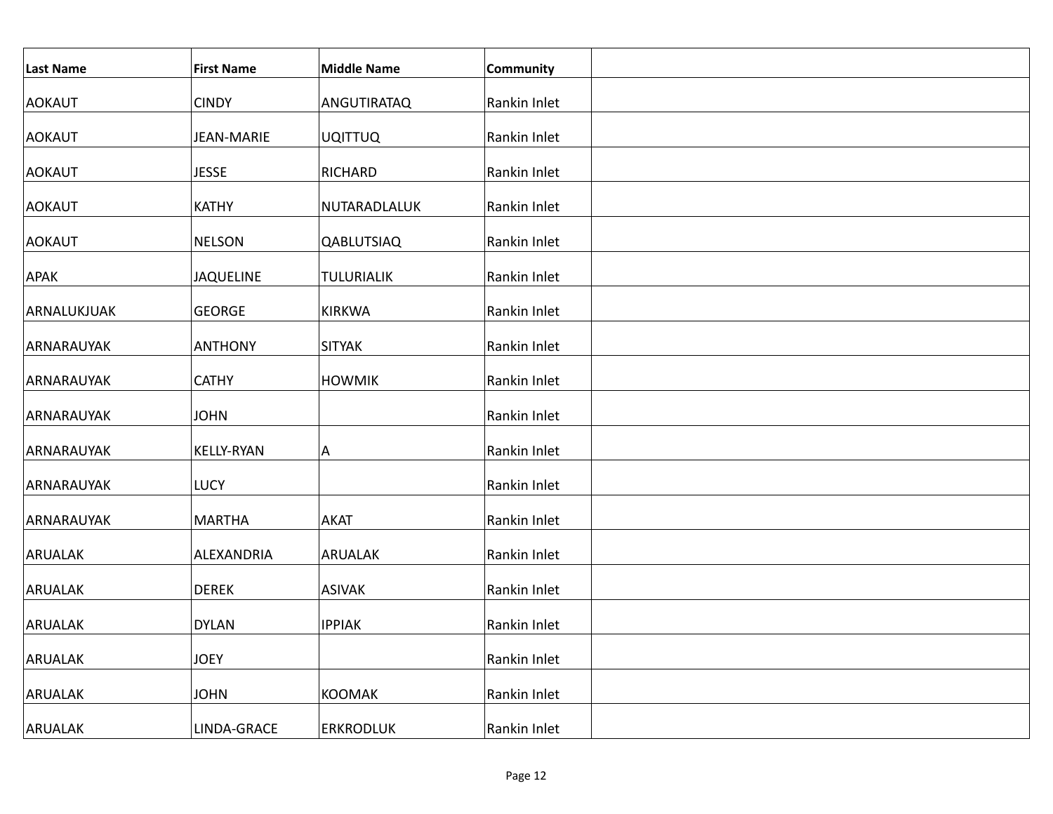| Last Name | First Name | Middle Name | Community | |
|---|---|---|---|---|
| AOKAUT | CINDY | ANGUTIRATAQ | Rankin Inlet | |
| AOKAUT | JEAN-MARIE | UQITTUQ | Rankin Inlet | |
| AOKAUT | JESSE | RICHARD | Rankin Inlet | |
| AOKAUT | KATHY | NUTARADLALUK | Rankin Inlet | |
| AOKAUT | NELSON | QABLUTSIAQ | Rankin Inlet | |
| APAK | JAQUELINE | TULURIALIK | Rankin Inlet | |
| ARNALUKJUAK | GEORGE | KIRKWA | Rankin Inlet | |
| ARNARAUYAK | ANTHONY | SITYAK | Rankin Inlet | |
| ARNARAUYAK | CATHY | HOWMIK | Rankin Inlet | |
| ARNARAUYAK | JOHN | | Rankin Inlet | |
| ARNARAUYAK | KELLY-RYAN | A | Rankin Inlet | |
| ARNARAUYAK | LUCY | | Rankin Inlet | |
| ARNARAUYAK | MARTHA | AKAT | Rankin Inlet | |
| ARUALAK | ALEXANDRIA | ARUALAK | Rankin Inlet | |
| ARUALAK | DEREK | ASIVAK | Rankin Inlet | |
| ARUALAK | DYLAN | IPPIAK | Rankin Inlet | |
| ARUALAK | JOEY | | Rankin Inlet | |
| ARUALAK | JOHN | KOOMAK | Rankin Inlet | |
| ARUALAK | LINDA-GRACE | ERKRODLUK | Rankin Inlet | |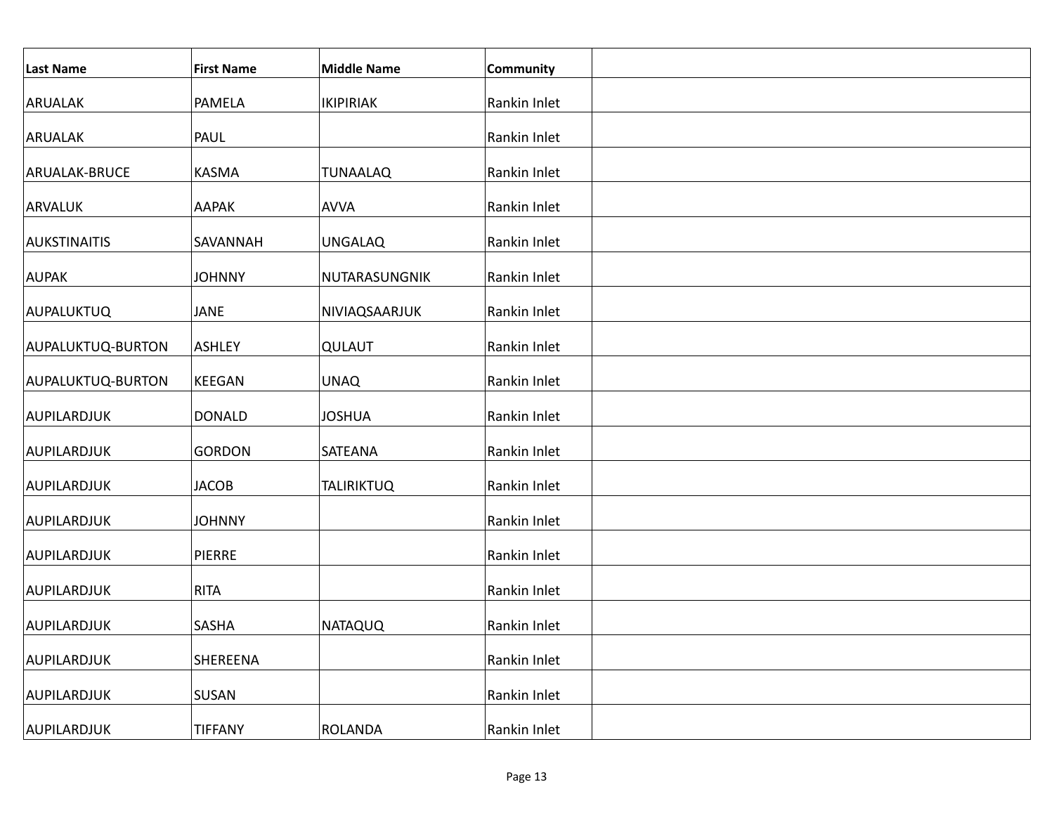| Last Name | First Name | Middle Name | Community | |
|---|---|---|---|---|
| ARUALAK | PAMELA | IKIPIRIAK | Rankin Inlet | |
| ARUALAK | PAUL | | Rankin Inlet | |
| ARUALAK-BRUCE | KASMA | TUNAALAQ | Rankin Inlet | |
| ARVALUK | AAPAK | AVVA | Rankin Inlet | |
| AUKSTINAITIS | SAVANNAH | UNGALAQ | Rankin Inlet | |
| AUPAK | JOHNNY | NUTARASUNGNIK | Rankin Inlet | |
| AUPALUKTUQ | JANE | NIVIAQSAARJUK | Rankin Inlet | |
| AUPALUKTUQ-BURTON | ASHLEY | QULAUT | Rankin Inlet | |
| AUPALUKTUQ-BURTON | KEEGAN | UNAQ | Rankin Inlet | |
| AUPILARDJUK | DONALD | JOSHUA | Rankin Inlet | |
| AUPILARDJUK | GORDON | SATEANA | Rankin Inlet | |
| AUPILARDJUK | JACOB | TALIRIKTUQ | Rankin Inlet | |
| AUPILARDJUK | JOHNNY | | Rankin Inlet | |
| AUPILARDJUK | PIERRE | | Rankin Inlet | |
| AUPILARDJUK | RITA | | Rankin Inlet | |
| AUPILARDJUK | SASHA | NATAQUQ | Rankin Inlet | |
| AUPILARDJUK | SHEREENA | | Rankin Inlet | |
| AUPILARDJUK | SUSAN | | Rankin Inlet | |
| AUPILARDJUK | TIFFANY | ROLANDA | Rankin Inlet | |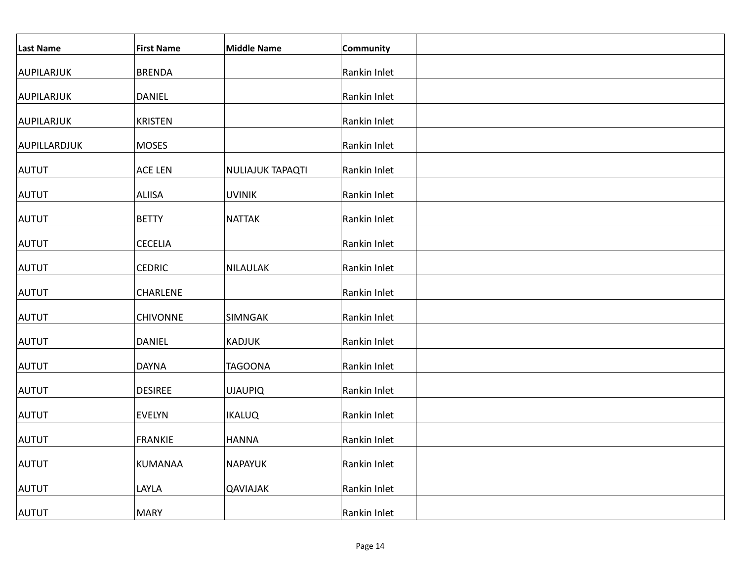| Last Name | First Name | Middle Name | Community | |
|---|---|---|---|---|
| AUPILARJUK | BRENDA | | Rankin Inlet | |
| AUPILARJUK | DANIEL | | Rankin Inlet | |
| AUPILARJUK | KRISTEN | | Rankin Inlet | |
| AUPILLARDJUK | MOSES | | Rankin Inlet | |
| AUTUT | ACE LEN | NULIAJUK TAPAQTI | Rankin Inlet | |
| AUTUT | ALIISA | UVINIK | Rankin Inlet | |
| AUTUT | BETTY | NATTAK | Rankin Inlet | |
| AUTUT | CECELIA | | Rankin Inlet | |
| AUTUT | CEDRIC | NILAULAK | Rankin Inlet | |
| AUTUT | CHARLENE | | Rankin Inlet | |
| AUTUT | CHIVONNE | SIMNGAK | Rankin Inlet | |
| AUTUT | DANIEL | KADJUK | Rankin Inlet | |
| AUTUT | DAYNA | TAGOONA | Rankin Inlet | |
| AUTUT | DESIREE | UJAUPIQ | Rankin Inlet | |
| AUTUT | EVELYN | IKALUQ | Rankin Inlet | |
| AUTUT | FRANKIE | HANNA | Rankin Inlet | |
| AUTUT | KUMANAA | NAPAYUK | Rankin Inlet | |
| AUTUT | LAYLA | QAVIAJAK | Rankin Inlet | |
| AUTUT | MARY | | Rankin Inlet | |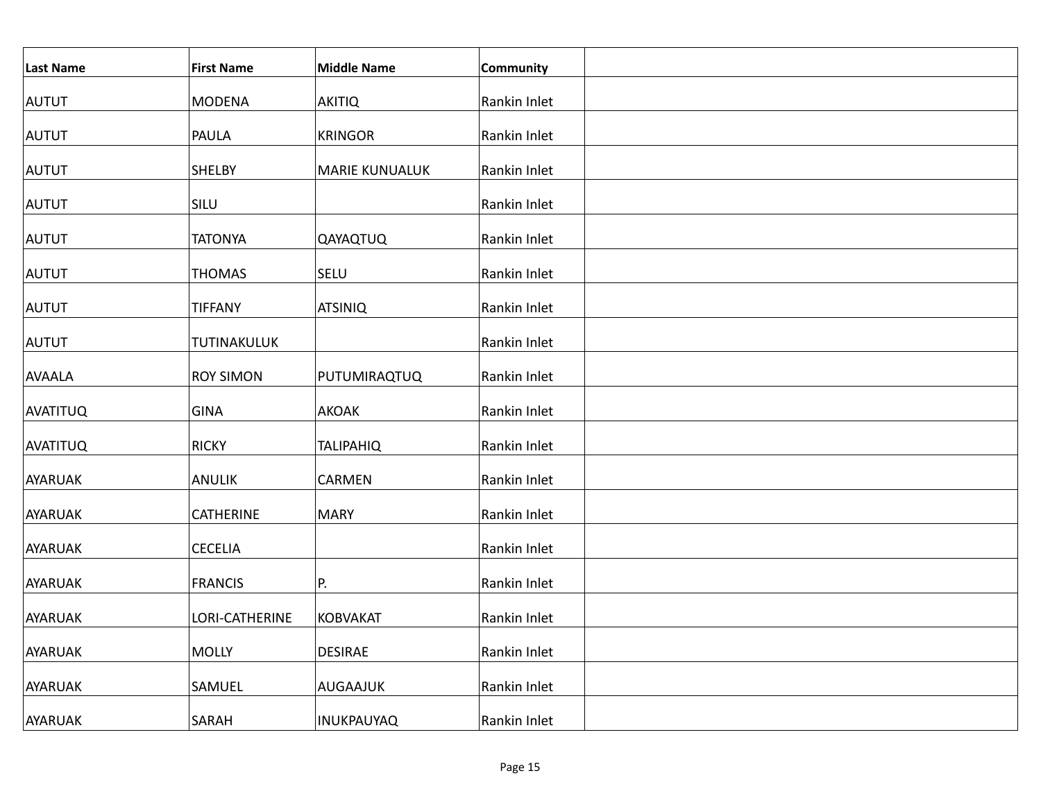| Last Name | First Name | Middle Name | Community | |
|---|---|---|---|---|
| AUTUT | MODENA | AKITIQ | Rankin Inlet | |
| AUTUT | PAULA | KRINGOR | Rankin Inlet | |
| AUTUT | SHELBY | MARIE KUNUALUK | Rankin Inlet | |
| AUTUT | SILU | | Rankin Inlet | |
| AUTUT | TATONYA | QAYAQTUQ | Rankin Inlet | |
| AUTUT | THOMAS | SELU | Rankin Inlet | |
| AUTUT | TIFFANY | ATSINIQ | Rankin Inlet | |
| AUTUT | TUTINAKULUK | | Rankin Inlet | |
| AVAALA | ROY SIMON | PUTUMIRAQTUQ | Rankin Inlet | |
| AVATITUQ | GINA | AKOAK | Rankin Inlet | |
| AVATITUQ | RICKY | TALIPAHIQ | Rankin Inlet | |
| AYARUAK | ANULIK | CARMEN | Rankin Inlet | |
| AYARUAK | CATHERINE | MARY | Rankin Inlet | |
| AYARUAK | CECELIA | | Rankin Inlet | |
| AYARUAK | FRANCIS | P. | Rankin Inlet | |
| AYARUAK | LORI-CATHERINE | KOBVAKAT | Rankin Inlet | |
| AYARUAK | MOLLY | DESIRAE | Rankin Inlet | |
| AYARUAK | SAMUEL | AUGAAJUK | Rankin Inlet | |
| AYARUAK | SARAH | INUKPAUYAQ | Rankin Inlet | |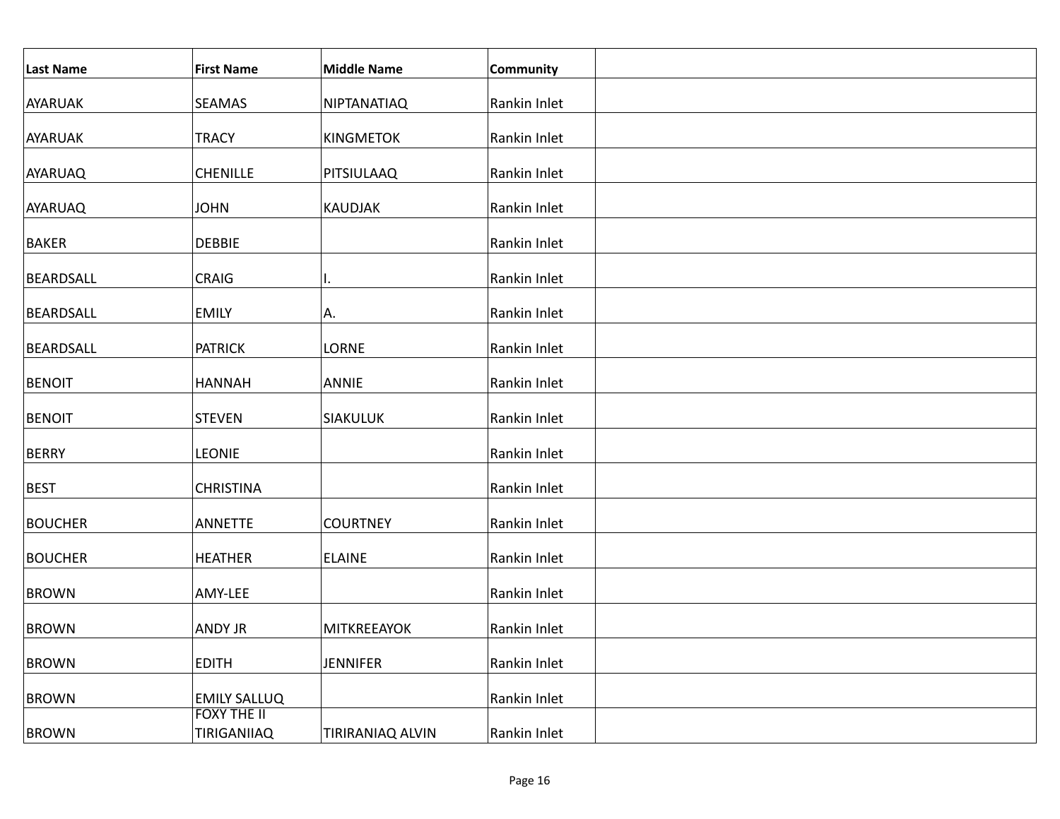| Last Name | First Name | Middle Name | Community | |
|---|---|---|---|---|
| AYARUAK | SEAMAS | NIPTANATIAQ | Rankin Inlet | |
| AYARUAK | TRACY | KINGMETOK | Rankin Inlet | |
| AYARUAQ | CHENILLE | PITSIULAAQ | Rankin Inlet | |
| AYARUAQ | JOHN | KAUDJAK | Rankin Inlet | |
| BAKER | DEBBIE | | Rankin Inlet | |
| BEARDSALL | CRAIG | I. | Rankin Inlet | |
| BEARDSALL | EMILY | A. | Rankin Inlet | |
| BEARDSALL | PATRICK | LORNE | Rankin Inlet | |
| BENOIT | HANNAH | ANNIE | Rankin Inlet | |
| BENOIT | STEVEN | SIAKULUK | Rankin Inlet | |
| BERRY | LEONIE | | Rankin Inlet | |
| BEST | CHRISTINA | | Rankin Inlet | |
| BOUCHER | ANNETTE | COURTNEY | Rankin Inlet | |
| BOUCHER | HEATHER | ELAINE | Rankin Inlet | |
| BROWN | AMY-LEE | | Rankin Inlet | |
| BROWN | ANDY JR | MITKREEAYOK | Rankin Inlet | |
| BROWN | EDITH | JENNIFER | Rankin Inlet | |
| BROWN | EMILY SALLUQ | | Rankin Inlet | |
| BROWN | FOXY THE II TIRIGANIIAQ | TIRIRANIAQ ALVIN | Rankin Inlet | |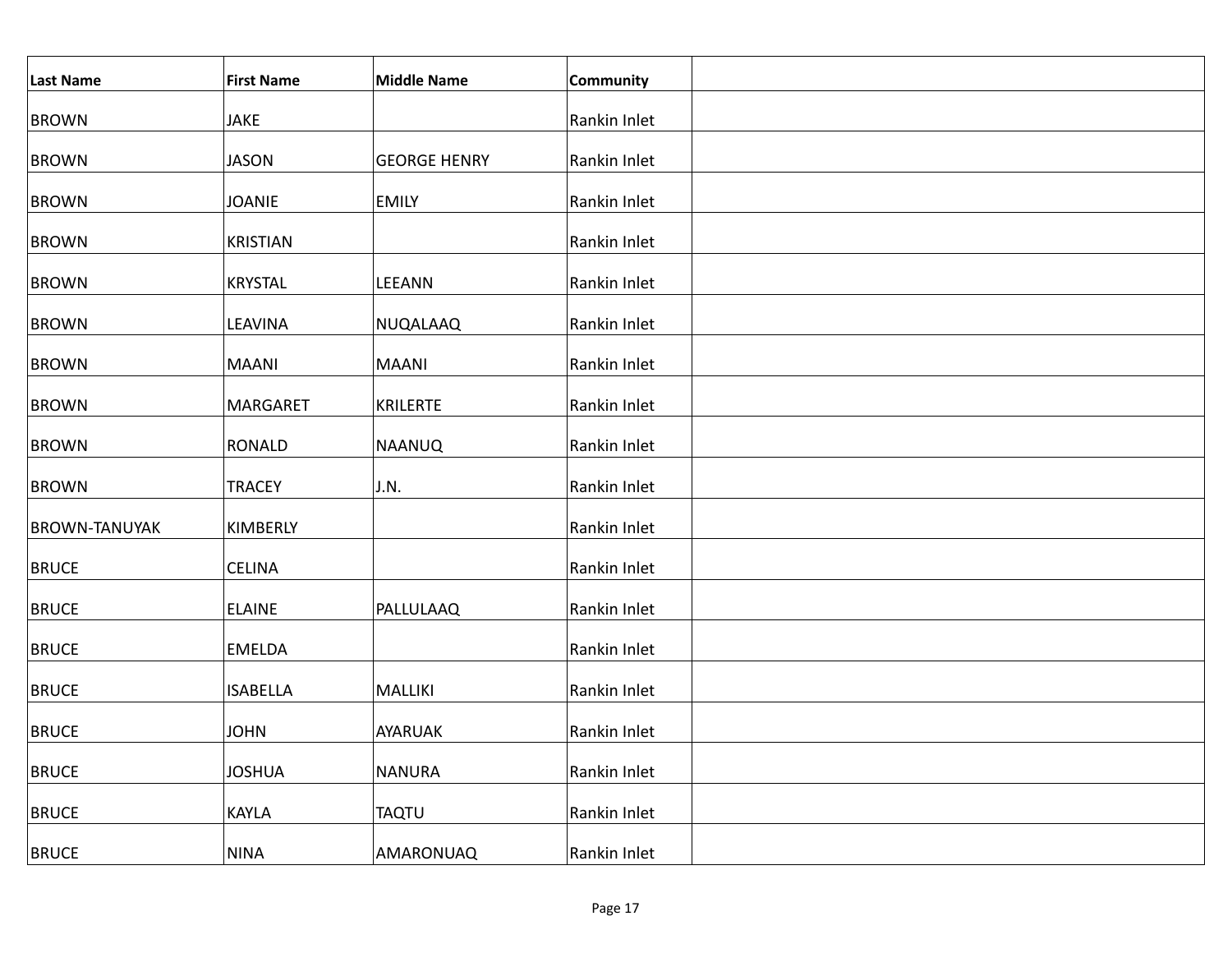| Last Name | First Name | Middle Name | Community | |
|---|---|---|---|---|
| BROWN | JAKE | | Rankin Inlet | |
| BROWN | JASON | GEORGE HENRY | Rankin Inlet | |
| BROWN | JOANIE | EMILY | Rankin Inlet | |
| BROWN | KRISTIAN | | Rankin Inlet | |
| BROWN | KRYSTAL | LEEANN | Rankin Inlet | |
| BROWN | LEAVINA | NUQALAAQ | Rankin Inlet | |
| BROWN | MAANI | MAANI | Rankin Inlet | |
| BROWN | MARGARET | KRILERTE | Rankin Inlet | |
| BROWN | RONALD | NAANUQ | Rankin Inlet | |
| BROWN | TRACEY | J.N. | Rankin Inlet | |
| BROWN-TANUYAK | KIMBERLY | | Rankin Inlet | |
| BRUCE | CELINA | | Rankin Inlet | |
| BRUCE | ELAINE | PALLULAAQ | Rankin Inlet | |
| BRUCE | EMELDA | | Rankin Inlet | |
| BRUCE | ISABELLA | MALLIKI | Rankin Inlet | |
| BRUCE | JOHN | AYARUAK | Rankin Inlet | |
| BRUCE | JOSHUA | NANURA | Rankin Inlet | |
| BRUCE | KAYLA | TAQTU | Rankin Inlet | |
| BRUCE | NINA | AMARONUAQ | Rankin Inlet | |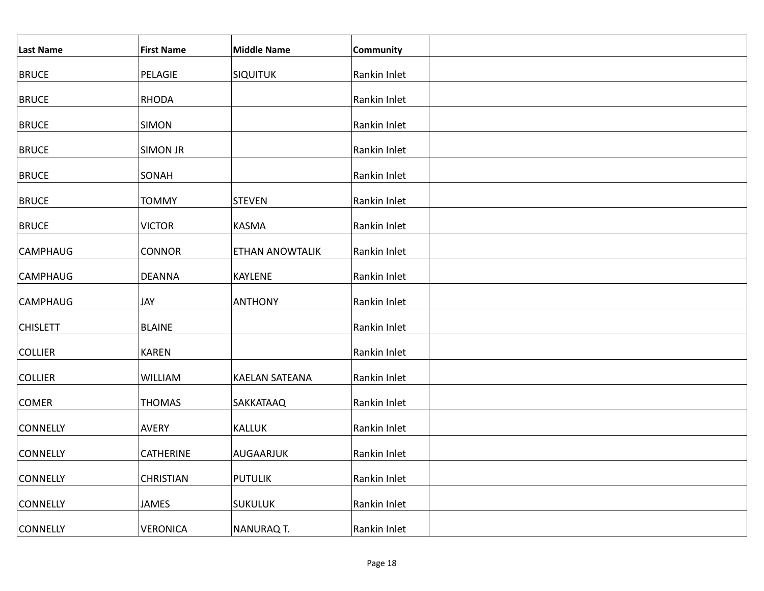| Last Name | First Name | Middle Name | Community | |
|---|---|---|---|---|
| BRUCE | PELAGIE | SIQUITUK | Rankin Inlet | |
| BRUCE | RHODA | | Rankin Inlet | |
| BRUCE | SIMON | | Rankin Inlet | |
| BRUCE | SIMON JR | | Rankin Inlet | |
| BRUCE | SONAH | | Rankin Inlet | |
| BRUCE | TOMMY | STEVEN | Rankin Inlet | |
| BRUCE | VICTOR | KASMA | Rankin Inlet | |
| CAMPHAUG | CONNOR | ETHAN ANOWTALIK | Rankin Inlet | |
| CAMPHAUG | DEANNA | KAYLENE | Rankin Inlet | |
| CAMPHAUG | JAY | ANTHONY | Rankin Inlet | |
| CHISLETT | BLAINE | | Rankin Inlet | |
| COLLIER | KAREN | | Rankin Inlet | |
| COLLIER | WILLIAM | KAELAN SATEANA | Rankin Inlet | |
| COMER | THOMAS | SAKKATAAQ | Rankin Inlet | |
| CONNELLY | AVERY | KALLUK | Rankin Inlet | |
| CONNELLY | CATHERINE | AUGAARJUK | Rankin Inlet | |
| CONNELLY | CHRISTIAN | PUTULIK | Rankin Inlet | |
| CONNELLY | JAMES | SUKULUK | Rankin Inlet | |
| CONNELLY | VERONICA | NANURAQ T. | Rankin Inlet | |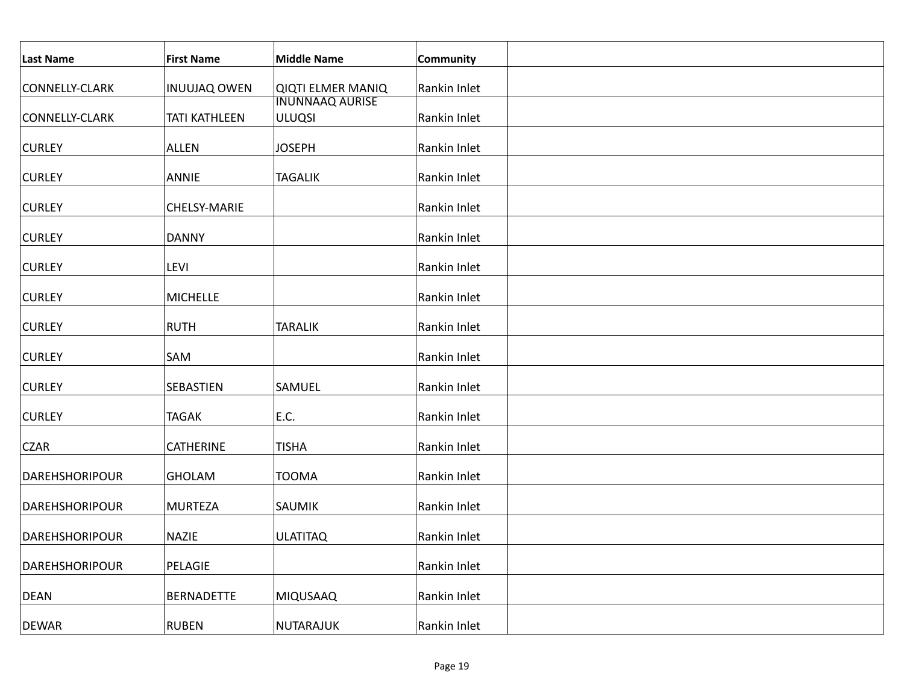| Last Name | First Name | Middle Name | Community | |
|---|---|---|---|---|
| CONNELLY-CLARK | INUUJAQ OWEN | QIQTI ELMER MANIQ | Rankin Inlet | |
| CONNELLY-CLARK | TATI KATHLEEN | INUNNAAQ AURISE ULUQSI | Rankin Inlet | |
| CURLEY | ALLEN | JOSEPH | Rankin Inlet | |
| CURLEY | ANNIE | TAGALIK | Rankin Inlet | |
| CURLEY | CHELSY-MARIE | | Rankin Inlet | |
| CURLEY | DANNY | | Rankin Inlet | |
| CURLEY | LEVI | | Rankin Inlet | |
| CURLEY | MICHELLE | | Rankin Inlet | |
| CURLEY | RUTH | TARALIK | Rankin Inlet | |
| CURLEY | SAM | | Rankin Inlet | |
| CURLEY | SEBASTIEN | SAMUEL | Rankin Inlet | |
| CURLEY | TAGAK | E.C. | Rankin Inlet | |
| CZAR | CATHERINE | TISHA | Rankin Inlet | |
| DAREHSHORIPOUR | GHOLAM | TOOMA | Rankin Inlet | |
| DAREHSHORIPOUR | MURTEZA | SAUMIK | Rankin Inlet | |
| DAREHSHORIPOUR | NAZIE | ULATITAQ | Rankin Inlet | |
| DAREHSHORIPOUR | PELAGIE | | Rankin Inlet | |
| DEAN | BERNADETTE | MIQUSAAQ | Rankin Inlet | |
| DEWAR | RUBEN | NUTARAJUK | Rankin Inlet | |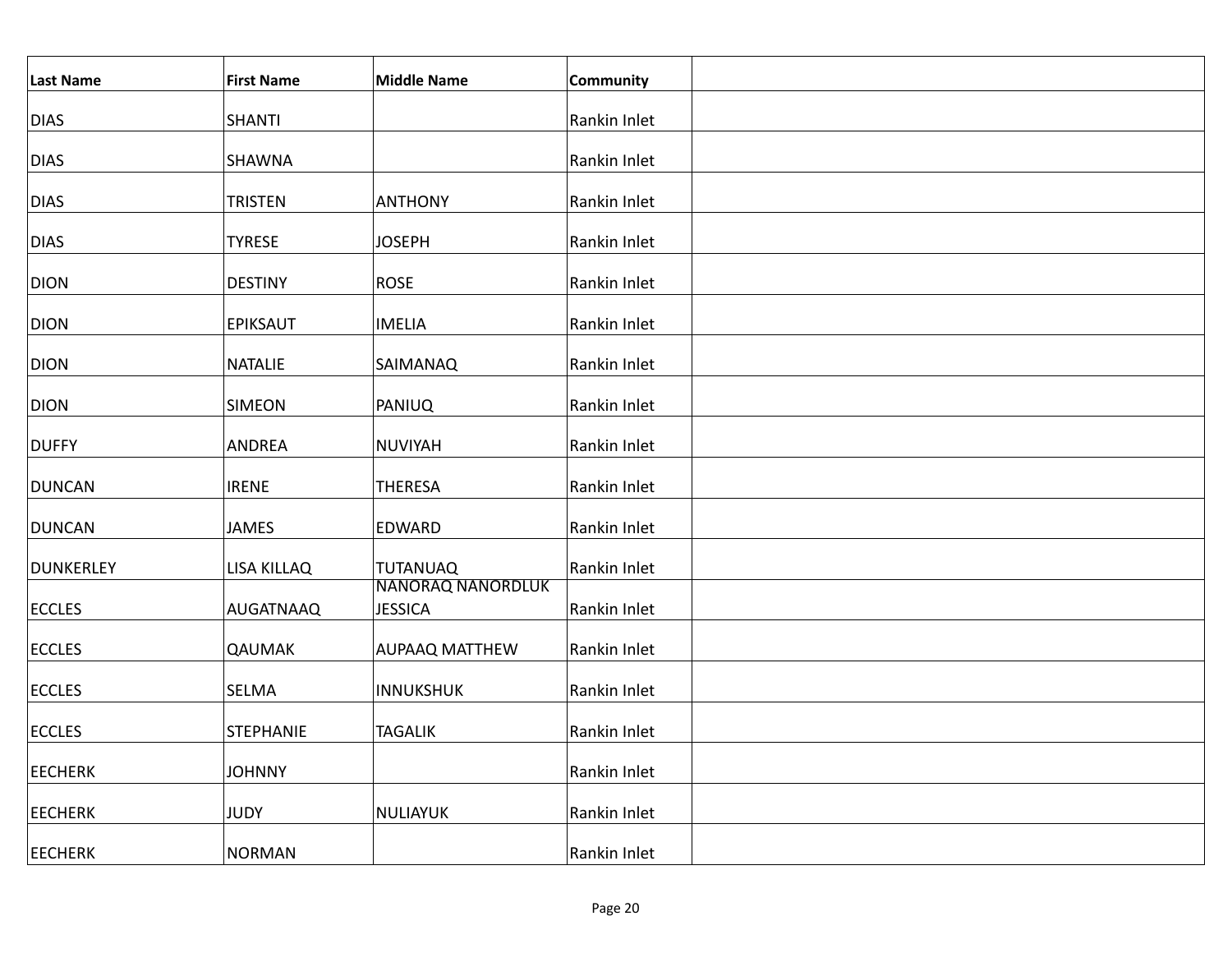| Last Name | First Name | Middle Name | Community | |
|---|---|---|---|---|
| DIAS | SHANTI | | Rankin Inlet | |
| DIAS | SHAWNA | | Rankin Inlet | |
| DIAS | TRISTEN | ANTHONY | Rankin Inlet | |
| DIAS | TYRESE | JOSEPH | Rankin Inlet | |
| DION | DESTINY | ROSE | Rankin Inlet | |
| DION | EPIKSAUT | IMELIA | Rankin Inlet | |
| DION | NATALIE | SAIMANAQ | Rankin Inlet | |
| DION | SIMEON | PANIUQ | Rankin Inlet | |
| DUFFY | ANDREA | NUVIYAH | Rankin Inlet | |
| DUNCAN | IRENE | THERESA | Rankin Inlet | |
| DUNCAN | JAMES | EDWARD | Rankin Inlet | |
| DUNKERLEY | LISA KILLAQ | TUTANUAQ | Rankin Inlet | |
| ECCLES | AUGATNAAQ | NANORAQ NANORDLUK JESSICA | Rankin Inlet | |
| ECCLES | QAUMAK | AUPAAQ MATTHEW | Rankin Inlet | |
| ECCLES | SELMA | INNUKSHUK | Rankin Inlet | |
| ECCLES | STEPHANIE | TAGALIK | Rankin Inlet | |
| EECHERK | JOHNNY | | Rankin Inlet | |
| EECHERK | JUDY | NULIAYUK | Rankin Inlet | |
| EECHERK | NORMAN | | Rankin Inlet | |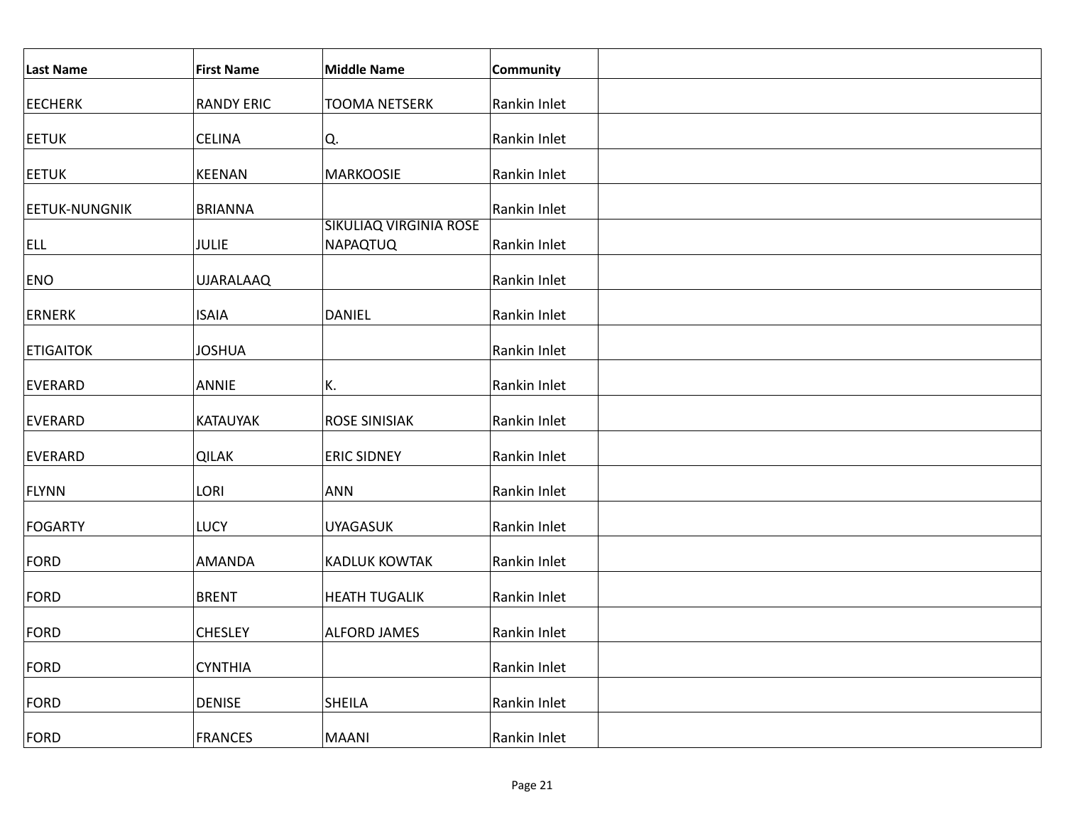| Last Name | First Name | Middle Name | Community | |
|---|---|---|---|---|
| EECHERK | RANDY ERIC | TOOMA NETSERK | Rankin Inlet | |
| EETUK | CELINA | Q. | Rankin Inlet | |
| EETUK | KEENAN | MARKOOSIE | Rankin Inlet | |
| EETUK-NUNGNIK | BRIANNA | | Rankin Inlet | |
| ELL | JULIE | SIKULIAQ VIRGINIA ROSE NAPAQTUQ | Rankin Inlet | |
| ENO | UJARALAAQ | | Rankin Inlet | |
| ERNERK | ISAIA | DANIEL | Rankin Inlet | |
| ETIGAITOK | JOSHUA | | Rankin Inlet | |
| EVERARD | ANNIE | K. | Rankin Inlet | |
| EVERARD | KATAUYAK | ROSE SINISIAK | Rankin Inlet | |
| EVERARD | QILAK | ERIC SIDNEY | Rankin Inlet | |
| FLYNN | LORI | ANN | Rankin Inlet | |
| FOGARTY | LUCY | UYAGASUK | Rankin Inlet | |
| FORD | AMANDA | KADLUK KOWTAK | Rankin Inlet | |
| FORD | BRENT | HEATH TUGALIK | Rankin Inlet | |
| FORD | CHESLEY | ALFORD JAMES | Rankin Inlet | |
| FORD | CYNTHIA | | Rankin Inlet | |
| FORD | DENISE | SHEILA | Rankin Inlet | |
| FORD | FRANCES | MAANI | Rankin Inlet | |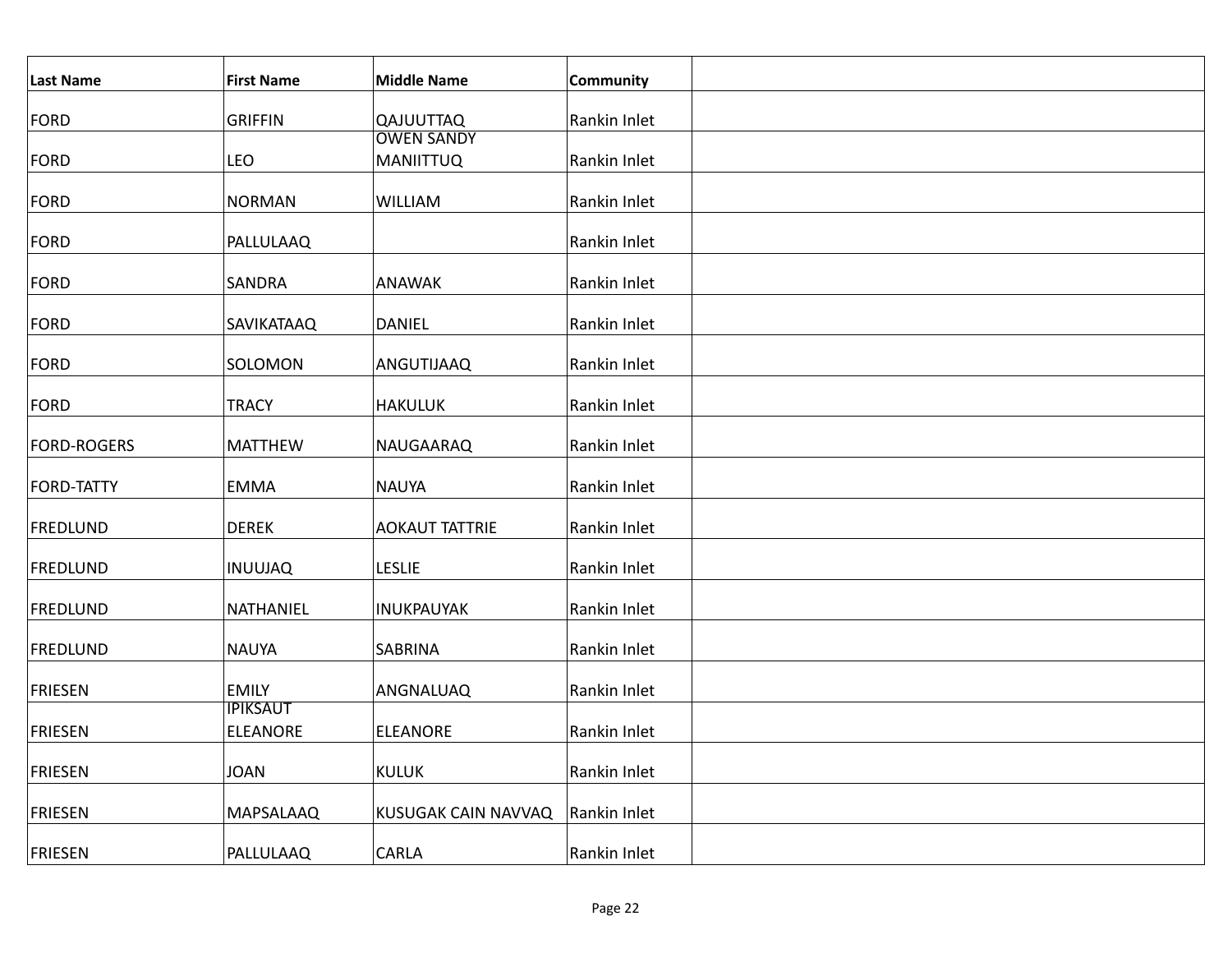| Last Name | First Name | Middle Name | Community | |
|---|---|---|---|---|
| FORD | GRIFFIN | QAJUUTTAQ | Rankin Inlet | |
| FORD | LEO | OWEN SANDY MANIITTUQ | Rankin Inlet | |
| FORD | NORMAN | WILLIAM | Rankin Inlet | |
| FORD | PALLULAAQ | | Rankin Inlet | |
| FORD | SANDRA | ANAWAK | Rankin Inlet | |
| FORD | SAVIKATAAQ | DANIEL | Rankin Inlet | |
| FORD | SOLOMON | ANGUTIJAAQ | Rankin Inlet | |
| FORD | TRACY | HAKULUK | Rankin Inlet | |
| FORD-ROGERS | MATTHEW | NAUGAARAQ | Rankin Inlet | |
| FORD-TATTY | EMMA | NAUYA | Rankin Inlet | |
| FREDLUND | DEREK | AOKAUT TATTRIE | Rankin Inlet | |
| FREDLUND | INUUJAQ | LESLIE | Rankin Inlet | |
| FREDLUND | NATHANIEL | INUKPAUYAK | Rankin Inlet | |
| FREDLUND | NAUYA | SABRINA | Rankin Inlet | |
| FRIESEN | EMILY | ANGNALUAQ | Rankin Inlet | |
| FRIESEN | IPIKSAUT ELEANORE | ELEANORE | Rankin Inlet | |
| FRIESEN | JOAN | KULUK | Rankin Inlet | |
| FRIESEN | MAPSALAAQ | KUSUGAK CAIN NAVVAQ | Rankin Inlet | |
| FRIESEN | PALLULAAQ | CARLA | Rankin Inlet | |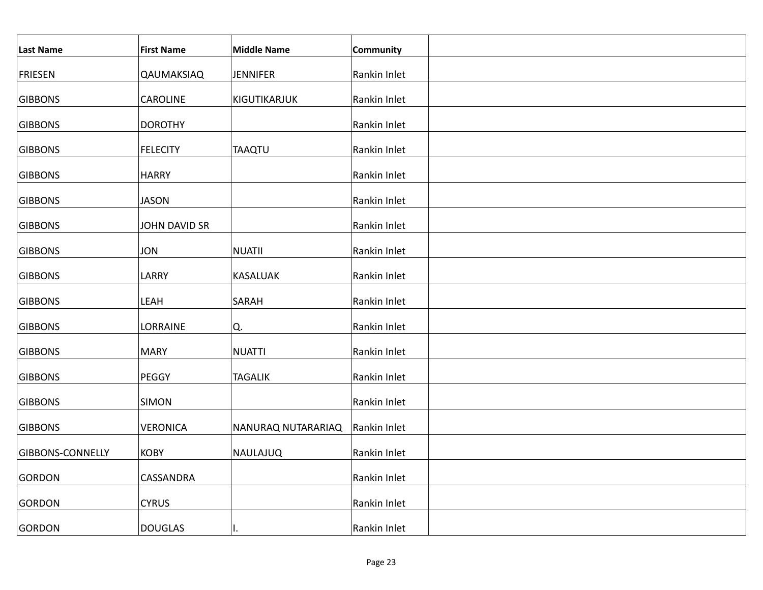| Last Name | First Name | Middle Name | Community | |
|---|---|---|---|---|
| FRIESEN | QAUMAKSIAQ | JENNIFER | Rankin Inlet | |
| GIBBONS | CAROLINE | KIGUTIKARJUK | Rankin Inlet | |
| GIBBONS | DOROTHY | | Rankin Inlet | |
| GIBBONS | FELECITY | TAAQTU | Rankin Inlet | |
| GIBBONS | HARRY | | Rankin Inlet | |
| GIBBONS | JASON | | Rankin Inlet | |
| GIBBONS | JOHN DAVID SR | | Rankin Inlet | |
| GIBBONS | JON | NUATII | Rankin Inlet | |
| GIBBONS | LARRY | KASALUAK | Rankin Inlet | |
| GIBBONS | LEAH | SARAH | Rankin Inlet | |
| GIBBONS | LORRAINE | Q. | Rankin Inlet | |
| GIBBONS | MARY | NUATTI | Rankin Inlet | |
| GIBBONS | PEGGY | TAGALIK | Rankin Inlet | |
| GIBBONS | SIMON | | Rankin Inlet | |
| GIBBONS | VERONICA | NANURAQ NUTARARIAQ | Rankin Inlet | |
| GIBBONS-CONNELLY | KOBY | NAULAJUQ | Rankin Inlet | |
| GORDON | CASSANDRA | | Rankin Inlet | |
| GORDON | CYRUS | | Rankin Inlet | |
| GORDON | DOUGLAS | I. | Rankin Inlet | |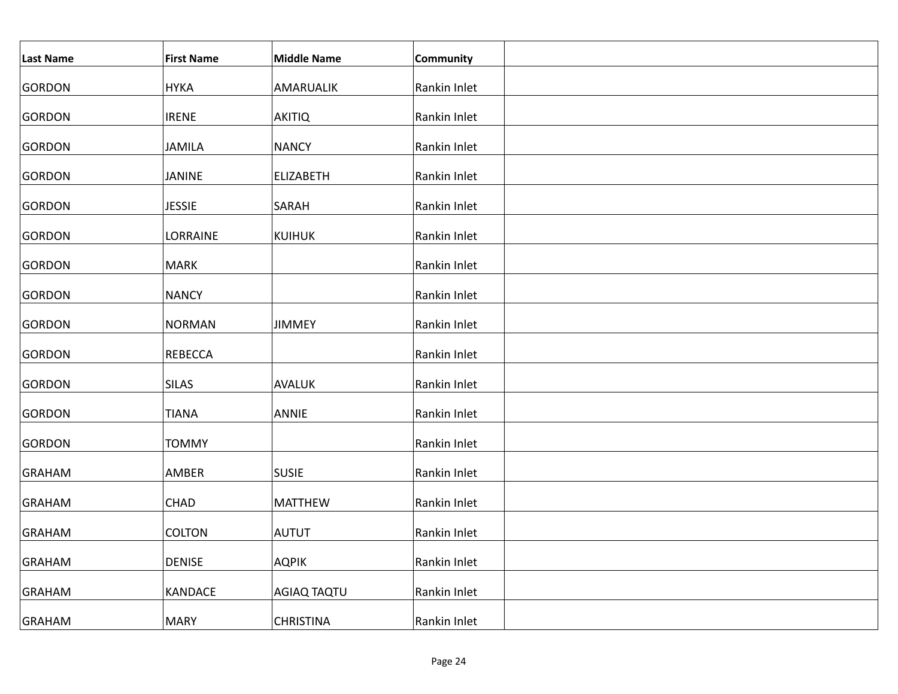| Last Name | First Name | Middle Name | Community | |
|---|---|---|---|---|
| GORDON | HYKA | AMARUALIK | Rankin Inlet | |
| GORDON | IRENE | AKITIQ | Rankin Inlet | |
| GORDON | JAMILA | NANCY | Rankin Inlet | |
| GORDON | JANINE | ELIZABETH | Rankin Inlet | |
| GORDON | JESSIE | SARAH | Rankin Inlet | |
| GORDON | LORRAINE | KUIHUK | Rankin Inlet | |
| GORDON | MARK | | Rankin Inlet | |
| GORDON | NANCY | | Rankin Inlet | |
| GORDON | NORMAN | JIMMEY | Rankin Inlet | |
| GORDON | REBECCA | | Rankin Inlet | |
| GORDON | SILAS | AVALUK | Rankin Inlet | |
| GORDON | TIANA | ANNIE | Rankin Inlet | |
| GORDON | TOMMY | | Rankin Inlet | |
| GRAHAM | AMBER | SUSIE | Rankin Inlet | |
| GRAHAM | CHAD | MATTHEW | Rankin Inlet | |
| GRAHAM | COLTON | AUTUT | Rankin Inlet | |
| GRAHAM | DENISE | AQPIK | Rankin Inlet | |
| GRAHAM | KANDACE | AGIAQ TAQTU | Rankin Inlet | |
| GRAHAM | MARY | CHRISTINA | Rankin Inlet | |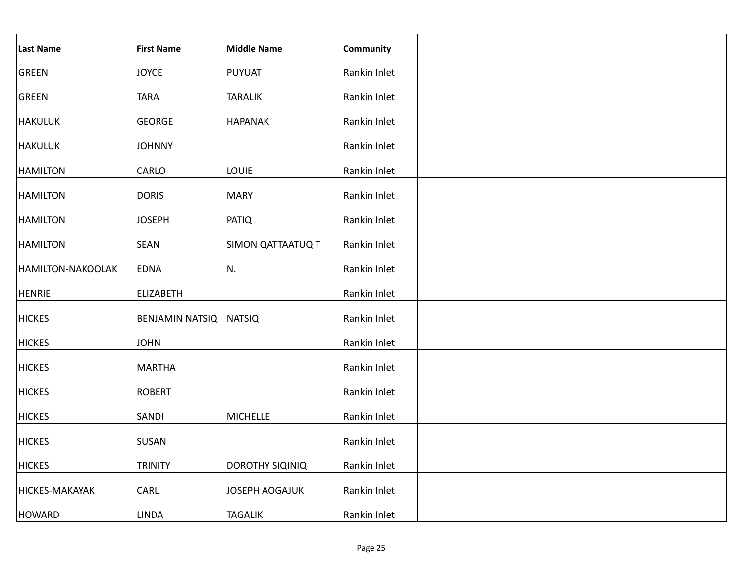| Last Name | First Name | Middle Name | Community | |
|---|---|---|---|---|
| GREEN | JOYCE | PUYUAT | Rankin Inlet | |
| GREEN | TARA | TARALIK | Rankin Inlet | |
| HAKULUK | GEORGE | HAPANAK | Rankin Inlet | |
| HAKULUK | JOHNNY | | Rankin Inlet | |
| HAMILTON | CARLO | LOUIE | Rankin Inlet | |
| HAMILTON | DORIS | MARY | Rankin Inlet | |
| HAMILTON | JOSEPH | PATIQ | Rankin Inlet | |
| HAMILTON | SEAN | SIMON QATTAATUQ T | Rankin Inlet | |
| HAMILTON-NAKOOLAK | EDNA | N. | Rankin Inlet | |
| HENRIE | ELIZABETH | | Rankin Inlet | |
| HICKES | BENJAMIN NATSIQ | NATSIQ | Rankin Inlet | |
| HICKES | JOHN | | Rankin Inlet | |
| HICKES | MARTHA | | Rankin Inlet | |
| HICKES | ROBERT | | Rankin Inlet | |
| HICKES | SANDI | MICHELLE | Rankin Inlet | |
| HICKES | SUSAN | | Rankin Inlet | |
| HICKES | TRINITY | DOROTHY SIQINIQ | Rankin Inlet | |
| HICKES-MAKAYAK | CARL | JOSEPH AOGAJUK | Rankin Inlet | |
| HOWARD | LINDA | TAGALIK | Rankin Inlet | |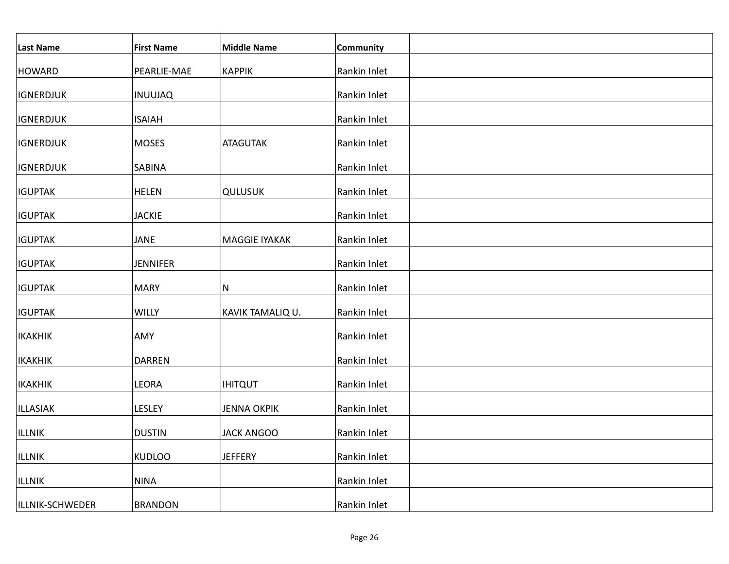| Last Name | First Name | Middle Name | Community | |
|---|---|---|---|---|
| HOWARD | PEARLIE-MAE | KAPPIK | Rankin Inlet | |
| IGNERDJUK | INUUJAQ | | Rankin Inlet | |
| IGNERDJUK | ISAIAH | | Rankin Inlet | |
| IGNERDJUK | MOSES | ATAGUTAK | Rankin Inlet | |
| IGNERDJUK | SABINA | | Rankin Inlet | |
| IGUPTAK | HELEN | QULUSUK | Rankin Inlet | |
| IGUPTAK | JACKIE | | Rankin Inlet | |
| IGUPTAK | JANE | MAGGIE IYAKAK | Rankin Inlet | |
| IGUPTAK | JENNIFER | | Rankin Inlet | |
| IGUPTAK | MARY | N | Rankin Inlet | |
| IGUPTAK | WILLY | KAVIK TAMALIQ U. | Rankin Inlet | |
| IKAKHIK | AMY | | Rankin Inlet | |
| IKAKHIK | DARREN | | Rankin Inlet | |
| IKAKHIK | LEORA | IHITQUT | Rankin Inlet | |
| ILLASIAK | LESLEY | JENNA OKPIK | Rankin Inlet | |
| ILLNIK | DUSTIN | JACK ANGOO | Rankin Inlet | |
| ILLNIK | KUDLOO | JEFFERY | Rankin Inlet | |
| ILLNIK | NINA | | Rankin Inlet | |
| ILLNIK-SCHWEDER | BRANDON | | Rankin Inlet | |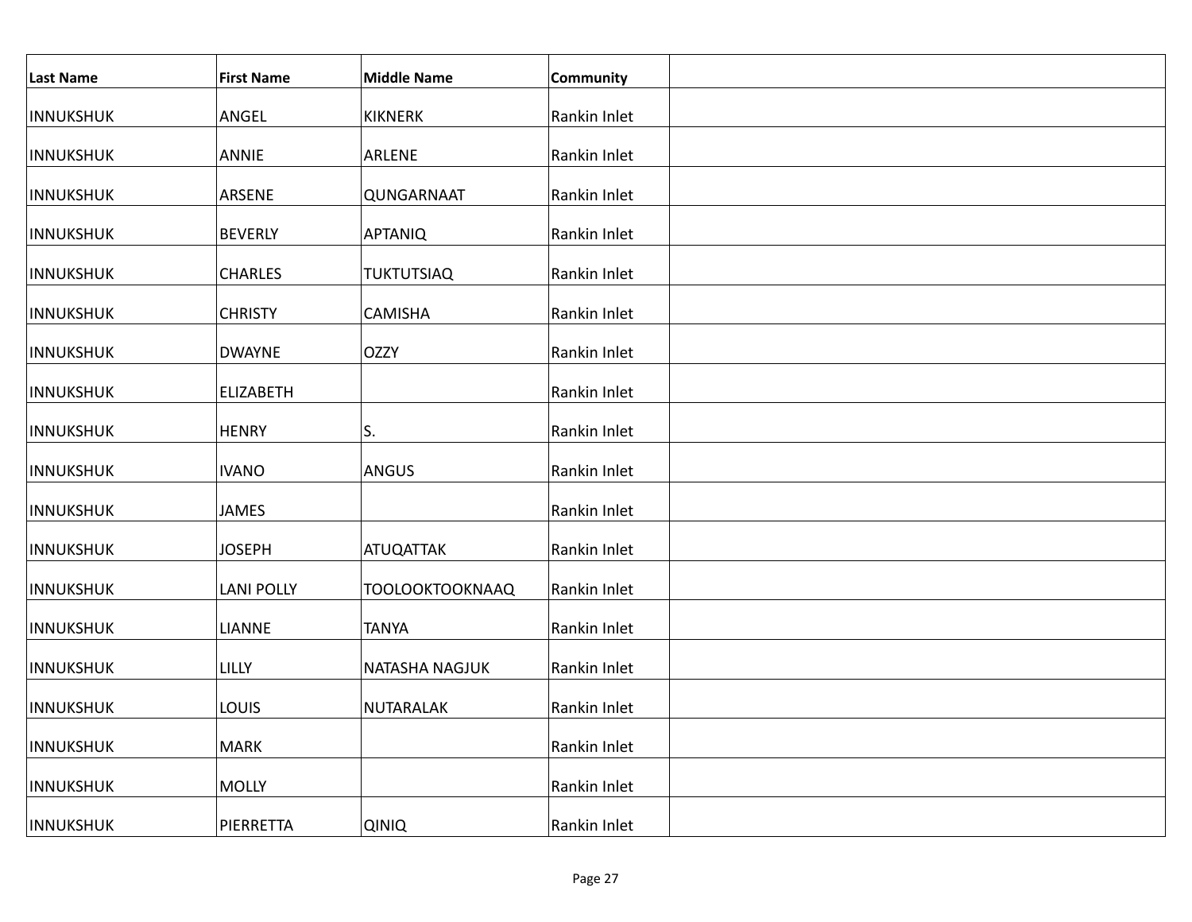| Last Name | First Name | Middle Name | Community | |
|---|---|---|---|---|
| INNUKSHUK | ANGEL | KIKNERK | Rankin Inlet | |
| INNUKSHUK | ANNIE | ARLENE | Rankin Inlet | |
| INNUKSHUK | ARSENE | QUNGARNAAT | Rankin Inlet | |
| INNUKSHUK | BEVERLY | APTANIQ | Rankin Inlet | |
| INNUKSHUK | CHARLES | TUKTUTSIAQ | Rankin Inlet | |
| INNUKSHUK | CHRISTY | CAMISHA | Rankin Inlet | |
| INNUKSHUK | DWAYNE | OZZY | Rankin Inlet | |
| INNUKSHUK | ELIZABETH | | Rankin Inlet | |
| INNUKSHUK | HENRY | S. | Rankin Inlet | |
| INNUKSHUK | IVANO | ANGUS | Rankin Inlet | |
| INNUKSHUK | JAMES | | Rankin Inlet | |
| INNUKSHUK | JOSEPH | ATUQATTAK | Rankin Inlet | |
| INNUKSHUK | LANI POLLY | TOOLOOKTOOKNAAQ | Rankin Inlet | |
| INNUKSHUK | LIANNE | TANYA | Rankin Inlet | |
| INNUKSHUK | LILLY | NATASHA NAGJUK | Rankin Inlet | |
| INNUKSHUK | LOUIS | NUTARALAK | Rankin Inlet | |
| INNUKSHUK | MARK | | Rankin Inlet | |
| INNUKSHUK | MOLLY | | Rankin Inlet | |
| INNUKSHUK | PIERRETTA | QINIQ | Rankin Inlet | |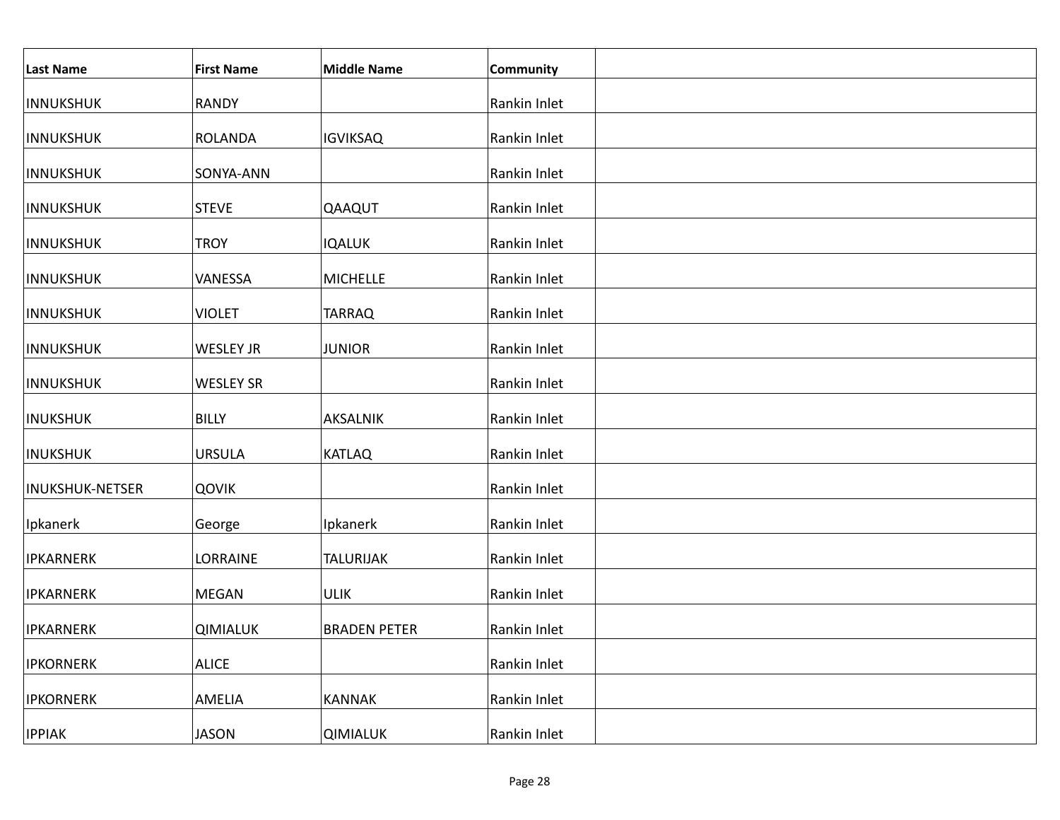| Last Name | First Name | Middle Name | Community | |
|---|---|---|---|---|
| INNUKSHUK | RANDY | | Rankin Inlet | |
| INNUKSHUK | ROLANDA | IGVIKSAQ | Rankin Inlet | |
| INNUKSHUK | SONYA-ANN | | Rankin Inlet | |
| INNUKSHUK | STEVE | QAAQUT | Rankin Inlet | |
| INNUKSHUK | TROY | IQALUK | Rankin Inlet | |
| INNUKSHUK | VANESSA | MICHELLE | Rankin Inlet | |
| INNUKSHUK | VIOLET | TARRAQ | Rankin Inlet | |
| INNUKSHUK | WESLEY JR | JUNIOR | Rankin Inlet | |
| INNUKSHUK | WESLEY SR | | Rankin Inlet | |
| INUKSHUK | BILLY | AKSALNIK | Rankin Inlet | |
| INUKSHUK | URSULA | KATLAQ | Rankin Inlet | |
| INUKSHUK-NETSER | QOVIK | | Rankin Inlet | |
| Ipkanerk | George | Ipkanerk | Rankin Inlet | |
| IPKARNERK | LORRAINE | TALURIJAK | Rankin Inlet | |
| IPKARNERK | MEGAN | ULIK | Rankin Inlet | |
| IPKARNERK | QIMIALUK | BRADEN PETER | Rankin Inlet | |
| IPKORNERK | ALICE | | Rankin Inlet | |
| IPKORNERK | AMELIA | KANNAK | Rankin Inlet | |
| IPPIAK | JASON | QIMIALUK | Rankin Inlet | |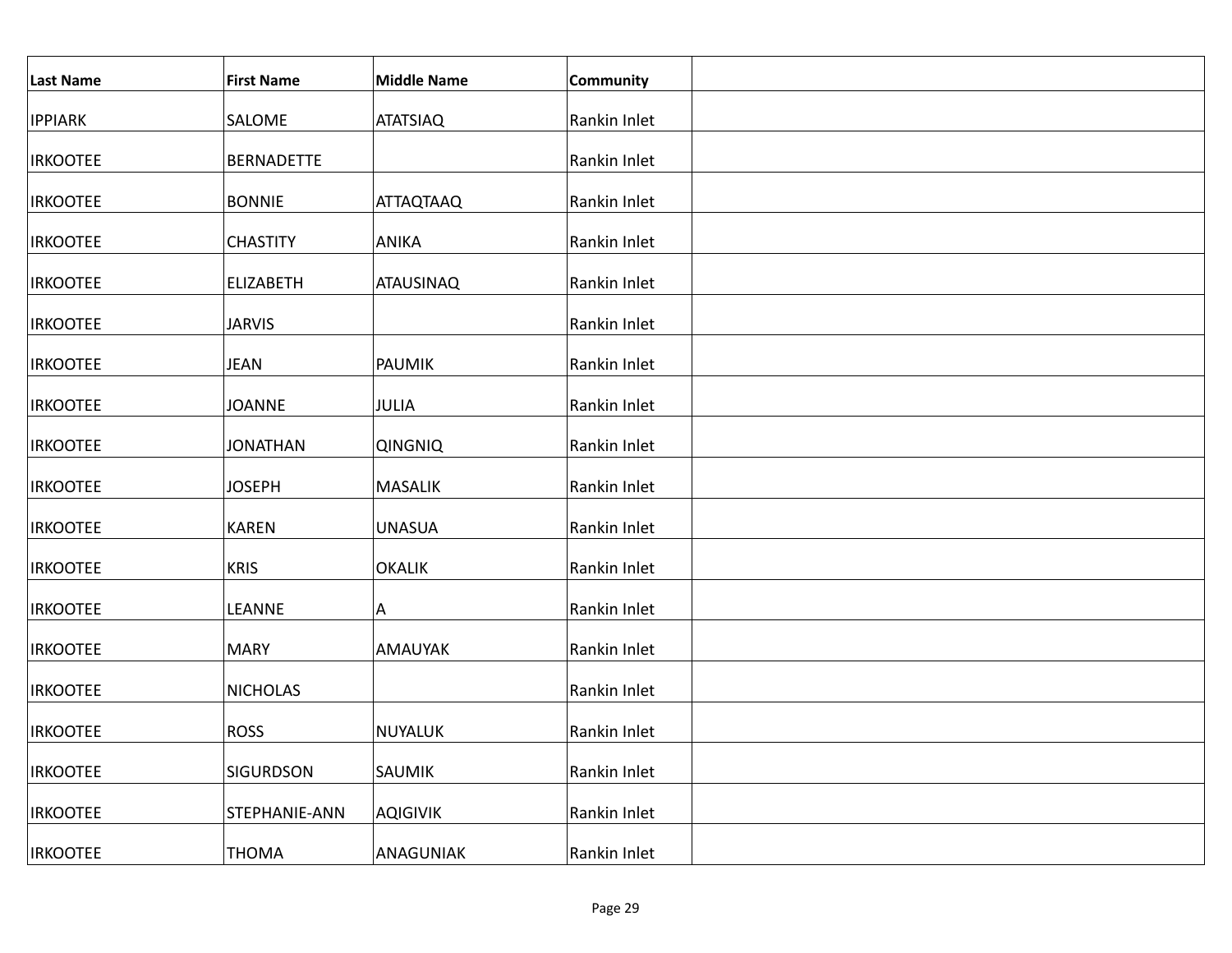| Last Name | First Name | Middle Name | Community | |
|---|---|---|---|---|
| IPPIARK | SALOME | ATATSIAQ | Rankin Inlet | |
| IRKOOTEE | BERNADETTE | | Rankin Inlet | |
| IRKOOTEE | BONNIE | ATTAQTAAQ | Rankin Inlet | |
| IRKOOTEE | CHASTITY | ANIKA | Rankin Inlet | |
| IRKOOTEE | ELIZABETH | ATAUSINAQ | Rankin Inlet | |
| IRKOOTEE | JARVIS | | Rankin Inlet | |
| IRKOOTEE | JEAN | PAUMIK | Rankin Inlet | |
| IRKOOTEE | JOANNE | JULIA | Rankin Inlet | |
| IRKOOTEE | JONATHAN | QINGNIQ | Rankin Inlet | |
| IRKOOTEE | JOSEPH | MASALIK | Rankin Inlet | |
| IRKOOTEE | KAREN | UNASUA | Rankin Inlet | |
| IRKOOTEE | KRIS | OKALIK | Rankin Inlet | |
| IRKOOTEE | LEANNE | A | Rankin Inlet | |
| IRKOOTEE | MARY | AMAUYAK | Rankin Inlet | |
| IRKOOTEE | NICHOLAS | | Rankin Inlet | |
| IRKOOTEE | ROSS | NUYALUK | Rankin Inlet | |
| IRKOOTEE | SIGURDSON | SAUMIK | Rankin Inlet | |
| IRKOOTEE | STEPHANIE-ANN | AQIGIVIK | Rankin Inlet | |
| IRKOOTEE | THOMA | ANAGUNIAK | Rankin Inlet | |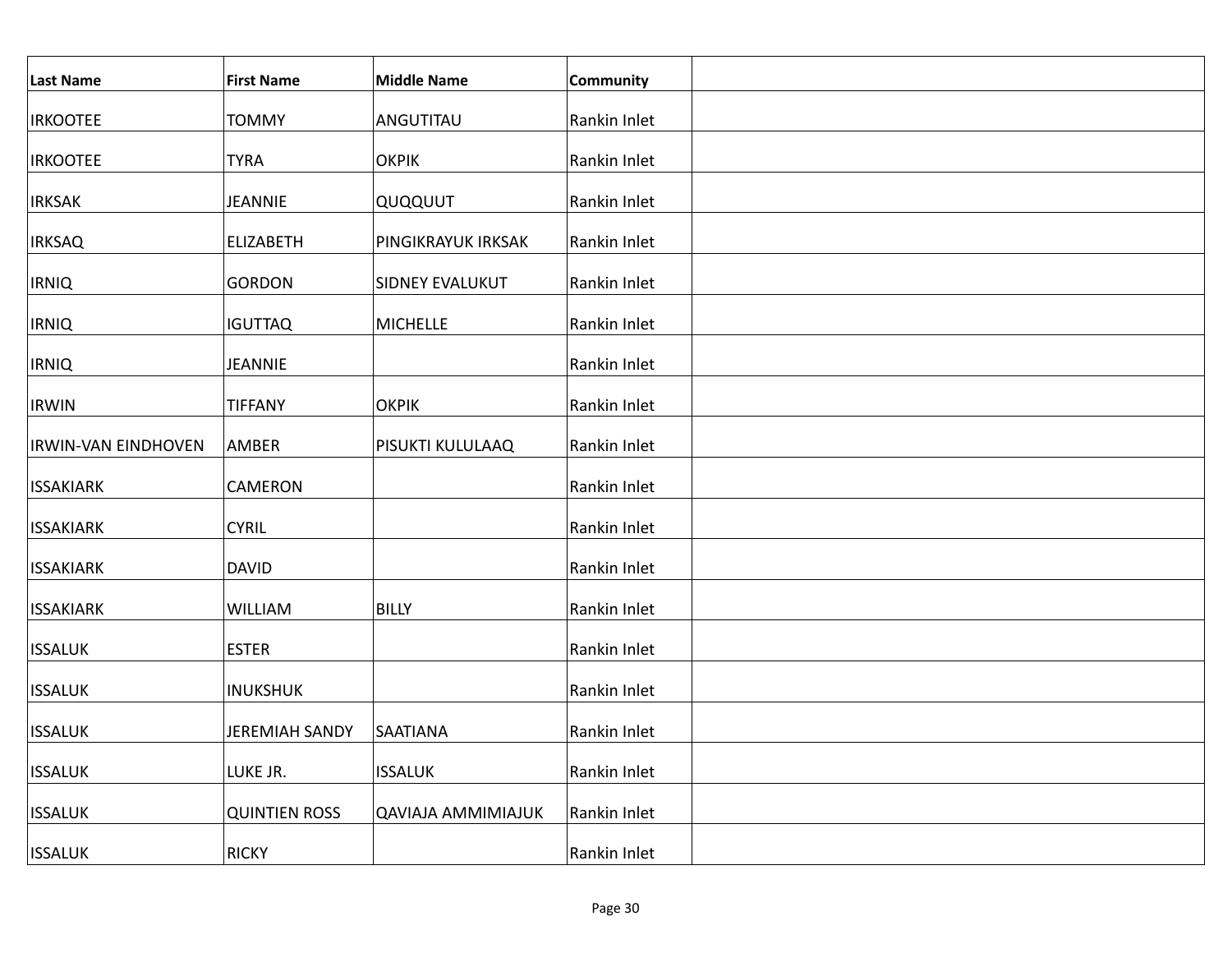| Last Name | First Name | Middle Name | Community | |
|---|---|---|---|---|
| IRKOOTEE | TOMMY | ANGUTITAU | Rankin Inlet | |
| IRKOOTEE | TYRA | OKPIK | Rankin Inlet | |
| IRKSAK | JEANNIE | QUQQUUT | Rankin Inlet | |
| IRKSAQ | ELIZABETH | PINGIKRAYUK IRKSAK | Rankin Inlet | |
| IRNIQ | GORDON | SIDNEY EVALUKUT | Rankin Inlet | |
| IRNIQ | IGUTTAQ | MICHELLE | Rankin Inlet | |
| IRNIQ | JEANNIE | | Rankin Inlet | |
| IRWIN | TIFFANY | OKPIK | Rankin Inlet | |
| IRWIN-VAN EINDHOVEN | AMBER | PISUKTI KULULAAQ | Rankin Inlet | |
| ISSAKIARK | CAMERON | | Rankin Inlet | |
| ISSAKIARK | CYRIL | | Rankin Inlet | |
| ISSAKIARK | DAVID | | Rankin Inlet | |
| ISSAKIARK | WILLIAM | BILLY | Rankin Inlet | |
| ISSALUK | ESTER | | Rankin Inlet | |
| ISSALUK | INUKSHUK | | Rankin Inlet | |
| ISSALUK | JEREMIAH SANDY | SAATIANA | Rankin Inlet | |
| ISSALUK | LUKE JR. | ISSALUK | Rankin Inlet | |
| ISSALUK | QUINTIEN ROSS | QAVIAJA AMMIMIAJUK | Rankin Inlet | |
| ISSALUK | RICKY | | Rankin Inlet | |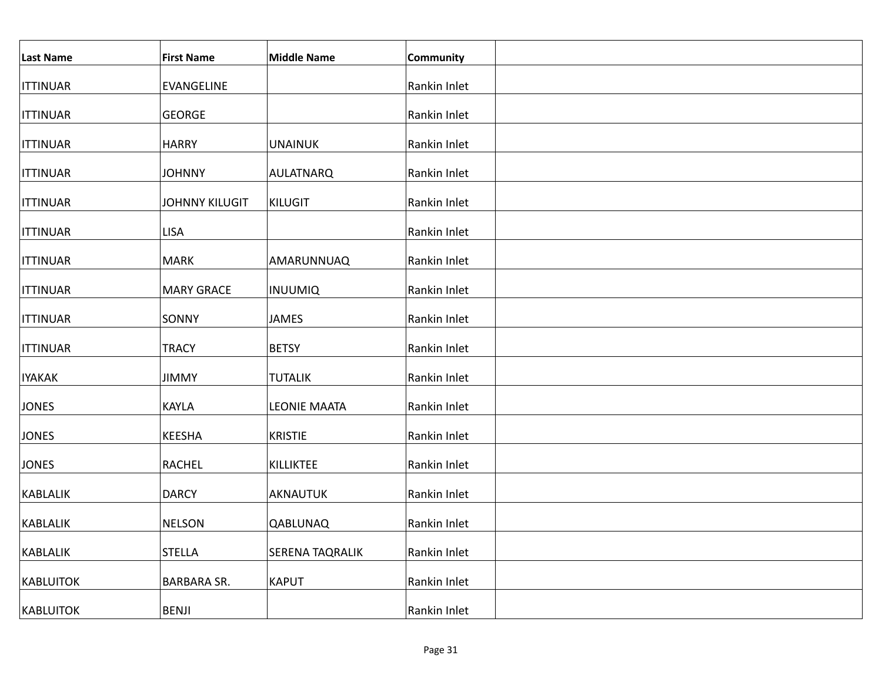| Last Name | First Name | Middle Name | Community | |
|---|---|---|---|---|
| ITTINUAR | EVANGELINE | | Rankin Inlet | |
| ITTINUAR | GEORGE | | Rankin Inlet | |
| ITTINUAR | HARRY | UNAINUK | Rankin Inlet | |
| ITTINUAR | JOHNNY | AULATNARQ | Rankin Inlet | |
| ITTINUAR | JOHNNY KILUGIT | KILUGIT | Rankin Inlet | |
| ITTINUAR | LISA | | Rankin Inlet | |
| ITTINUAR | MARK | AMARUNNUAQ | Rankin Inlet | |
| ITTINUAR | MARY GRACE | INUUMIQ | Rankin Inlet | |
| ITTINUAR | SONNY | JAMES | Rankin Inlet | |
| ITTINUAR | TRACY | BETSY | Rankin Inlet | |
| IYAKAK | JIMMY | TUTALIK | Rankin Inlet | |
| JONES | KAYLA | LEONIE MAATA | Rankin Inlet | |
| JONES | KEESHA | KRISTIE | Rankin Inlet | |
| JONES | RACHEL | KILLIKTEE | Rankin Inlet | |
| KABLALIK | DARCY | AKNAUTUK | Rankin Inlet | |
| KABLALIK | NELSON | QABLUNAQ | Rankin Inlet | |
| KABLALIK | STELLA | SERENA TAQRALIK | Rankin Inlet | |
| KABLUITOK | BARBARA SR. | KAPUT | Rankin Inlet | |
| KABLUITOK | BENJI | | Rankin Inlet | |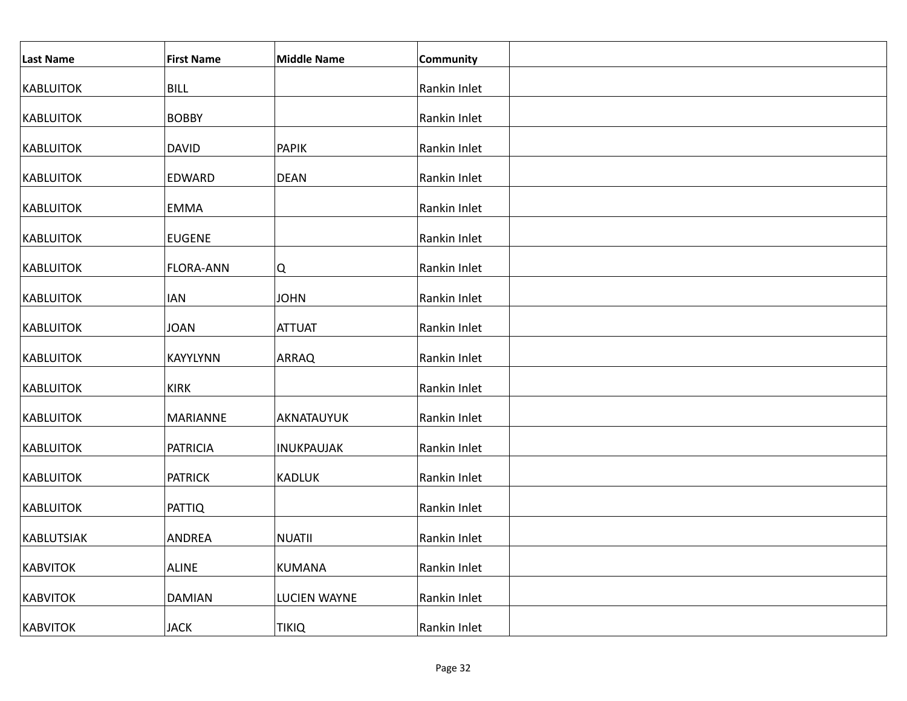| Last Name | First Name | Middle Name | Community | |
|---|---|---|---|---|
| KABLUITOK | BILL | | Rankin Inlet | |
| KABLUITOK | BOBBY | | Rankin Inlet | |
| KABLUITOK | DAVID | PAPIK | Rankin Inlet | |
| KABLUITOK | EDWARD | DEAN | Rankin Inlet | |
| KABLUITOK | EMMA | | Rankin Inlet | |
| KABLUITOK | EUGENE | | Rankin Inlet | |
| KABLUITOK | FLORA-ANN | Q | Rankin Inlet | |
| KABLUITOK | IAN | JOHN | Rankin Inlet | |
| KABLUITOK | JOAN | ATTUAT | Rankin Inlet | |
| KABLUITOK | KAYYLYNN | ARRAQ | Rankin Inlet | |
| KABLUITOK | KIRK | | Rankin Inlet | |
| KABLUITOK | MARIANNE | AKNATAUYUK | Rankin Inlet | |
| KABLUITOK | PATRICIA | INUKPAUJAK | Rankin Inlet | |
| KABLUITOK | PATRICK | KADLUK | Rankin Inlet | |
| KABLUITOK | PATTIQ | | Rankin Inlet | |
| KABLUTSIAK | ANDREA | NUATII | Rankin Inlet | |
| KABVITOK | ALINE | KUMANA | Rankin Inlet | |
| KABVITOK | DAMIAN | LUCIEN WAYNE | Rankin Inlet | |
| KABVITOK | JACK | TIKIQ | Rankin Inlet | |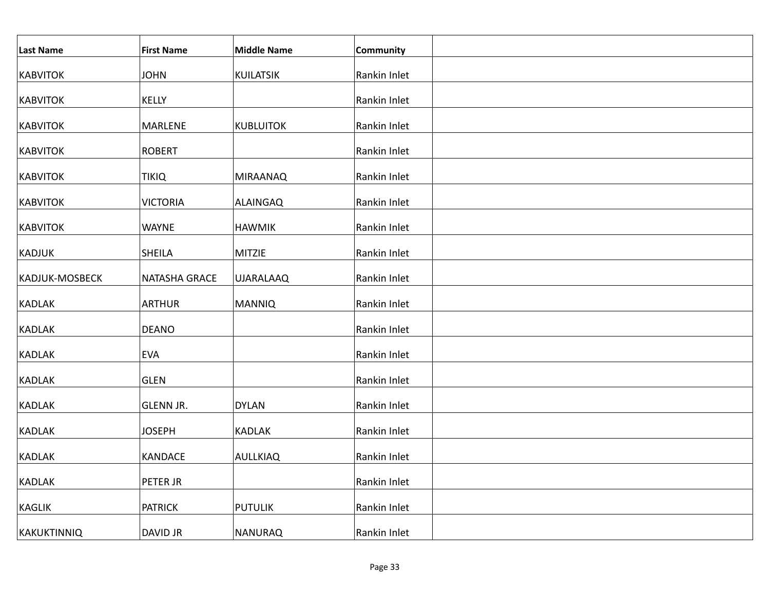| Last Name | First Name | Middle Name | Community | |
|---|---|---|---|---|
| KABVITOK | JOHN | KUILATSIK | Rankin Inlet | |
| KABVITOK | KELLY | | Rankin Inlet | |
| KABVITOK | MARLENE | KUBLUITOK | Rankin Inlet | |
| KABVITOK | ROBERT | | Rankin Inlet | |
| KABVITOK | TIKIQ | MIRAANAQ | Rankin Inlet | |
| KABVITOK | VICTORIA | ALAINGAQ | Rankin Inlet | |
| KABVITOK | WAYNE | HAWMIK | Rankin Inlet | |
| KADJUK | SHEILA | MITZIE | Rankin Inlet | |
| KADJUK-MOSBECK | NATASHA GRACE | UJARALAAQ | Rankin Inlet | |
| KADLAK | ARTHUR | MANNIQ | Rankin Inlet | |
| KADLAK | DEANO | | Rankin Inlet | |
| KADLAK | EVA | | Rankin Inlet | |
| KADLAK | GLEN | | Rankin Inlet | |
| KADLAK | GLENN JR. | DYLAN | Rankin Inlet | |
| KADLAK | JOSEPH | KADLAK | Rankin Inlet | |
| KADLAK | KANDACE | AULLKIAQ | Rankin Inlet | |
| KADLAK | PETER JR | | Rankin Inlet | |
| KAGLIK | PATRICK | PUTULIK | Rankin Inlet | |
| KAKUKTINNIQ | DAVID JR | NANURAQ | Rankin Inlet | |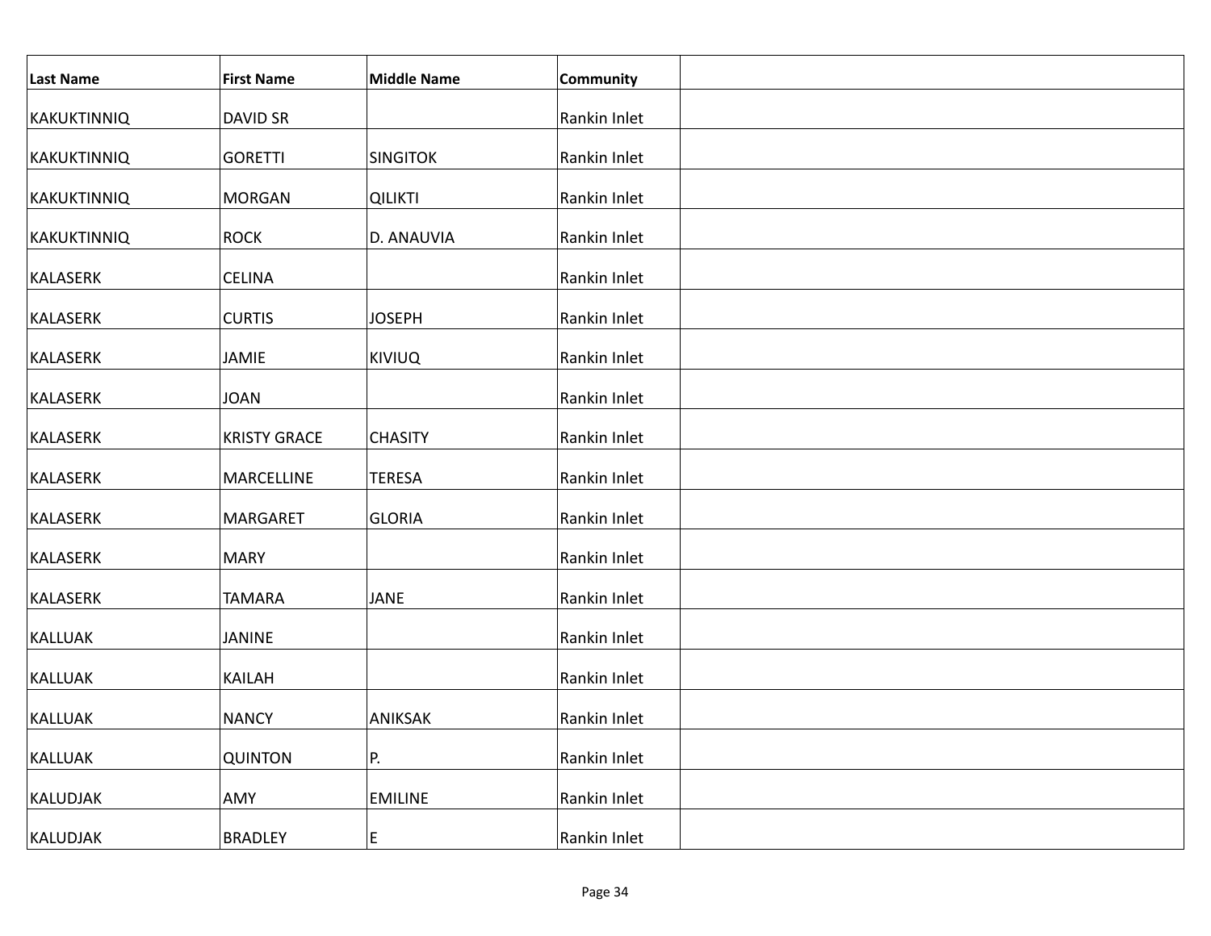| Last Name | First Name | Middle Name | Community | |
|---|---|---|---|---|
| KAKUKTINNIQ | DAVID SR | | Rankin Inlet | |
| KAKUKTINNIQ | GORETTI | SINGITOK | Rankin Inlet | |
| KAKUKTINNIQ | MORGAN | QILIKTI | Rankin Inlet | |
| KAKUKTINNIQ | ROCK | D. ANAUVIA | Rankin Inlet | |
| KALASERK | CELINA | | Rankin Inlet | |
| KALASERK | CURTIS | JOSEPH | Rankin Inlet | |
| KALASERK | JAMIE | KIVIUQ | Rankin Inlet | |
| KALASERK | JOAN | | Rankin Inlet | |
| KALASERK | KRISTY GRACE | CHASITY | Rankin Inlet | |
| KALASERK | MARCELLINE | TERESA | Rankin Inlet | |
| KALASERK | MARGARET | GLORIA | Rankin Inlet | |
| KALASERK | MARY | | Rankin Inlet | |
| KALASERK | TAMARA | JANE | Rankin Inlet | |
| KALLUAK | JANINE | | Rankin Inlet | |
| KALLUAK | KAILAH | | Rankin Inlet | |
| KALLUAK | NANCY | ANIKSAK | Rankin Inlet | |
| KALLUAK | QUINTON | P. | Rankin Inlet | |
| KALUDJAK | AMY | EMILINE | Rankin Inlet | |
| KALUDJAK | BRADLEY | E | Rankin Inlet | |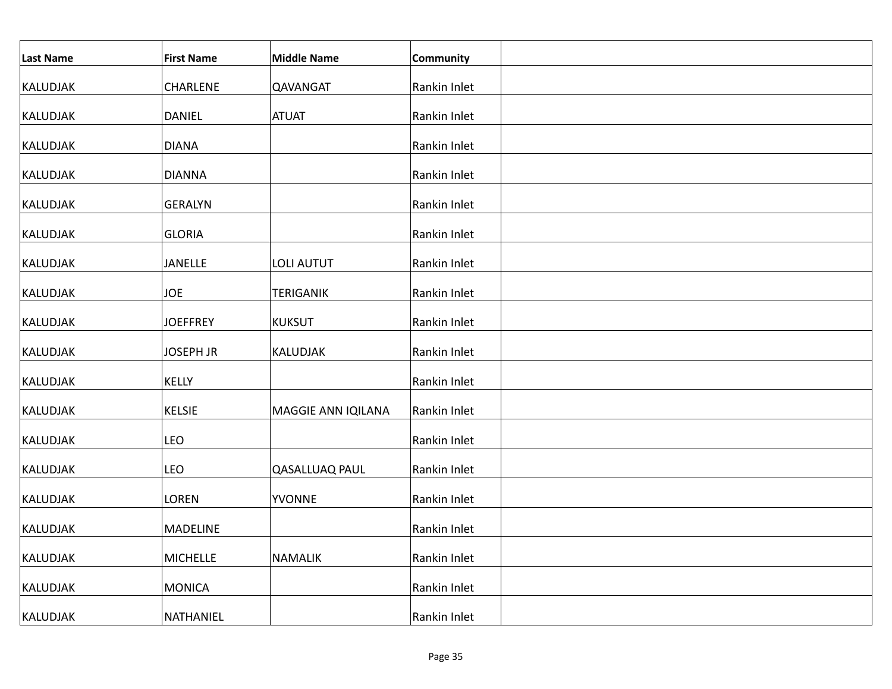| Last Name | First Name | Middle Name | Community | |
|---|---|---|---|---|
| KALUDJAK | CHARLENE | QAVANGAT | Rankin Inlet | |
| KALUDJAK | DANIEL | ATUAT | Rankin Inlet | |
| KALUDJAK | DIANA | | Rankin Inlet | |
| KALUDJAK | DIANNA | | Rankin Inlet | |
| KALUDJAK | GERALYN | | Rankin Inlet | |
| KALUDJAK | GLORIA | | Rankin Inlet | |
| KALUDJAK | JANELLE | LOLI AUTUT | Rankin Inlet | |
| KALUDJAK | JOE | TERIGANIK | Rankin Inlet | |
| KALUDJAK | JOEFFREY | KUKSUT | Rankin Inlet | |
| KALUDJAK | JOSEPH JR | KALUDJAK | Rankin Inlet | |
| KALUDJAK | KELLY | | Rankin Inlet | |
| KALUDJAK | KELSIE | MAGGIE ANN IQILANA | Rankin Inlet | |
| KALUDJAK | LEO | | Rankin Inlet | |
| KALUDJAK | LEO | QASALLUAQ PAUL | Rankin Inlet | |
| KALUDJAK | LOREN | YVONNE | Rankin Inlet | |
| KALUDJAK | MADELINE | | Rankin Inlet | |
| KALUDJAK | MICHELLE | NAMALIK | Rankin Inlet | |
| KALUDJAK | MONICA | | Rankin Inlet | |
| KALUDJAK | NATHANIEL | | Rankin Inlet | |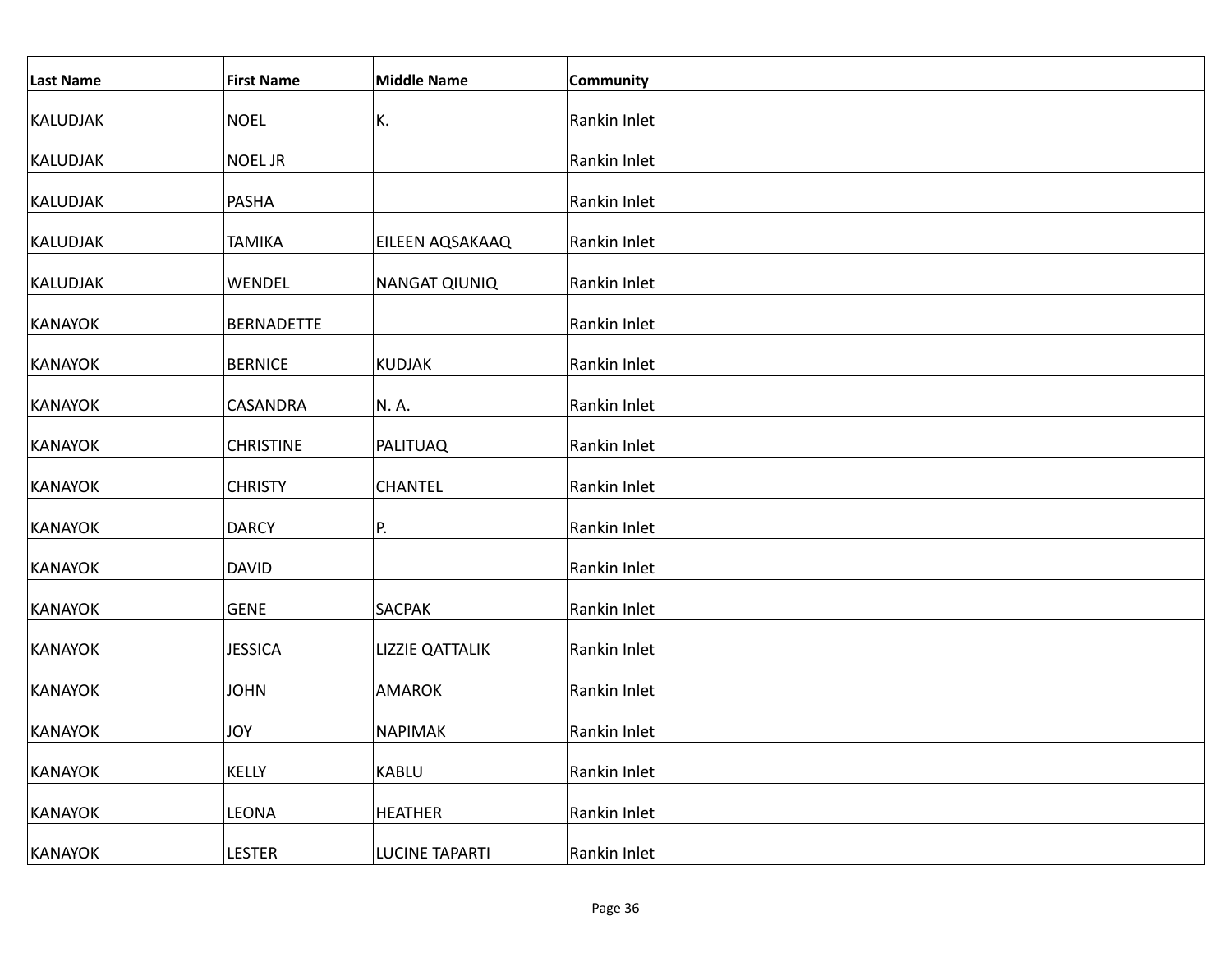| Last Name | First Name | Middle Name | Community | |
|---|---|---|---|---|
| KALUDJAK | NOEL | K. | Rankin Inlet | |
| KALUDJAK | NOEL JR | | Rankin Inlet | |
| KALUDJAK | PASHA | | Rankin Inlet | |
| KALUDJAK | TAMIKA | EILEEN AQSAKAAQ | Rankin Inlet | |
| KALUDJAK | WENDEL | NANGAT QIUNIQ | Rankin Inlet | |
| KANAYOK | BERNADETTE | | Rankin Inlet | |
| KANAYOK | BERNICE | KUDJAK | Rankin Inlet | |
| KANAYOK | CASANDRA | N. A. | Rankin Inlet | |
| KANAYOK | CHRISTINE | PALITUAQ | Rankin Inlet | |
| KANAYOK | CHRISTY | CHANTEL | Rankin Inlet | |
| KANAYOK | DARCY | P. | Rankin Inlet | |
| KANAYOK | DAVID | | Rankin Inlet | |
| KANAYOK | GENE | SACPAK | Rankin Inlet | |
| KANAYOK | JESSICA | LIZZIE QATTALIK | Rankin Inlet | |
| KANAYOK | JOHN | AMAROK | Rankin Inlet | |
| KANAYOK | JOY | NAPIMAK | Rankin Inlet | |
| KANAYOK | KELLY | KABLU | Rankin Inlet | |
| KANAYOK | LEONA | HEATHER | Rankin Inlet | |
| KANAYOK | LESTER | LUCINE TAPARTI | Rankin Inlet | |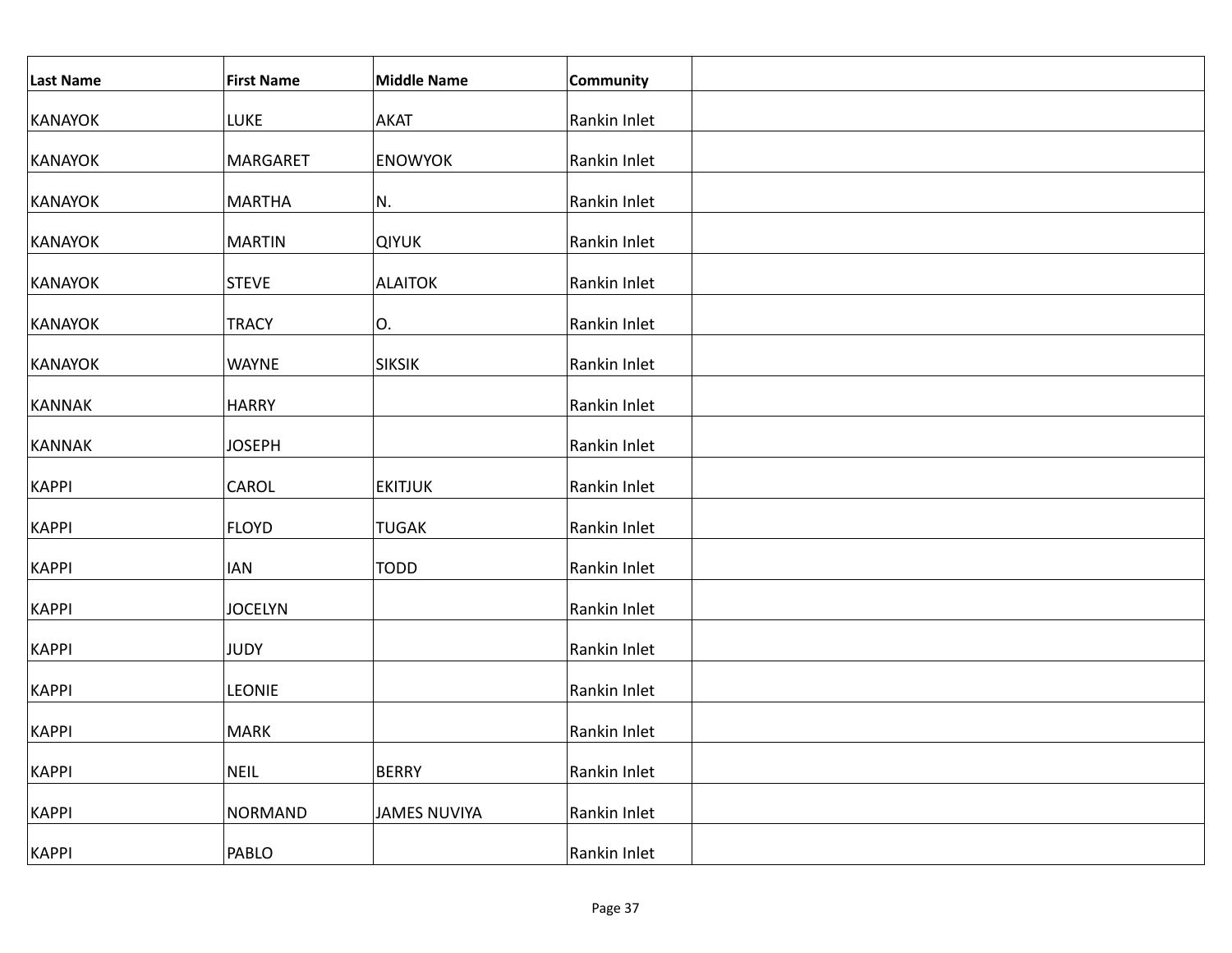| Last Name | First Name | Middle Name | Community | |
|---|---|---|---|---|
| KANAYOK | LUKE | AKAT | Rankin Inlet | |
| KANAYOK | MARGARET | ENOWYOK | Rankin Inlet | |
| KANAYOK | MARTHA | N. | Rankin Inlet | |
| KANAYOK | MARTIN | QIYUK | Rankin Inlet | |
| KANAYOK | STEVE | ALAITOK | Rankin Inlet | |
| KANAYOK | TRACY | O. | Rankin Inlet | |
| KANAYOK | WAYNE | SIKSIK | Rankin Inlet | |
| KANNAK | HARRY | | Rankin Inlet | |
| KANNAK | JOSEPH | | Rankin Inlet | |
| KAPPI | CAROL | EKITJUK | Rankin Inlet | |
| KAPPI | FLOYD | TUGAK | Rankin Inlet | |
| KAPPI | IAN | TODD | Rankin Inlet | |
| KAPPI | JOCELYN | | Rankin Inlet | |
| KAPPI | JUDY | | Rankin Inlet | |
| KAPPI | LEONIE | | Rankin Inlet | |
| KAPPI | MARK | | Rankin Inlet | |
| KAPPI | NEIL | BERRY | Rankin Inlet | |
| KAPPI | NORMAND | JAMES NUVIYA | Rankin Inlet | |
| KAPPI | PABLO | | Rankin Inlet | |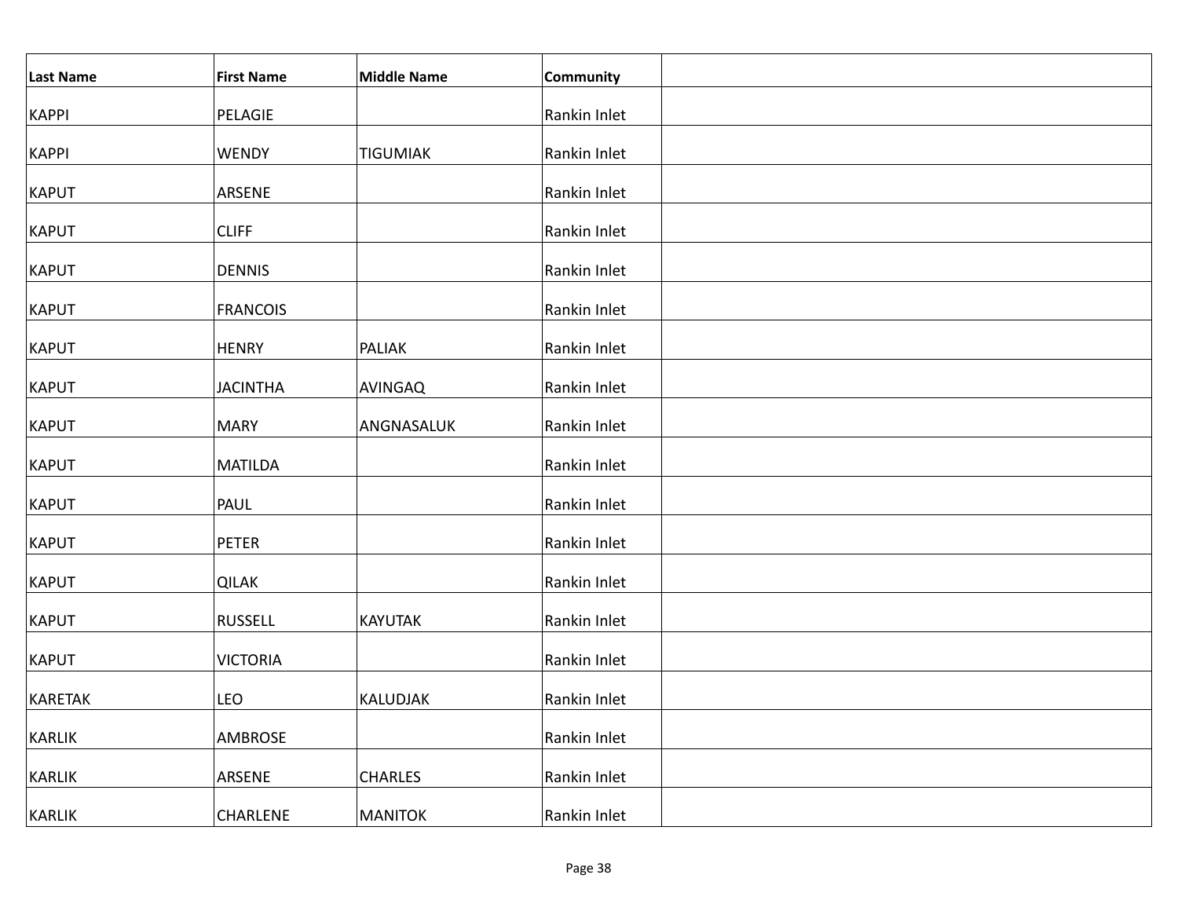| Last Name | First Name | Middle Name | Community | |
|---|---|---|---|---|
| KAPPI | PELAGIE | | Rankin Inlet | |
| KAPPI | WENDY | TIGUMIAK | Rankin Inlet | |
| KAPUT | ARSENE | | Rankin Inlet | |
| KAPUT | CLIFF | | Rankin Inlet | |
| KAPUT | DENNIS | | Rankin Inlet | |
| KAPUT | FRANCOIS | | Rankin Inlet | |
| KAPUT | HENRY | PALIAK | Rankin Inlet | |
| KAPUT | JACINTHA | AVINGAQ | Rankin Inlet | |
| KAPUT | MARY | ANGNASALUK | Rankin Inlet | |
| KAPUT | MATILDA | | Rankin Inlet | |
| KAPUT | PAUL | | Rankin Inlet | |
| KAPUT | PETER | | Rankin Inlet | |
| KAPUT | QILAK | | Rankin Inlet | |
| KAPUT | RUSSELL | KAYUTAK | Rankin Inlet | |
| KAPUT | VICTORIA | | Rankin Inlet | |
| KARETAK | LEO | KALUDJAK | Rankin Inlet | |
| KARLIK | AMBROSE | | Rankin Inlet | |
| KARLIK | ARSENE | CHARLES | Rankin Inlet | |
| KARLIK | CHARLENE | MANITOK | Rankin Inlet | |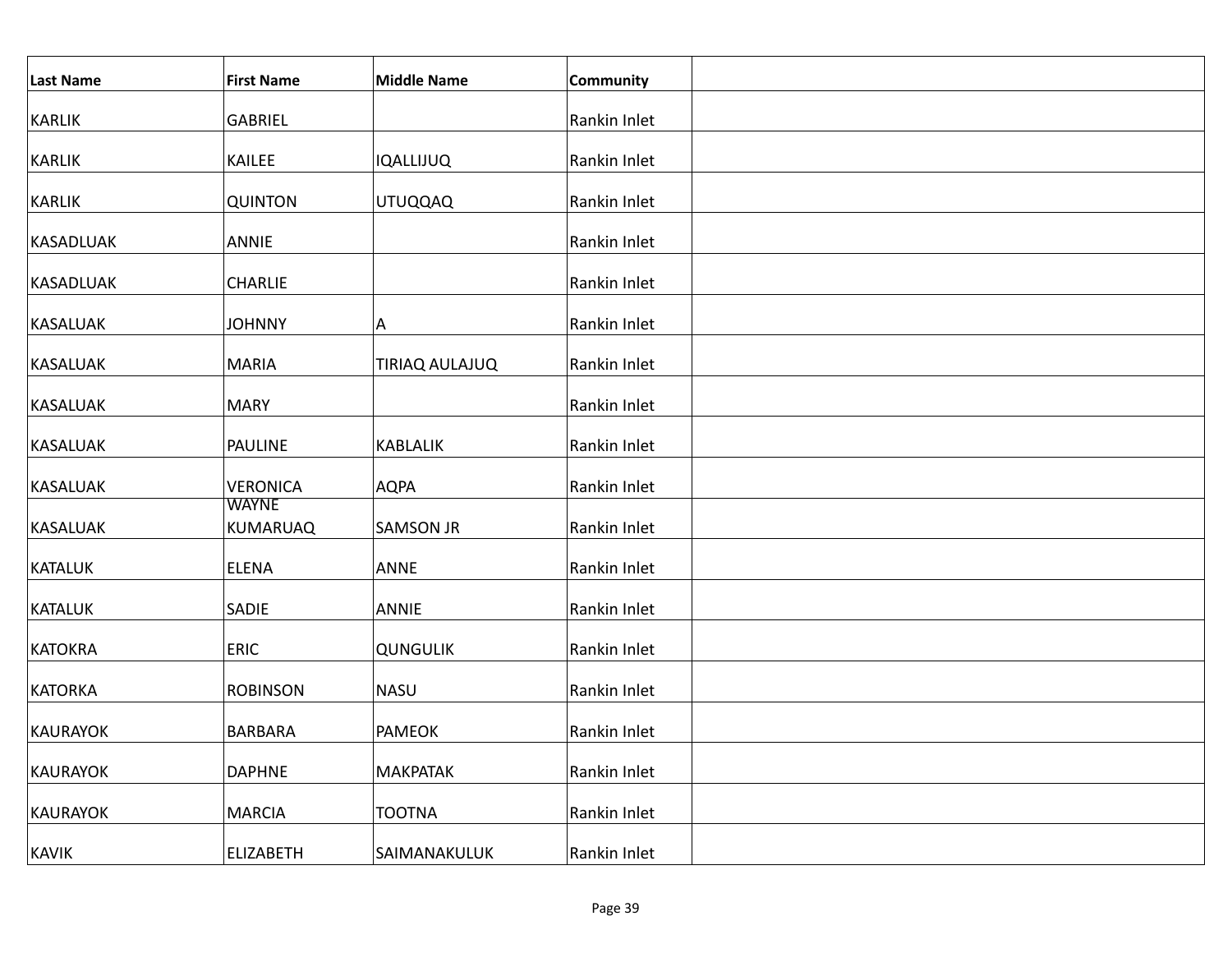| Last Name | First Name | Middle Name | Community | |
|---|---|---|---|---|
| KARLIK | GABRIEL | | Rankin Inlet | |
| KARLIK | KAILEE | IQALLIJUQ | Rankin Inlet | |
| KARLIK | QUINTON | UTUQQAQ | Rankin Inlet | |
| KASADLUAK | ANNIE | | Rankin Inlet | |
| KASADLUAK | CHARLIE | | Rankin Inlet | |
| KASALUAK | JOHNNY | A | Rankin Inlet | |
| KASALUAK | MARIA | TIRIAQ AULAJUQ | Rankin Inlet | |
| KASALUAK | MARY | | Rankin Inlet | |
| KASALUAK | PAULINE | KABLALIK | Rankin Inlet | |
| KASALUAK | VERONICA | AQPA | Rankin Inlet | |
| KASALUAK | WAYNE KUMARUAQ | SAMSON JR | Rankin Inlet | |
| KATALUK | ELENA | ANNE | Rankin Inlet | |
| KATALUK | SADIE | ANNIE | Rankin Inlet | |
| KATOKRA | ERIC | QUNGULIK | Rankin Inlet | |
| KATORKA | ROBINSON | NASU | Rankin Inlet | |
| KAURAYOK | BARBARA | PAMEOK | Rankin Inlet | |
| KAURAYOK | DAPHNE | MAKPATAK | Rankin Inlet | |
| KAURAYOK | MARCIA | TOOTNA | Rankin Inlet | |
| KAVIK | ELIZABETH | SAIMANAKULUK | Rankin Inlet | |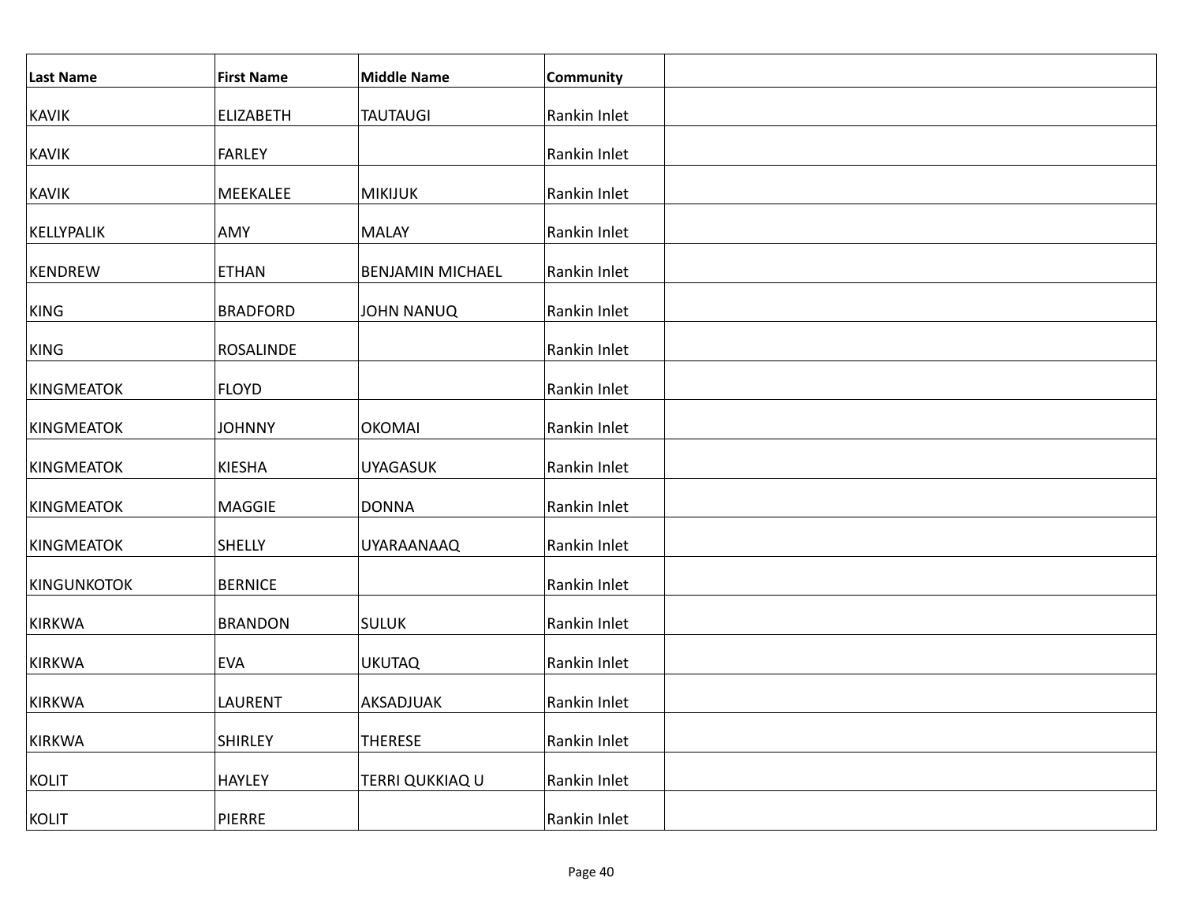| Last Name | First Name | Middle Name | Community | |
|---|---|---|---|---|
| KAVIK | ELIZABETH | TAUTAUGI | Rankin Inlet | |
| KAVIK | FARLEY | | Rankin Inlet | |
| KAVIK | MEEKALEE | MIKIJUK | Rankin Inlet | |
| KELLYPALIK | AMY | MALAY | Rankin Inlet | |
| KENDREW | ETHAN | BENJAMIN MICHAEL | Rankin Inlet | |
| KING | BRADFORD | JOHN NANUQ | Rankin Inlet | |
| KING | ROSALINDE | | Rankin Inlet | |
| KINGMEATOK | FLOYD | | Rankin Inlet | |
| KINGMEATOK | JOHNNY | OKOMAI | Rankin Inlet | |
| KINGMEATOK | KIESHA | UYAGASUK | Rankin Inlet | |
| KINGMEATOK | MAGGIE | DONNA | Rankin Inlet | |
| KINGMEATOK | SHELLY | UYARAANAAQ | Rankin Inlet | |
| KINGUNKOTOK | BERNICE | | Rankin Inlet | |
| KIRKWA | BRANDON | SULUK | Rankin Inlet | |
| KIRKWA | EVA | UKUTAQ | Rankin Inlet | |
| KIRKWA | LAURENT | AKSADJUAK | Rankin Inlet | |
| KIRKWA | SHIRLEY | THERESE | Rankin Inlet | |
| KOLIT | HAYLEY | TERRI QUKKIAQ U | Rankin Inlet | |
| KOLIT | PIERRE | | Rankin Inlet | |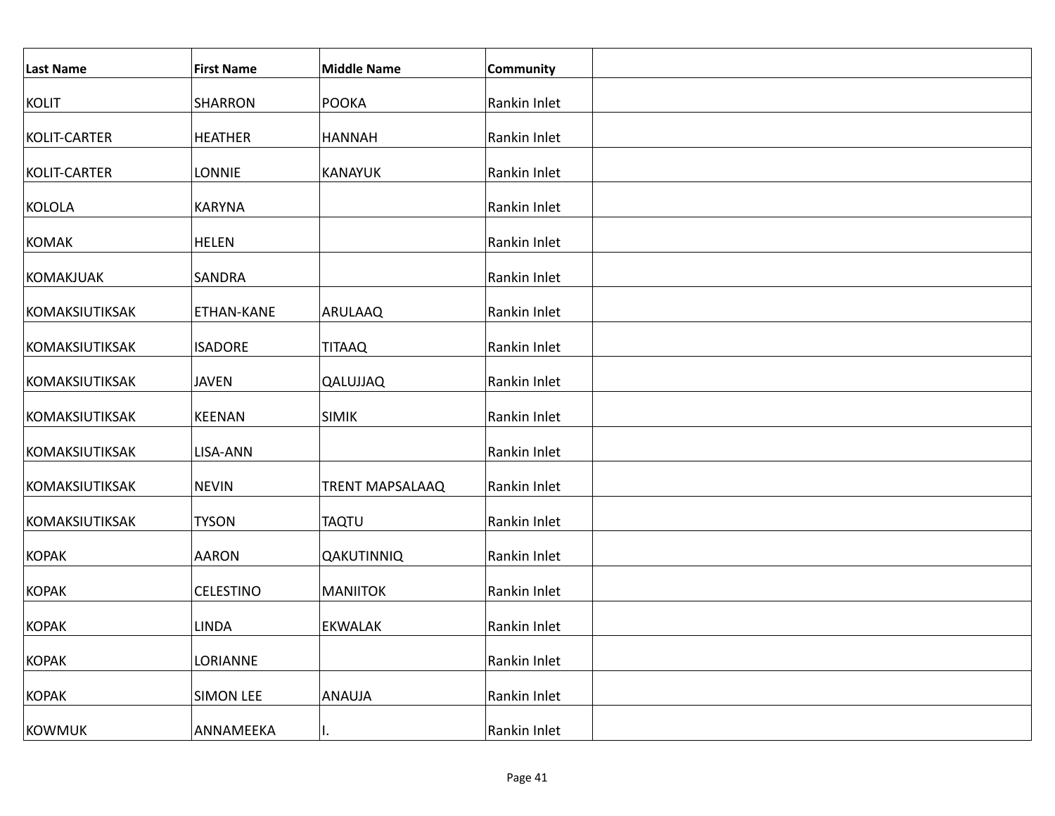| Last Name | First Name | Middle Name | Community | |
|---|---|---|---|---|
| KOLIT | SHARRON | POOKA | Rankin Inlet | |
| KOLIT-CARTER | HEATHER | HANNAH | Rankin Inlet | |
| KOLIT-CARTER | LONNIE | KANAYUK | Rankin Inlet | |
| KOLOLA | KARYNA | | Rankin Inlet | |
| KOMAK | HELEN | | Rankin Inlet | |
| KOMAKJUAK | SANDRA | | Rankin Inlet | |
| KOMAKSIUTIKSAK | ETHAN-KANE | ARULAAQ | Rankin Inlet | |
| KOMAKSIUTIKSAK | ISADORE | TITAAQ | Rankin Inlet | |
| KOMAKSIUTIKSAK | JAVEN | QALUJJAQ | Rankin Inlet | |
| KOMAKSIUTIKSAK | KEENAN | SIMIK | Rankin Inlet | |
| KOMAKSIUTIKSAK | LISA-ANN | | Rankin Inlet | |
| KOMAKSIUTIKSAK | NEVIN | TRENT MAPSALAAQ | Rankin Inlet | |
| KOMAKSIUTIKSAK | TYSON | TAQTU | Rankin Inlet | |
| KOPAK | AARON | QAKUTINNIQ | Rankin Inlet | |
| KOPAK | CELESTINO | MANIITOK | Rankin Inlet | |
| KOPAK | LINDA | EKWALAK | Rankin Inlet | |
| KOPAK | LORIANNE | | Rankin Inlet | |
| KOPAK | SIMON LEE | ANAUJA | Rankin Inlet | |
| KOWMUK | ANNAMEEKA | I. | Rankin Inlet | |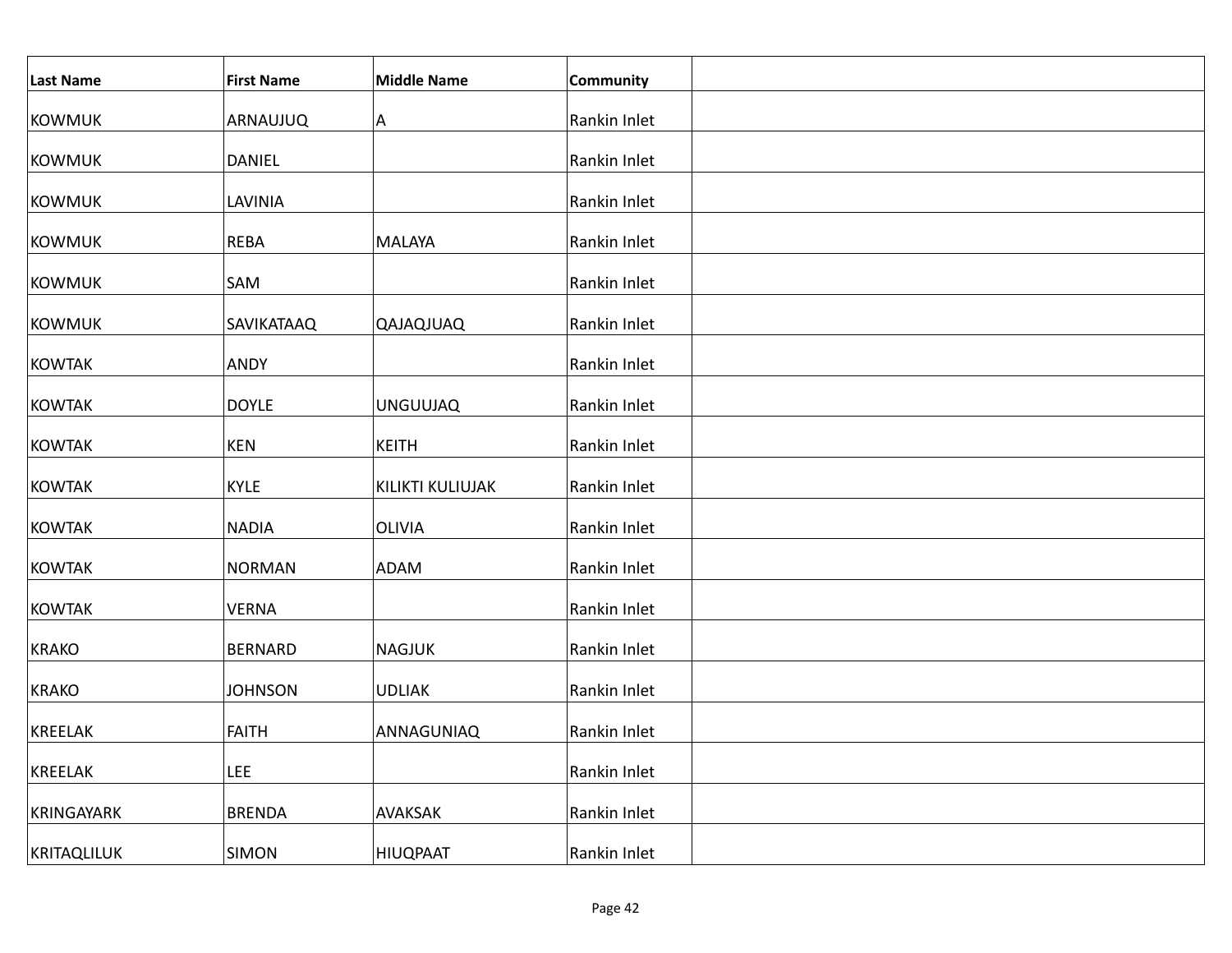| Last Name | First Name | Middle Name | Community | |
|---|---|---|---|---|
| KOWMUK | ARNAUJUQ | A | Rankin Inlet | |
| KOWMUK | DANIEL | | Rankin Inlet | |
| KOWMUK | LAVINIA | | Rankin Inlet | |
| KOWMUK | REBA | MALAYA | Rankin Inlet | |
| KOWMUK | SAM | | Rankin Inlet | |
| KOWMUK | SAVIKATAAQ | QAJAQJUAQ | Rankin Inlet | |
| KOWTAK | ANDY | | Rankin Inlet | |
| KOWTAK | DOYLE | UNGUUJAQ | Rankin Inlet | |
| KOWTAK | KEN | KEITH | Rankin Inlet | |
| KOWTAK | KYLE | KILIKTI KULIUJAK | Rankin Inlet | |
| KOWTAK | NADIA | OLIVIA | Rankin Inlet | |
| KOWTAK | NORMAN | ADAM | Rankin Inlet | |
| KOWTAK | VERNA | | Rankin Inlet | |
| KRAKO | BERNARD | NAGJUK | Rankin Inlet | |
| KRAKO | JOHNSON | UDLIAK | Rankin Inlet | |
| KREELAK | FAITH | ANNAGUNIAQ | Rankin Inlet | |
| KREELAK | LEE | | Rankin Inlet | |
| KRINGAYARK | BRENDA | AVAKSAK | Rankin Inlet | |
| KRITAQLILUK | SIMON | HIUQPAAT | Rankin Inlet | |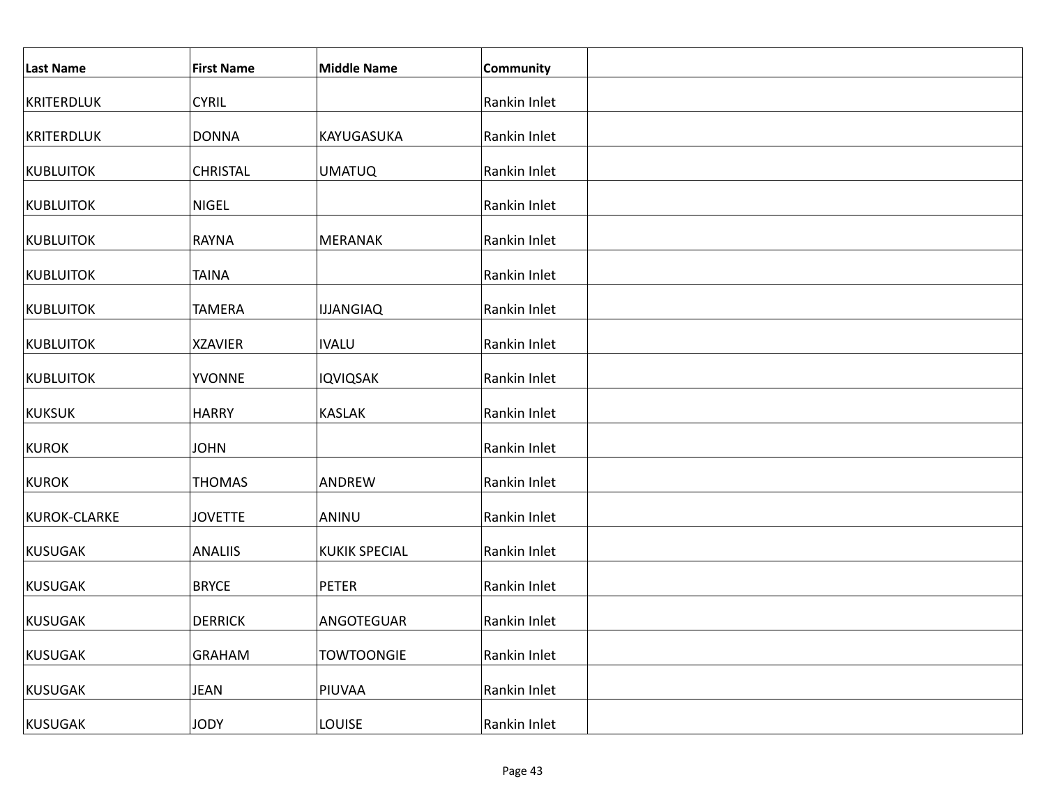| Last Name | First Name | Middle Name | Community | |
|---|---|---|---|---|
| KRITERDLUK | CYRIL | | Rankin Inlet | |
| KRITERDLUK | DONNA | KAYUGASUKA | Rankin Inlet | |
| KUBLUITOK | CHRISTAL | UMATUQ | Rankin Inlet | |
| KUBLUITOK | NIGEL | | Rankin Inlet | |
| KUBLUITOK | RAYNA | MERANAK | Rankin Inlet | |
| KUBLUITOK | TAINA | | Rankin Inlet | |
| KUBLUITOK | TAMERA | IJJANGIAQ | Rankin Inlet | |
| KUBLUITOK | XZAVIER | IVALU | Rankin Inlet | |
| KUBLUITOK | YVONNE | IQVIQSAK | Rankin Inlet | |
| KUKSUK | HARRY | KASLAK | Rankin Inlet | |
| KUROK | JOHN | | Rankin Inlet | |
| KUROK | THOMAS | ANDREW | Rankin Inlet | |
| KUROK-CLARKE | JOVETTE | ANINU | Rankin Inlet | |
| KUSUGAK | ANALIIS | KUKIK SPECIAL | Rankin Inlet | |
| KUSUGAK | BRYCE | PETER | Rankin Inlet | |
| KUSUGAK | DERRICK | ANGOTEGUAR | Rankin Inlet | |
| KUSUGAK | GRAHAM | TOWTOONGIE | Rankin Inlet | |
| KUSUGAK | JEAN | PIUVAA | Rankin Inlet | |
| KUSUGAK | JODY | LOUISE | Rankin Inlet | |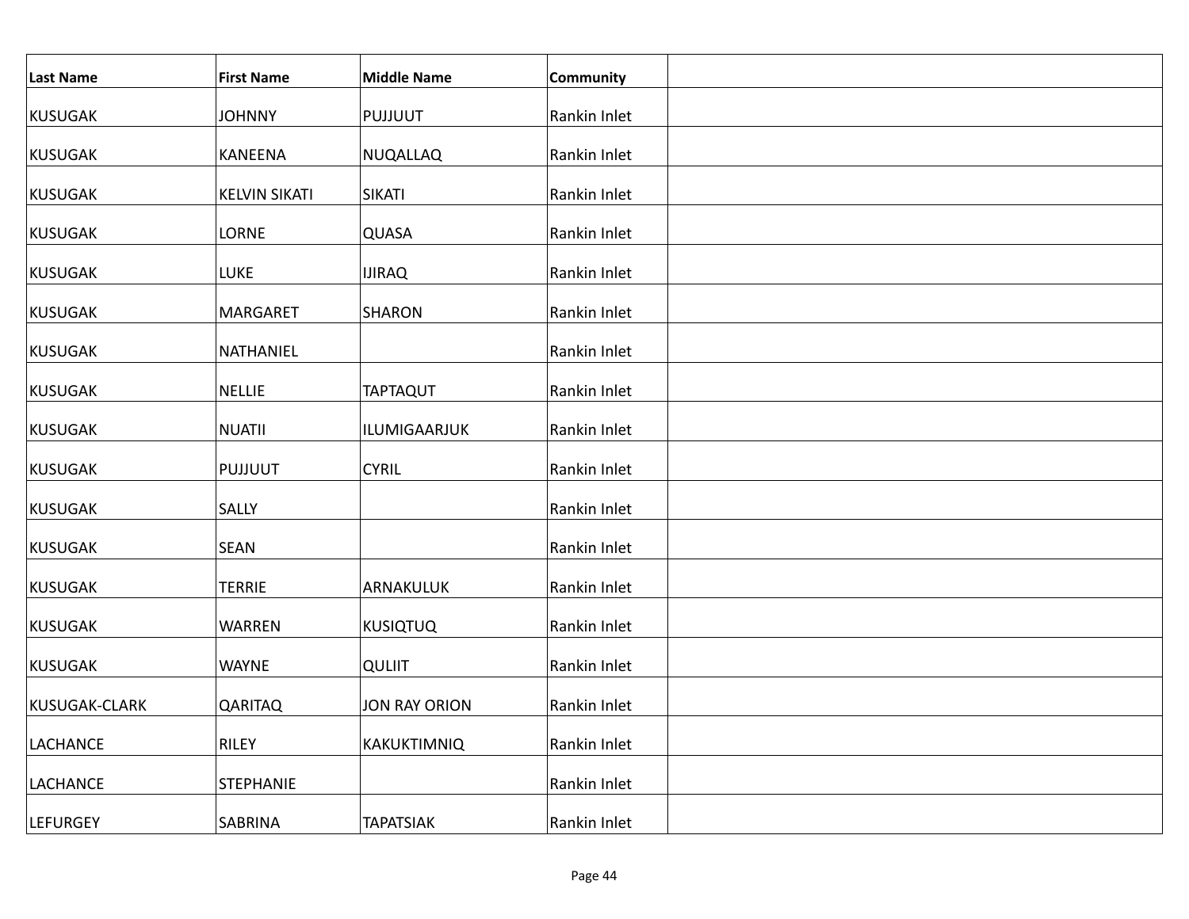| Last Name | First Name | Middle Name | Community | |
|---|---|---|---|---|
| KUSUGAK | JOHNNY | PUJJUUT | Rankin Inlet | |
| KUSUGAK | KANEENA | NUQALLAQ | Rankin Inlet | |
| KUSUGAK | KELVIN SIKATI | SIKATI | Rankin Inlet | |
| KUSUGAK | LORNE | QUASA | Rankin Inlet | |
| KUSUGAK | LUKE | IJIRAQ | Rankin Inlet | |
| KUSUGAK | MARGARET | SHARON | Rankin Inlet | |
| KUSUGAK | NATHANIEL | | Rankin Inlet | |
| KUSUGAK | NELLIE | TAPTAQUT | Rankin Inlet | |
| KUSUGAK | NUATII | ILUMIGAARJUK | Rankin Inlet | |
| KUSUGAK | PUJJUUT | CYRIL | Rankin Inlet | |
| KUSUGAK | SALLY | | Rankin Inlet | |
| KUSUGAK | SEAN | | Rankin Inlet | |
| KUSUGAK | TERRIE | ARNAKULUK | Rankin Inlet | |
| KUSUGAK | WARREN | KUSIQTUQ | Rankin Inlet | |
| KUSUGAK | WAYNE | QULIIT | Rankin Inlet | |
| KUSUGAK-CLARK | QARITAQ | JON RAY ORION | Rankin Inlet | |
| LACHANCE | RILEY | KAKUKTIMNIQ | Rankin Inlet | |
| LACHANCE | STEPHANIE | | Rankin Inlet | |
| LEFURGEY | SABRINA | TAPATSIAK | Rankin Inlet | |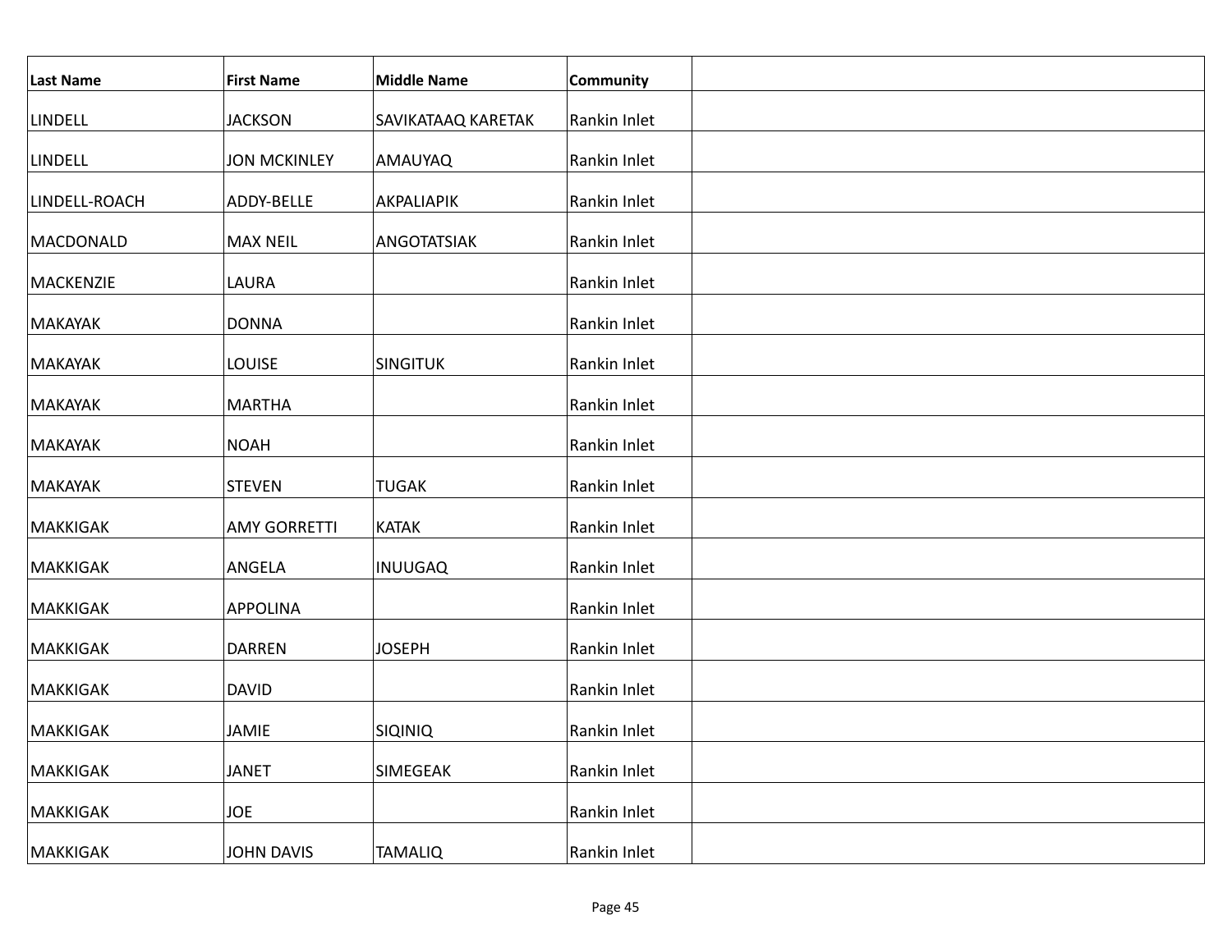| Last Name | First Name | Middle Name | Community | |
|---|---|---|---|---|
| LINDELL | JACKSON | SAVIKATAAQ KARETAK | Rankin Inlet | |
| LINDELL | JON MCKINLEY | AMAUYAQ | Rankin Inlet | |
| LINDELL-ROACH | ADDY-BELLE | AKPALIAPIK | Rankin Inlet | |
| MACDONALD | MAX NEIL | ANGOTATSIAK | Rankin Inlet | |
| MACKENZIE | LAURA | | Rankin Inlet | |
| MAKAYAK | DONNA | | Rankin Inlet | |
| MAKAYAK | LOUISE | SINGITUK | Rankin Inlet | |
| MAKAYAK | MARTHA | | Rankin Inlet | |
| MAKAYAK | NOAH | | Rankin Inlet | |
| MAKAYAK | STEVEN | TUGAK | Rankin Inlet | |
| MAKKIGAK | AMY GORRETTI | KATAK | Rankin Inlet | |
| MAKKIGAK | ANGELA | INUUGAQ | Rankin Inlet | |
| MAKKIGAK | APPOLINA | | Rankin Inlet | |
| MAKKIGAK | DARREN | JOSEPH | Rankin Inlet | |
| MAKKIGAK | DAVID | | Rankin Inlet | |
| MAKKIGAK | JAMIE | SIQINIQ | Rankin Inlet | |
| MAKKIGAK | JANET | SIMEGEAK | Rankin Inlet | |
| MAKKIGAK | JOE | | Rankin Inlet | |
| MAKKIGAK | JOHN DAVIS | TAMALIQ | Rankin Inlet | |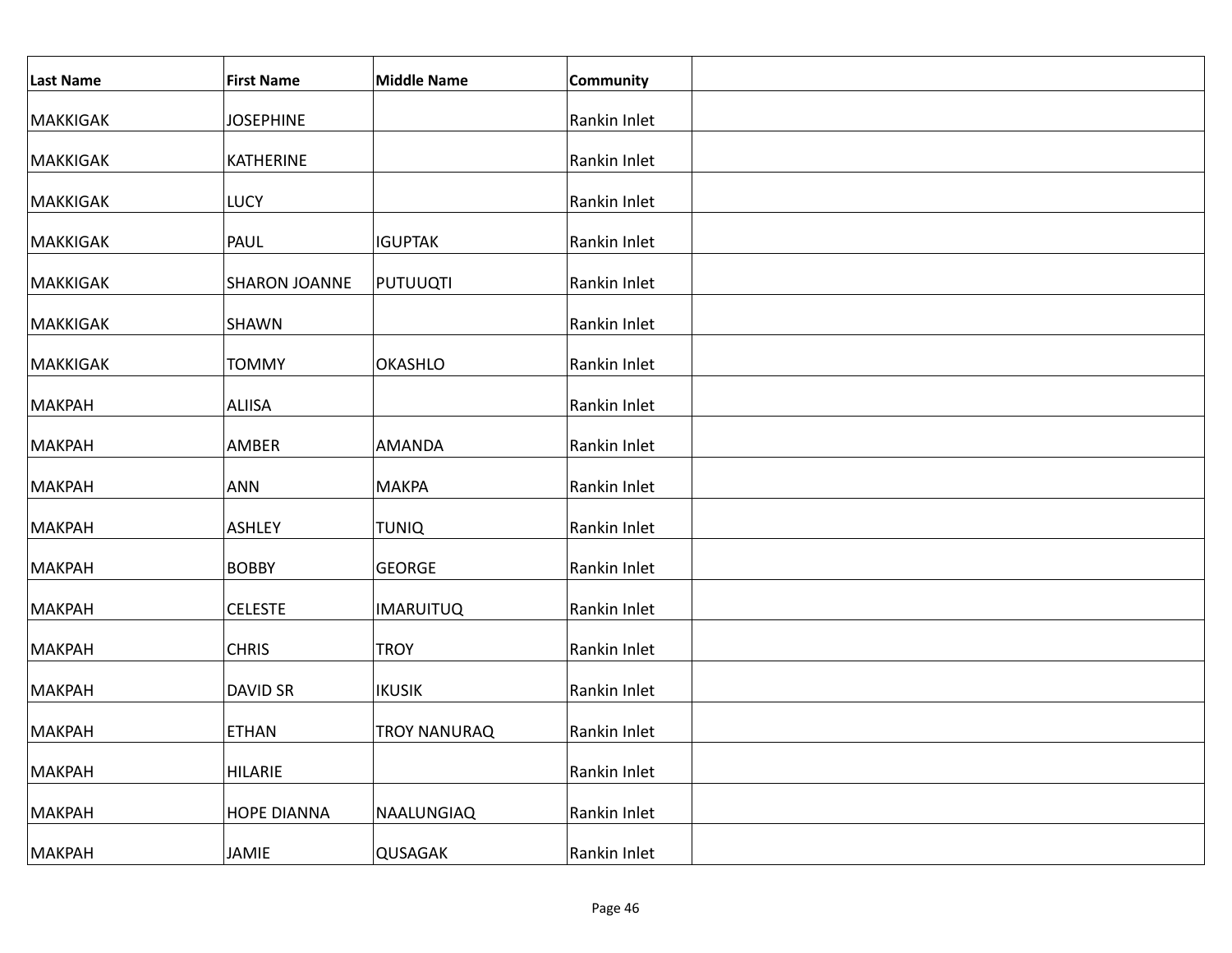| Last Name | First Name | Middle Name | Community | |
|---|---|---|---|---|
| MAKKIGAK | JOSEPHINE | | Rankin Inlet | |
| MAKKIGAK | KATHERINE | | Rankin Inlet | |
| MAKKIGAK | LUCY | | Rankin Inlet | |
| MAKKIGAK | PAUL | IGUPTAK | Rankin Inlet | |
| MAKKIGAK | SHARON JOANNE | PUTUUQTI | Rankin Inlet | |
| MAKKIGAK | SHAWN | | Rankin Inlet | |
| MAKKIGAK | TOMMY | OKASHLO | Rankin Inlet | |
| MAKPAH | ALIISA | | Rankin Inlet | |
| MAKPAH | AMBER | AMANDA | Rankin Inlet | |
| MAKPAH | ANN | MAKPA | Rankin Inlet | |
| MAKPAH | ASHLEY | TUNIQ | Rankin Inlet | |
| MAKPAH | BOBBY | GEORGE | Rankin Inlet | |
| MAKPAH | CELESTE | IMARUITUQ | Rankin Inlet | |
| MAKPAH | CHRIS | TROY | Rankin Inlet | |
| MAKPAH | DAVID SR | IKUSIK | Rankin Inlet | |
| MAKPAH | ETHAN | TROY NANURAQ | Rankin Inlet | |
| MAKPAH | HILARIE | | Rankin Inlet | |
| MAKPAH | HOPE DIANNA | NAALUNGIAQ | Rankin Inlet | |
| MAKPAH | JAMIE | QUSAGAK | Rankin Inlet | |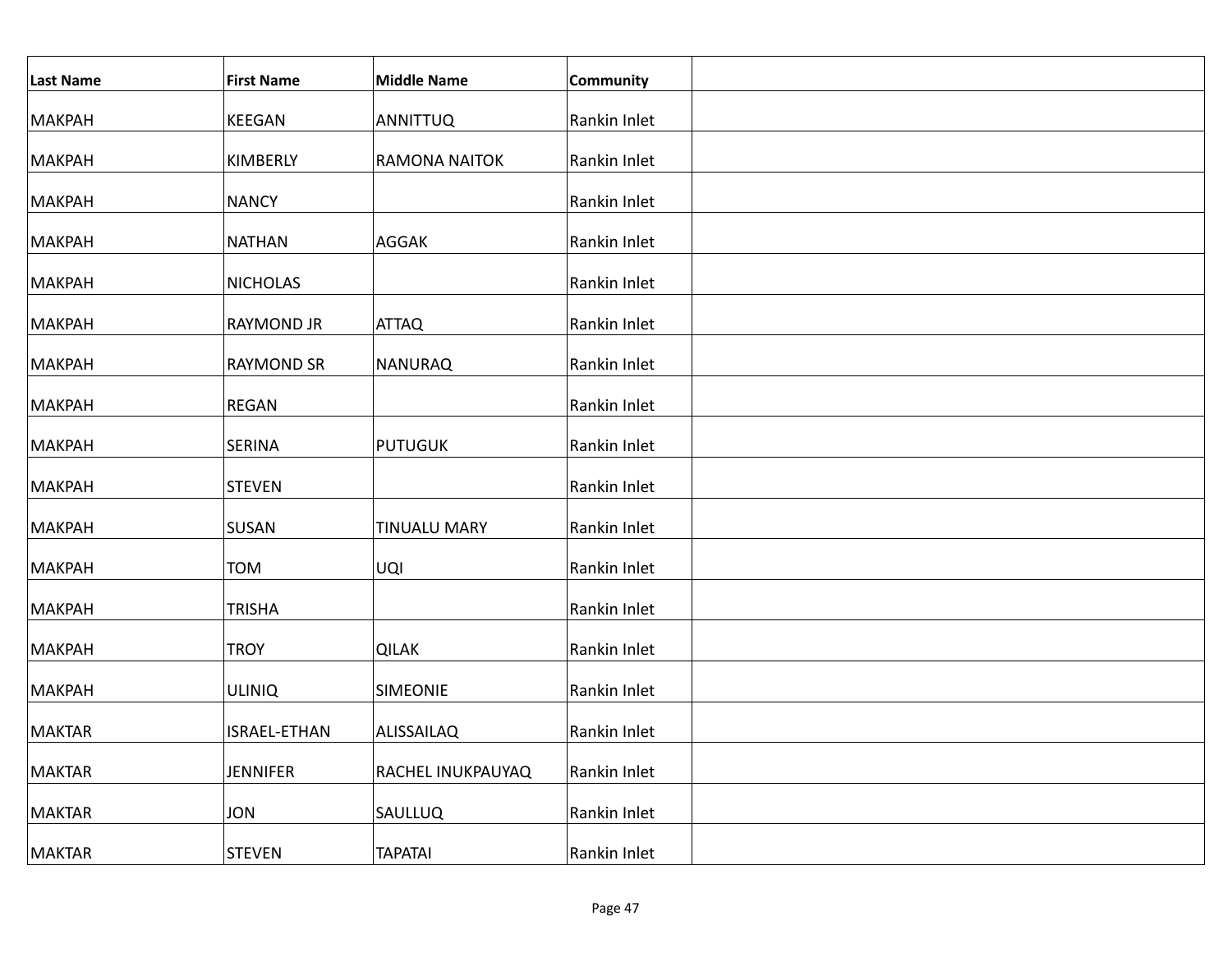| Last Name | First Name | Middle Name | Community | |
|---|---|---|---|---|
| MAKPAH | KEEGAN | ANNITTUQ | Rankin Inlet | |
| MAKPAH | KIMBERLY | RAMONA NAITOK | Rankin Inlet | |
| MAKPAH | NANCY | | Rankin Inlet | |
| MAKPAH | NATHAN | AGGAK | Rankin Inlet | |
| MAKPAH | NICHOLAS | | Rankin Inlet | |
| MAKPAH | RAYMOND JR | ATTAQ | Rankin Inlet | |
| MAKPAH | RAYMOND SR | NANURAQ | Rankin Inlet | |
| MAKPAH | REGAN | | Rankin Inlet | |
| MAKPAH | SERINA | PUTUGUK | Rankin Inlet | |
| MAKPAH | STEVEN | | Rankin Inlet | |
| MAKPAH | SUSAN | TINUALU MARY | Rankin Inlet | |
| MAKPAH | TOM | UQI | Rankin Inlet | |
| MAKPAH | TRISHA | | Rankin Inlet | |
| MAKPAH | TROY | QILAK | Rankin Inlet | |
| MAKPAH | ULINIQ | SIMEONIE | Rankin Inlet | |
| MAKTAR | ISRAEL-ETHAN | ALISSAILAQ | Rankin Inlet | |
| MAKTAR | JENNIFER | RACHEL INUKPAUYAQ | Rankin Inlet | |
| MAKTAR | JON | SAULLUQ | Rankin Inlet | |
| MAKTAR | STEVEN | TAPATAI | Rankin Inlet | |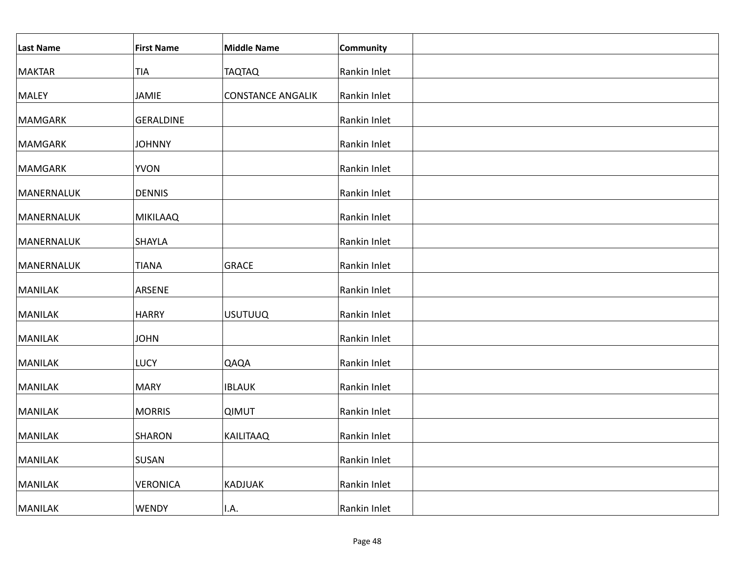| Last Name | First Name | Middle Name | Community | |
|---|---|---|---|---|
| MAKTAR | TIA | TAQTAQ | Rankin Inlet | |
| MALEY | JAMIE | CONSTANCE ANGALIK | Rankin Inlet | |
| MAMGARK | GERALDINE | | Rankin Inlet | |
| MAMGARK | JOHNNY | | Rankin Inlet | |
| MAMGARK | YVON | | Rankin Inlet | |
| MANERNALUK | DENNIS | | Rankin Inlet | |
| MANERNALUK | MIKILAAQ | | Rankin Inlet | |
| MANERNALUK | SHAYLA | | Rankin Inlet | |
| MANERNALUK | TIANA | GRACE | Rankin Inlet | |
| MANILAK | ARSENE | | Rankin Inlet | |
| MANILAK | HARRY | USUTUUQ | Rankin Inlet | |
| MANILAK | JOHN | | Rankin Inlet | |
| MANILAK | LUCY | QAQA | Rankin Inlet | |
| MANILAK | MARY | IBLAUK | Rankin Inlet | |
| MANILAK | MORRIS | QIMUT | Rankin Inlet | |
| MANILAK | SHARON | KAILITAAQ | Rankin Inlet | |
| MANILAK | SUSAN | | Rankin Inlet | |
| MANILAK | VERONICA | KADJUAK | Rankin Inlet | |
| MANILAK | WENDY | I.A. | Rankin Inlet | |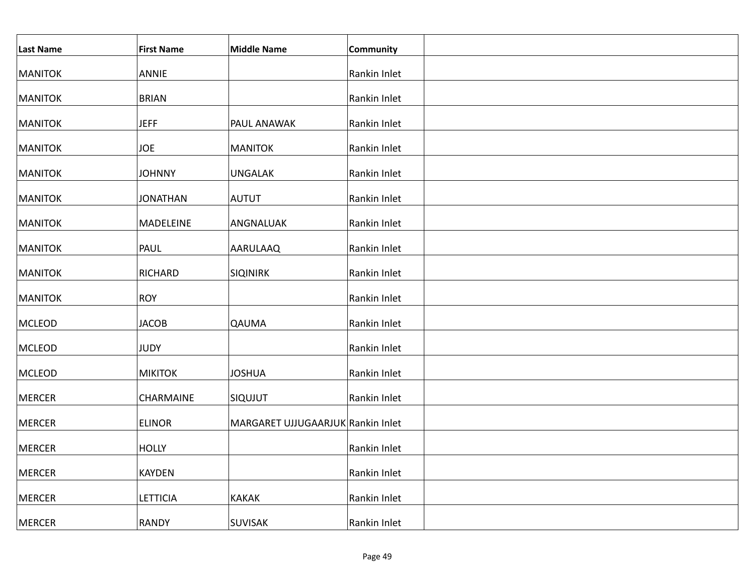| Last Name | First Name | Middle Name | Community | |
|---|---|---|---|---|
| MANITOK | ANNIE | | Rankin Inlet | |
| MANITOK | BRIAN | | Rankin Inlet | |
| MANITOK | JEFF | PAUL ANAWAK | Rankin Inlet | |
| MANITOK | JOE | MANITOK | Rankin Inlet | |
| MANITOK | JOHNNY | UNGALAK | Rankin Inlet | |
| MANITOK | JONATHAN | AUTUT | Rankin Inlet | |
| MANITOK | MADELEINE | ANGNALUAK | Rankin Inlet | |
| MANITOK | PAUL | AARULAAQ | Rankin Inlet | |
| MANITOK | RICHARD | SIQINIRK | Rankin Inlet | |
| MANITOK | ROY | | Rankin Inlet | |
| MCLEOD | JACOB | QAUMA | Rankin Inlet | |
| MCLEOD | JUDY | | Rankin Inlet | |
| MCLEOD | MIKITOK | JOSHUA | Rankin Inlet | |
| MERCER | CHARMAINE | SIQUJUT | Rankin Inlet | |
| MERCER | ELINOR | MARGARET UJJUGAARJUK | Rankin Inlet | |
| MERCER | HOLLY | | Rankin Inlet | |
| MERCER | KAYDEN | | Rankin Inlet | |
| MERCER | LETTICIA | KAKAK | Rankin Inlet | |
| MERCER | RANDY | SUVISAK | Rankin Inlet | |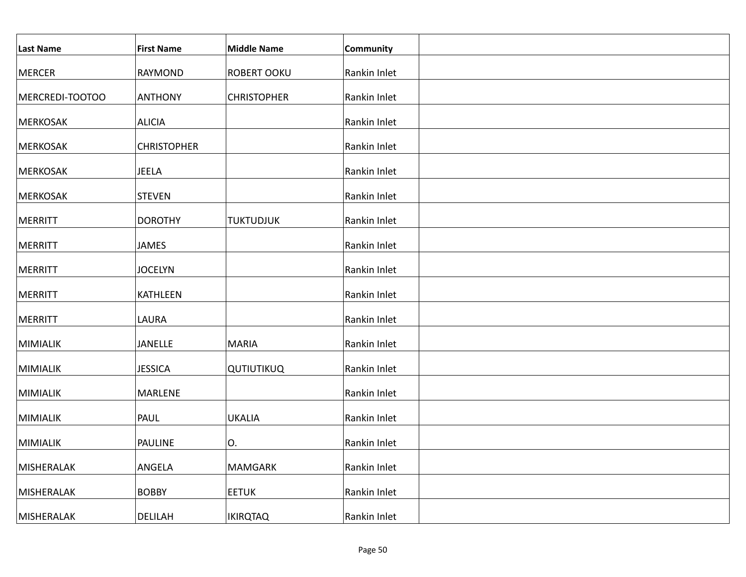| Last Name | First Name | Middle Name | Community | |
|---|---|---|---|---|
| MERCER | RAYMOND | ROBERT OOKU | Rankin Inlet | |
| MERCREDI-TOOTOO | ANTHONY | CHRISTOPHER | Rankin Inlet | |
| MERKOSAK | ALICIA | | Rankin Inlet | |
| MERKOSAK | CHRISTOPHER | | Rankin Inlet | |
| MERKOSAK | JEELA | | Rankin Inlet | |
| MERKOSAK | STEVEN | | Rankin Inlet | |
| MERRITT | DOROTHY | TUKTUDJUK | Rankin Inlet | |
| MERRITT | JAMES | | Rankin Inlet | |
| MERRITT | JOCELYN | | Rankin Inlet | |
| MERRITT | KATHLEEN | | Rankin Inlet | |
| MERRITT | LAURA | | Rankin Inlet | |
| MIMIALIK | JANELLE | MARIA | Rankin Inlet | |
| MIMIALIK | JESSICA | QUTIUTIKUQ | Rankin Inlet | |
| MIMIALIK | MARLENE | | Rankin Inlet | |
| MIMIALIK | PAUL | UKALIA | Rankin Inlet | |
| MIMIALIK | PAULINE | O. | Rankin Inlet | |
| MISHERALAK | ANGELA | MAMGARK | Rankin Inlet | |
| MISHERALAK | BOBBY | EETUK | Rankin Inlet | |
| MISHERALAK | DELILAH | IKIRQTAQ | Rankin Inlet | |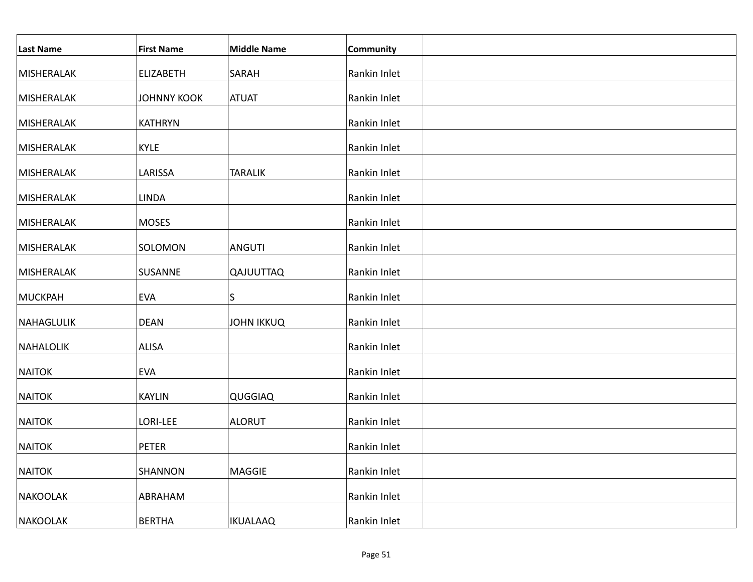| Last Name | First Name | Middle Name | Community | |
|---|---|---|---|---|
| MISHERALAK | ELIZABETH | SARAH | Rankin Inlet | |
| MISHERALAK | JOHNNY KOOK | ATUAT | Rankin Inlet | |
| MISHERALAK | KATHRYN | | Rankin Inlet | |
| MISHERALAK | KYLE | | Rankin Inlet | |
| MISHERALAK | LARISSA | TARALIK | Rankin Inlet | |
| MISHERALAK | LINDA | | Rankin Inlet | |
| MISHERALAK | MOSES | | Rankin Inlet | |
| MISHERALAK | SOLOMON | ANGUTI | Rankin Inlet | |
| MISHERALAK | SUSANNE | QAJUUTTAQ | Rankin Inlet | |
| MUCKPAH | EVA | S | Rankin Inlet | |
| NAHAGLULIK | DEAN | JOHN IKKUQ | Rankin Inlet | |
| NAHALOLIK | ALISA | | Rankin Inlet | |
| NAITOK | EVA | | Rankin Inlet | |
| NAITOK | KAYLIN | QUGGIAQ | Rankin Inlet | |
| NAITOK | LORI-LEE | ALORUT | Rankin Inlet | |
| NAITOK | PETER | | Rankin Inlet | |
| NAITOK | SHANNON | MAGGIE | Rankin Inlet | |
| NAKOOLAK | ABRAHAM | | Rankin Inlet | |
| NAKOOLAK | BERTHA | IKUALAAQ | Rankin Inlet | |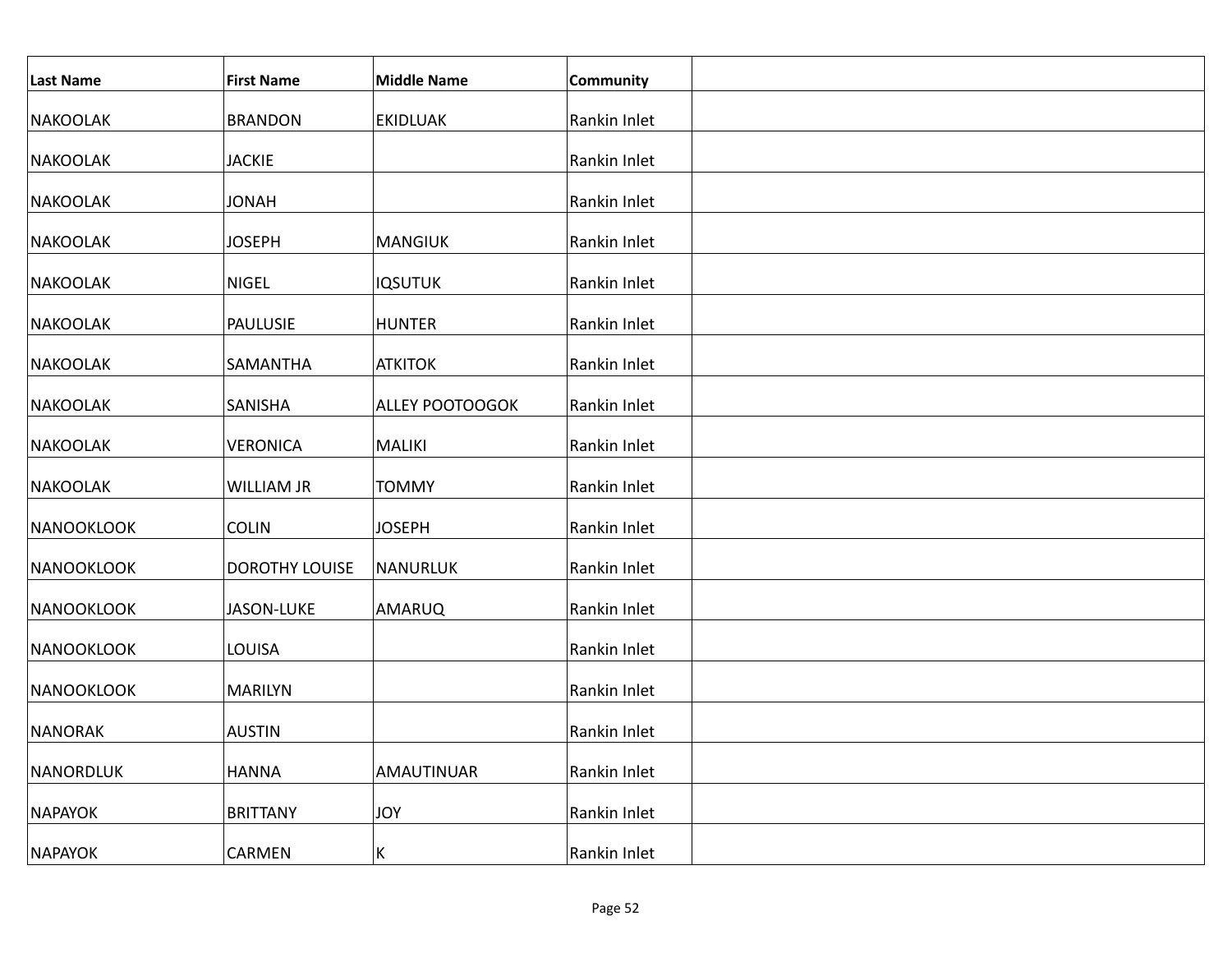| Last Name | First Name | Middle Name | Community | |
|---|---|---|---|---|
| NAKOOLAK | BRANDON | EKIDLUAK | Rankin Inlet | |
| NAKOOLAK | JACKIE | | Rankin Inlet | |
| NAKOOLAK | JONAH | | Rankin Inlet | |
| NAKOOLAK | JOSEPH | MANGIUK | Rankin Inlet | |
| NAKOOLAK | NIGEL | IQSUTUK | Rankin Inlet | |
| NAKOOLAK | PAULUSIE | HUNTER | Rankin Inlet | |
| NAKOOLAK | SAMANTHA | ATKITOK | Rankin Inlet | |
| NAKOOLAK | SANISHA | ALLEY POOTOOGOK | Rankin Inlet | |
| NAKOOLAK | VERONICA | MALIKI | Rankin Inlet | |
| NAKOOLAK | WILLIAM JR | TOMMY | Rankin Inlet | |
| NANOOKLOOK | COLIN | JOSEPH | Rankin Inlet | |
| NANOOKLOOK | DOROTHY LOUISE | NANURLUK | Rankin Inlet | |
| NANOOKLOOK | JASON-LUKE | AMARUQ | Rankin Inlet | |
| NANOOKLOOK | LOUISA | | Rankin Inlet | |
| NANOOKLOOK | MARILYN | | Rankin Inlet | |
| NANORAK | AUSTIN | | Rankin Inlet | |
| NANORDLUK | HANNA | AMAUTINUAR | Rankin Inlet | |
| NAPAYOK | BRITTANY | JOY | Rankin Inlet | |
| NAPAYOK | CARMEN | K | Rankin Inlet | |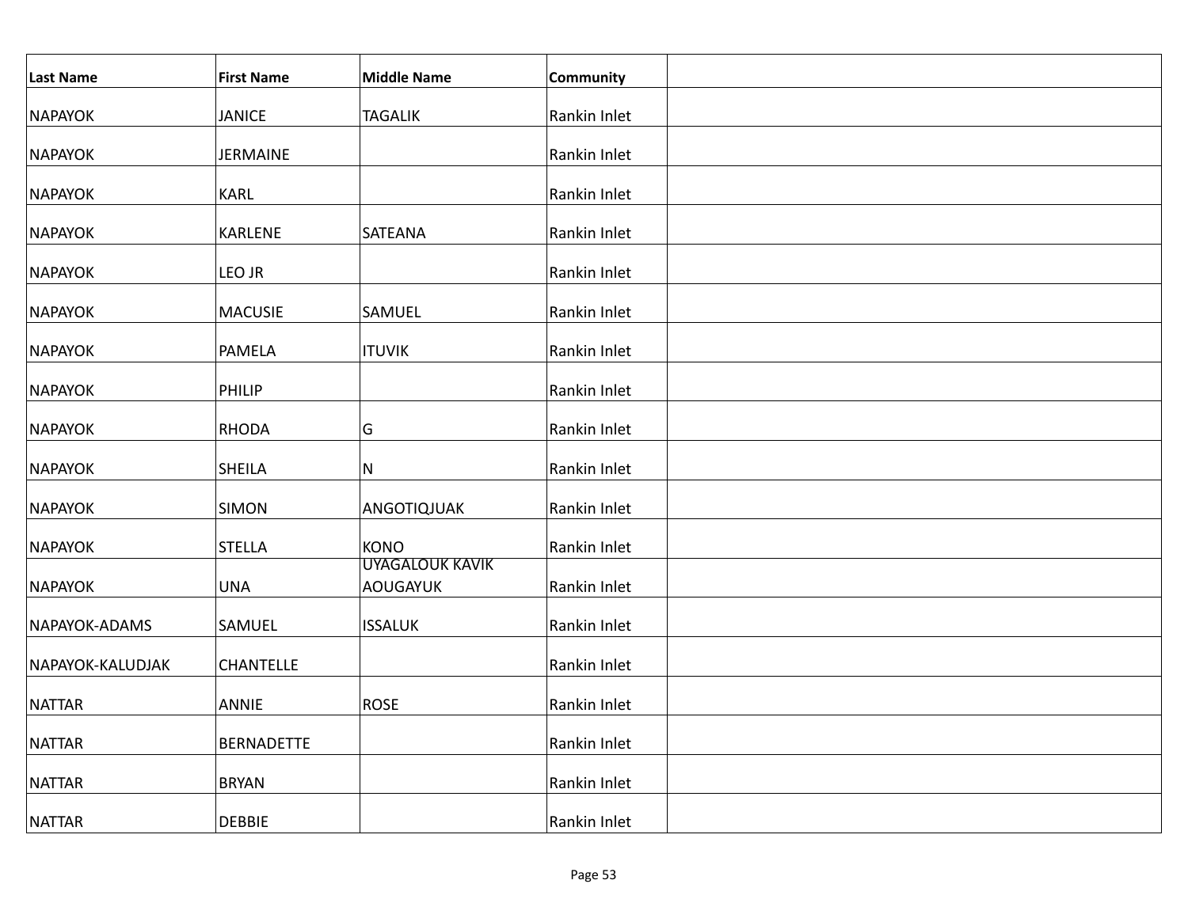| Last Name | First Name | Middle Name | Community | |
|---|---|---|---|---|
| NAPAYOK | JANICE | TAGALIK | Rankin Inlet | |
| NAPAYOK | JERMAINE | | Rankin Inlet | |
| NAPAYOK | KARL | | Rankin Inlet | |
| NAPAYOK | KARLENE | SATEANA | Rankin Inlet | |
| NAPAYOK | LEO JR | | Rankin Inlet | |
| NAPAYOK | MACUSIE | SAMUEL | Rankin Inlet | |
| NAPAYOK | PAMELA | ITUVIK | Rankin Inlet | |
| NAPAYOK | PHILIP | | Rankin Inlet | |
| NAPAYOK | RHODA | G | Rankin Inlet | |
| NAPAYOK | SHEILA | N | Rankin Inlet | |
| NAPAYOK | SIMON | ANGOTIQJUAK | Rankin Inlet | |
| NAPAYOK | STELLA | KONO | Rankin Inlet | |
| NAPAYOK | UNA | UYAGALOUK KAVIK AOUGAYUK | Rankin Inlet | |
| NAPAYOK-ADAMS | SAMUEL | ISSALUK | Rankin Inlet | |
| NAPAYOK-KALUDJAK | CHANTELLE | | Rankin Inlet | |
| NATTAR | ANNIE | ROSE | Rankin Inlet | |
| NATTAR | BERNADETTE | | Rankin Inlet | |
| NATTAR | BRYAN | | Rankin Inlet | |
| NATTAR | DEBBIE | | Rankin Inlet | |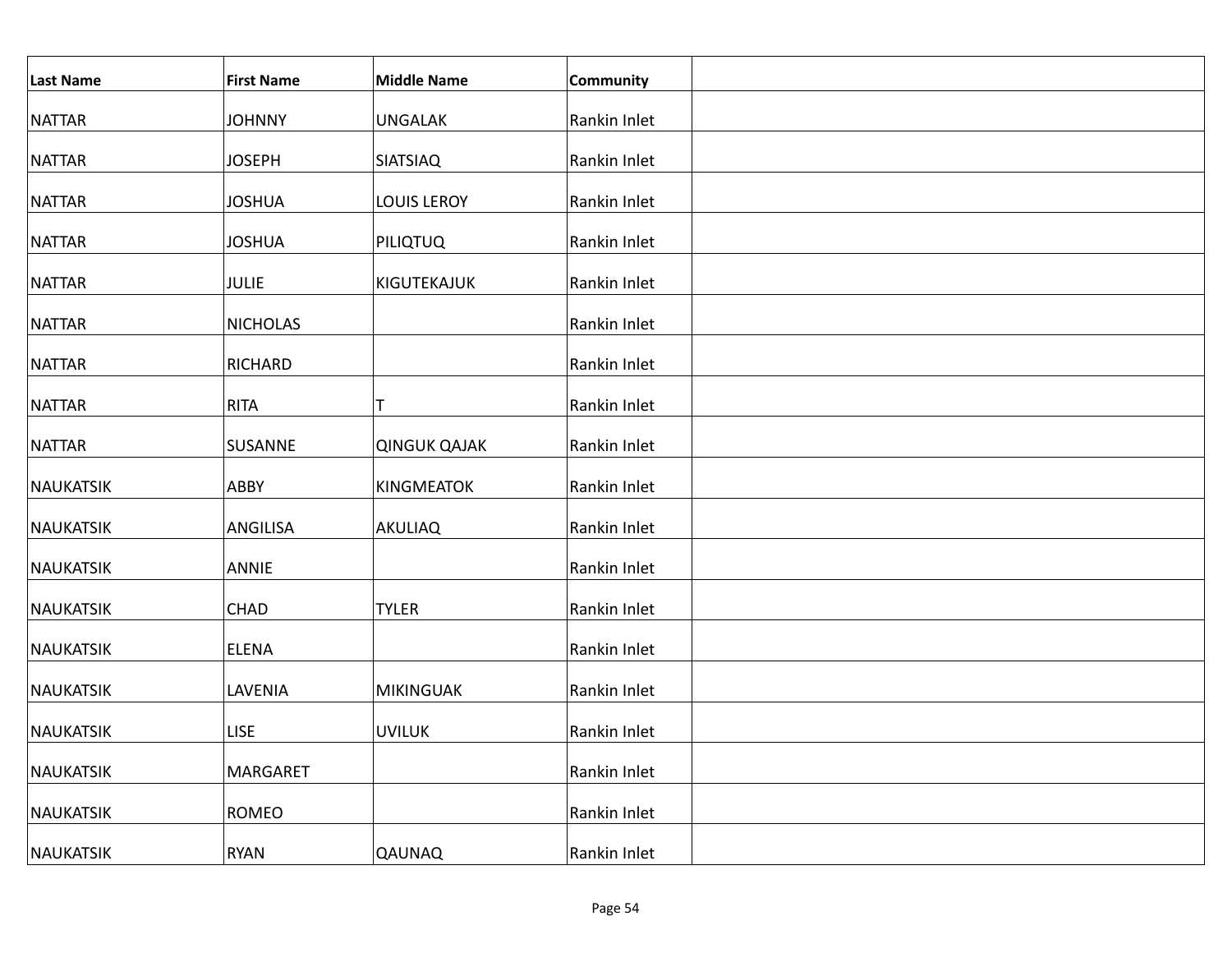| Last Name | First Name | Middle Name | Community | |
|---|---|---|---|---|
| NATTAR | JOHNNY | UNGALAK | Rankin Inlet | |
| NATTAR | JOSEPH | SIATSIAQ | Rankin Inlet | |
| NATTAR | JOSHUA | LOUIS LEROY | Rankin Inlet | |
| NATTAR | JOSHUA | PILIQTUQ | Rankin Inlet | |
| NATTAR | JULIE | KIGUTEKAJUK | Rankin Inlet | |
| NATTAR | NICHOLAS | | Rankin Inlet | |
| NATTAR | RICHARD | | Rankin Inlet | |
| NATTAR | RITA | T | Rankin Inlet | |
| NATTAR | SUSANNE | QINGUK QAJAK | Rankin Inlet | |
| NAUKATSIK | ABBY | KINGMEATOK | Rankin Inlet | |
| NAUKATSIK | ANGILISA | AKULIAQ | Rankin Inlet | |
| NAUKATSIK | ANNIE | | Rankin Inlet | |
| NAUKATSIK | CHAD | TYLER | Rankin Inlet | |
| NAUKATSIK | ELENA | | Rankin Inlet | |
| NAUKATSIK | LAVENIA | MIKINGUAK | Rankin Inlet | |
| NAUKATSIK | LISE | UVILUK | Rankin Inlet | |
| NAUKATSIK | MARGARET | | Rankin Inlet | |
| NAUKATSIK | ROMEO | | Rankin Inlet | |
| NAUKATSIK | RYAN | QAUNAQ | Rankin Inlet | |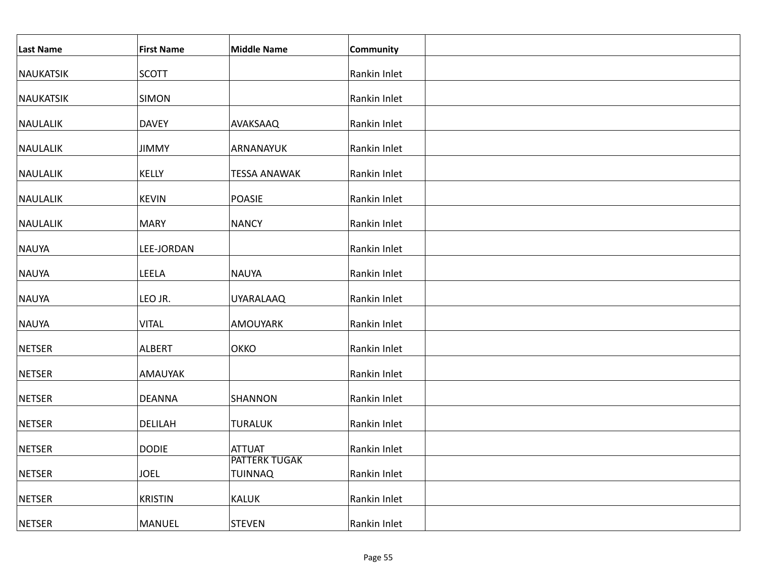| Last Name | First Name | Middle Name | Community | |
|---|---|---|---|---|
| NAUKATSIK | SCOTT | | Rankin Inlet | |
| NAUKATSIK | SIMON | | Rankin Inlet | |
| NAULALIK | DAVEY | AVAKSAAQ | Rankin Inlet | |
| NAULALIK | JIMMY | ARNANAYUK | Rankin Inlet | |
| NAULALIK | KELLY | TESSA ANAWAK | Rankin Inlet | |
| NAULALIK | KEVIN | POASIE | Rankin Inlet | |
| NAULALIK | MARY | NANCY | Rankin Inlet | |
| NAUYA | LEE-JORDAN | | Rankin Inlet | |
| NAUYA | LEELA | NAUYA | Rankin Inlet | |
| NAUYA | LEO JR. | UYARALAAQ | Rankin Inlet | |
| NAUYA | VITAL | AMOUYARK | Rankin Inlet | |
| NETSER | ALBERT | OKKO | Rankin Inlet | |
| NETSER | AMAUYAK | | Rankin Inlet | |
| NETSER | DEANNA | SHANNON | Rankin Inlet | |
| NETSER | DELILAH | TURALUK | Rankin Inlet | |
| NETSER | DODIE | ATTUAT | Rankin Inlet | |
| NETSER | JOEL | PATTERK TUGAK TUINNAQ | Rankin Inlet | |
| NETSER | KRISTIN | KALUK | Rankin Inlet | |
| NETSER | MANUEL | STEVEN | Rankin Inlet | |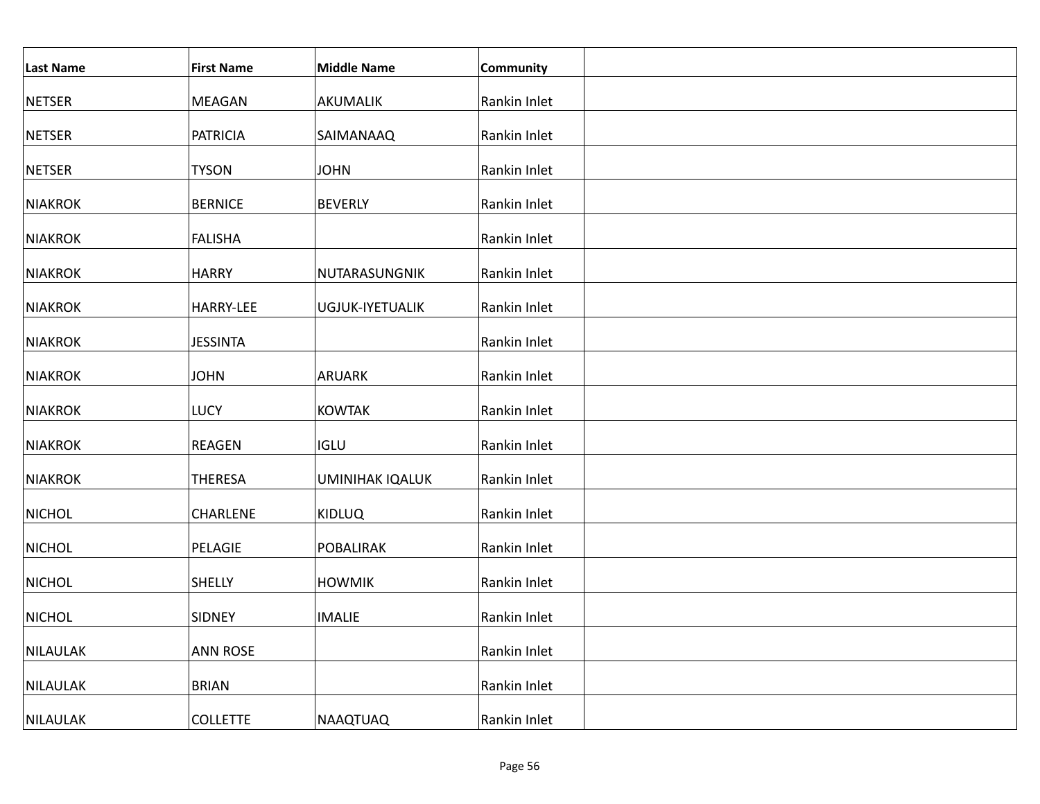| Last Name | First Name | Middle Name | Community | |
|---|---|---|---|---|
| NETSER | MEAGAN | AKUMALIK | Rankin Inlet | |
| NETSER | PATRICIA | SAIMANAAQ | Rankin Inlet | |
| NETSER | TYSON | JOHN | Rankin Inlet | |
| NIAKROK | BERNICE | BEVERLY | Rankin Inlet | |
| NIAKROK | FALISHA | | Rankin Inlet | |
| NIAKROK | HARRY | NUTARASUNGNIK | Rankin Inlet | |
| NIAKROK | HARRY-LEE | UGJUK-IYETUALIK | Rankin Inlet | |
| NIAKROK | JESSINTA | | Rankin Inlet | |
| NIAKROK | JOHN | ARUARK | Rankin Inlet | |
| NIAKROK | LUCY | KOWTAK | Rankin Inlet | |
| NIAKROK | REAGEN | IGLU | Rankin Inlet | |
| NIAKROK | THERESA | UMINIHAK IQALUK | Rankin Inlet | |
| NICHOL | CHARLENE | KIDLUQ | Rankin Inlet | |
| NICHOL | PELAGIE | POBALIRAK | Rankin Inlet | |
| NICHOL | SHELLY | HOWMIK | Rankin Inlet | |
| NICHOL | SIDNEY | IMALIE | Rankin Inlet | |
| NILAULAK | ANN ROSE | | Rankin Inlet | |
| NILAULAK | BRIAN | | Rankin Inlet | |
| NILAULAK | COLLETTE | NAAQTUAQ | Rankin Inlet | |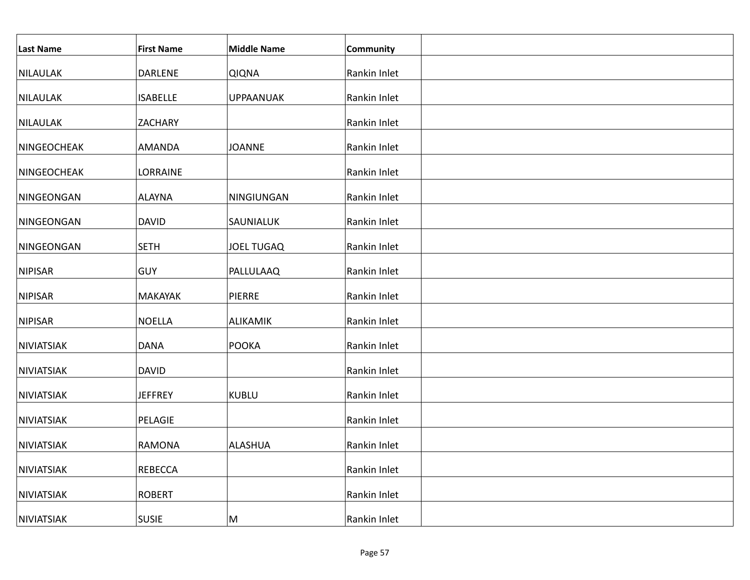| Last Name | First Name | Middle Name | Community | |
|---|---|---|---|---|
| NILAULAK | DARLENE | QIQNA | Rankin Inlet | |
| NILAULAK | ISABELLE | UPPAANUAK | Rankin Inlet | |
| NILAULAK | ZACHARY | | Rankin Inlet | |
| NINGEOCHEAK | AMANDA | JOANNE | Rankin Inlet | |
| NINGEOCHEAK | LORRAINE | | Rankin Inlet | |
| NINGEONGAN | ALAYNA | NINGIUNGAN | Rankin Inlet | |
| NINGEONGAN | DAVID | SAUNIALUK | Rankin Inlet | |
| NINGEONGAN | SETH | JOEL TUGAQ | Rankin Inlet | |
| NIPISAR | GUY | PALLULAAQ | Rankin Inlet | |
| NIPISAR | MAKAYAK | PIERRE | Rankin Inlet | |
| NIPISAR | NOELLA | ALIKAMIK | Rankin Inlet | |
| NIVIATSIAK | DANA | POOKA | Rankin Inlet | |
| NIVIATSIAK | DAVID | | Rankin Inlet | |
| NIVIATSIAK | JEFFREY | KUBLU | Rankin Inlet | |
| NIVIATSIAK | PELAGIE | | Rankin Inlet | |
| NIVIATSIAK | RAMONA | ALASHUA | Rankin Inlet | |
| NIVIATSIAK | REBECCA | | Rankin Inlet | |
| NIVIATSIAK | ROBERT | | Rankin Inlet | |
| NIVIATSIAK | SUSIE | M | Rankin Inlet | |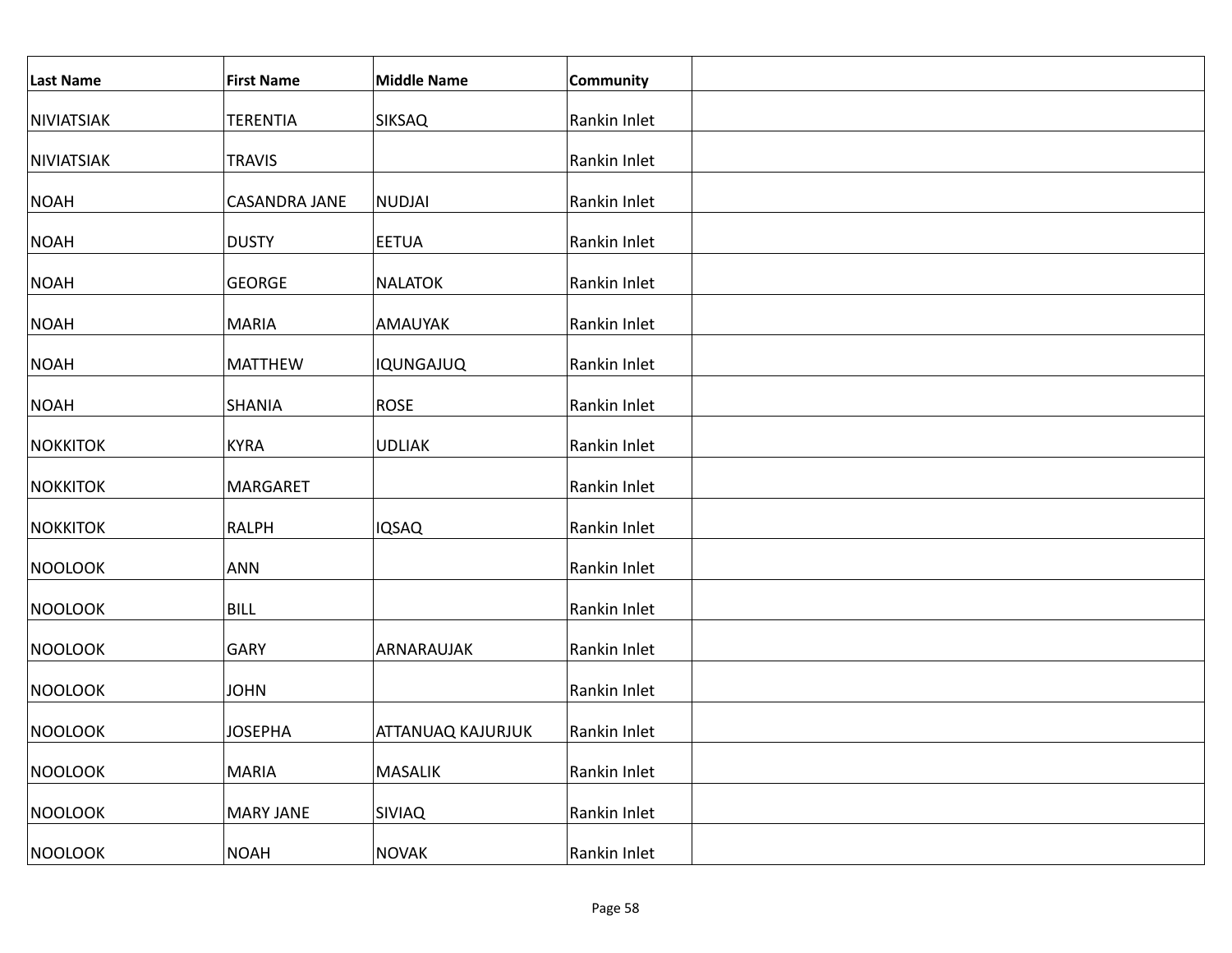| Last Name | First Name | Middle Name | Community | |
|---|---|---|---|---|
| NIVIATSIAK | TERENTIA | SIKSAQ | Rankin Inlet | |
| NIVIATSIAK | TRAVIS | | Rankin Inlet | |
| NOAH | CASANDRA JANE | NUDJAI | Rankin Inlet | |
| NOAH | DUSTY | EETUA | Rankin Inlet | |
| NOAH | GEORGE | NALATOK | Rankin Inlet | |
| NOAH | MARIA | AMAUYAK | Rankin Inlet | |
| NOAH | MATTHEW | IQUNGAJUQ | Rankin Inlet | |
| NOAH | SHANIA | ROSE | Rankin Inlet | |
| NOKKITOK | KYRA | UDLIAK | Rankin Inlet | |
| NOKKITOK | MARGARET | | Rankin Inlet | |
| NOKKITOK | RALPH | IQSAQ | Rankin Inlet | |
| NOOLOOK | ANN | | Rankin Inlet | |
| NOOLOOK | BILL | | Rankin Inlet | |
| NOOLOOK | GARY | ARNARAUJAK | Rankin Inlet | |
| NOOLOOK | JOHN | | Rankin Inlet | |
| NOOLOOK | JOSEPHA | ATTANUAQ KAJURJUK | Rankin Inlet | |
| NOOLOOK | MARIA | MASALIK | Rankin Inlet | |
| NOOLOOK | MARY JANE | SIVIAQ | Rankin Inlet | |
| NOOLOOK | NOAH | NOVAK | Rankin Inlet | |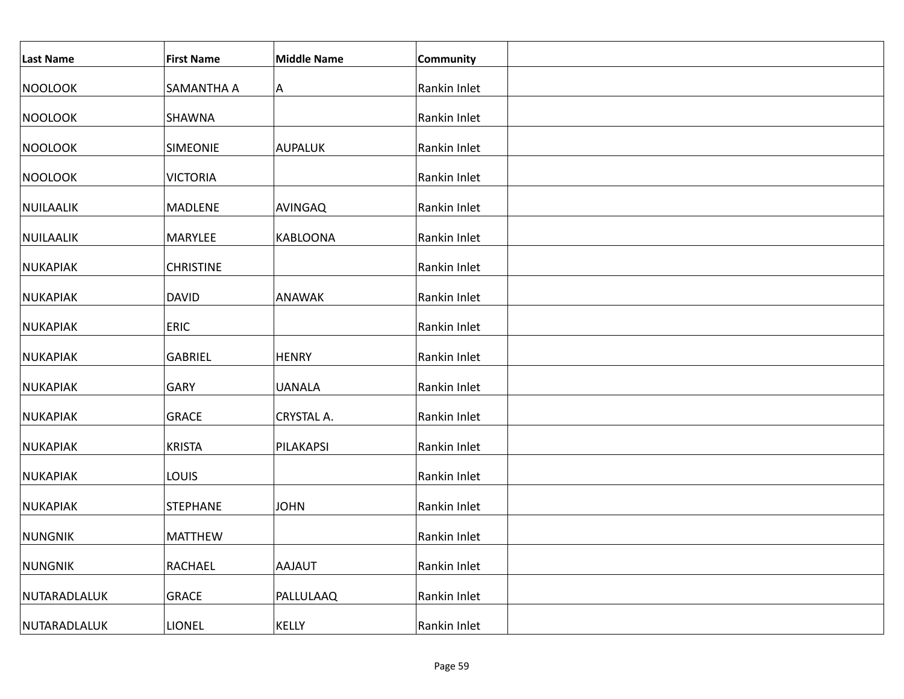| Last Name | First Name | Middle Name | Community | |
|---|---|---|---|---|
| NOOLOOK | SAMANTHA A | A | Rankin Inlet | |
| NOOLOOK | SHAWNA | | Rankin Inlet | |
| NOOLOOK | SIMEONIE | AUPALUK | Rankin Inlet | |
| NOOLOOK | VICTORIA | | Rankin Inlet | |
| NUILAALIK | MADLENE | AVINGAQ | Rankin Inlet | |
| NUILAALIK | MARYLEE | KABLOONA | Rankin Inlet | |
| NUKAPIAK | CHRISTINE | | Rankin Inlet | |
| NUKAPIAK | DAVID | ANAWAK | Rankin Inlet | |
| NUKAPIAK | ERIC | | Rankin Inlet | |
| NUKAPIAK | GABRIEL | HENRY | Rankin Inlet | |
| NUKAPIAK | GARY | UANALA | Rankin Inlet | |
| NUKAPIAK | GRACE | CRYSTAL A. | Rankin Inlet | |
| NUKAPIAK | KRISTA | PILAKAPSI | Rankin Inlet | |
| NUKAPIAK | LOUIS | | Rankin Inlet | |
| NUKAPIAK | STEPHANE | JOHN | Rankin Inlet | |
| NUNGNIK | MATTHEW | | Rankin Inlet | |
| NUNGNIK | RACHAEL | AAJAUT | Rankin Inlet | |
| NUTARADLALUK | GRACE | PALLULAAQ | Rankin Inlet | |
| NUTARADLALUK | LIONEL | KELLY | Rankin Inlet | |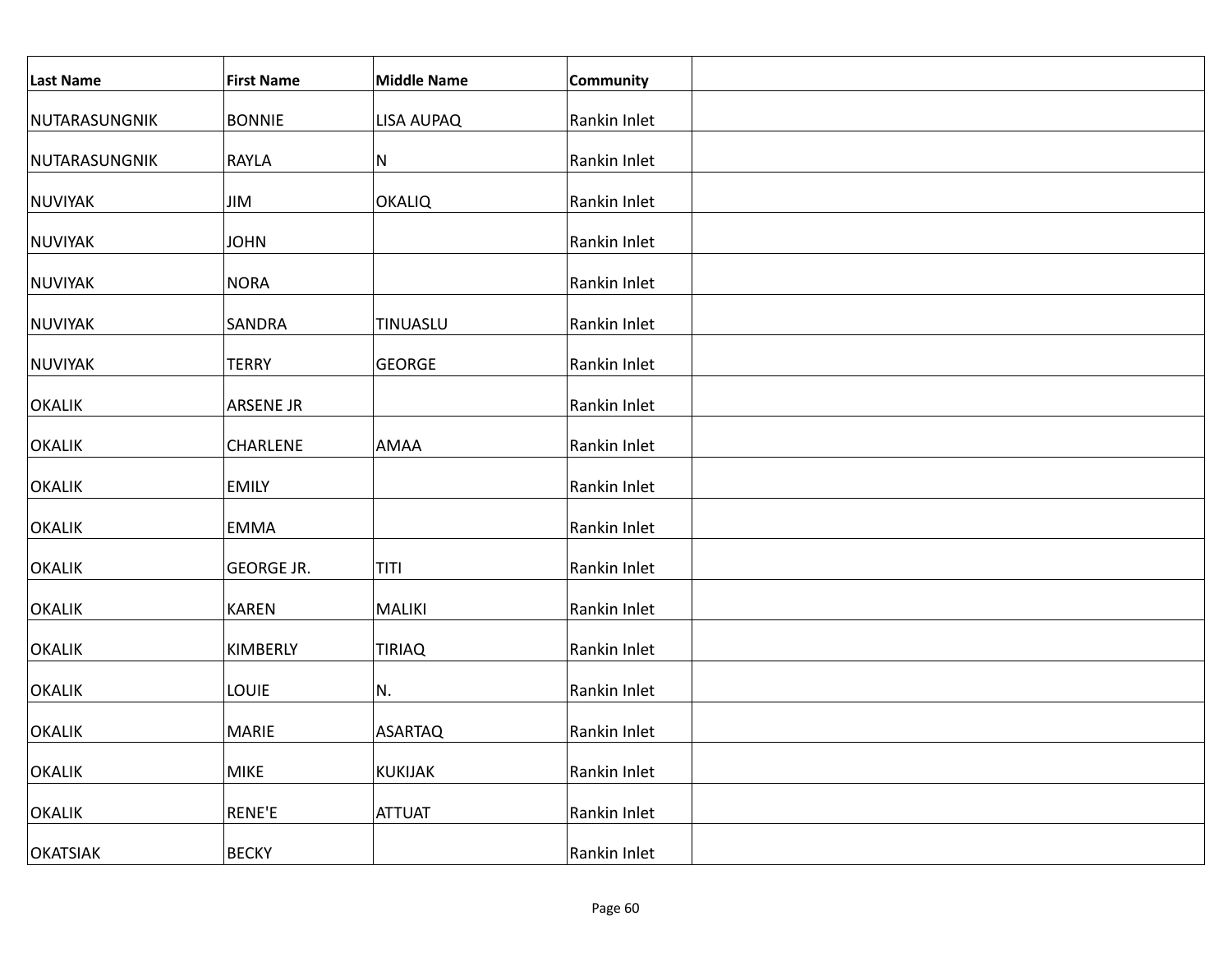| Last Name | First Name | Middle Name | Community | |
|---|---|---|---|---|
| NUTARASUNGNIK | BONNIE | LISA AUPAQ | Rankin Inlet | |
| NUTARASUNGNIK | RAYLA | N | Rankin Inlet | |
| NUVIYAK | JIM | OKALIQ | Rankin Inlet | |
| NUVIYAK | JOHN | | Rankin Inlet | |
| NUVIYAK | NORA | | Rankin Inlet | |
| NUVIYAK | SANDRA | TINUASLU | Rankin Inlet | |
| NUVIYAK | TERRY | GEORGE | Rankin Inlet | |
| OKALIK | ARSENE JR | | Rankin Inlet | |
| OKALIK | CHARLENE | AMAA | Rankin Inlet | |
| OKALIK | EMILY | | Rankin Inlet | |
| OKALIK | EMMA | | Rankin Inlet | |
| OKALIK | GEORGE JR. | TITI | Rankin Inlet | |
| OKALIK | KAREN | MALIKI | Rankin Inlet | |
| OKALIK | KIMBERLY | TIRIAQ | Rankin Inlet | |
| OKALIK | LOUIE | N. | Rankin Inlet | |
| OKALIK | MARIE | ASARTAQ | Rankin Inlet | |
| OKALIK | MIKE | KUKIJAK | Rankin Inlet | |
| OKALIK | RENE'E | ATTUAT | Rankin Inlet | |
| OKATSIAK | BECKY | | Rankin Inlet | |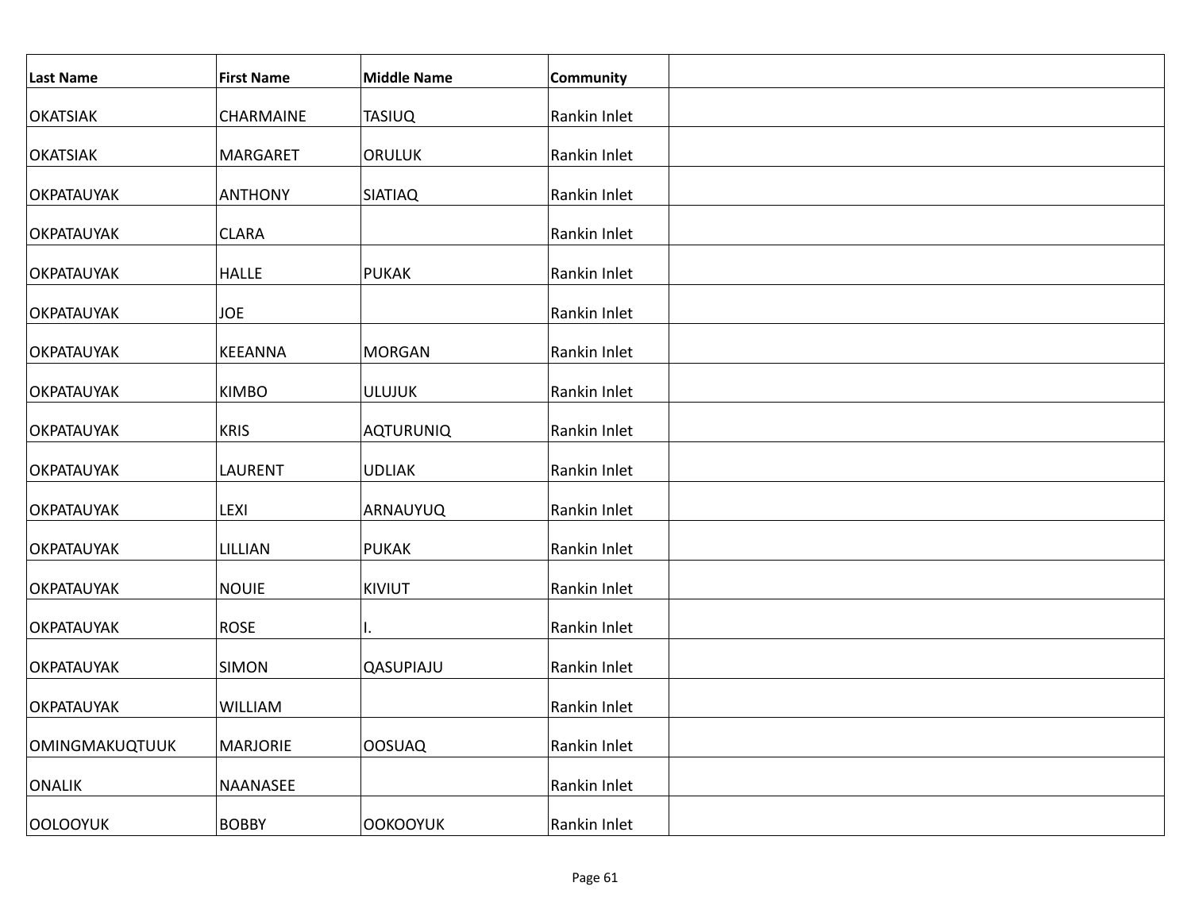| Last Name | First Name | Middle Name | Community | |
|---|---|---|---|---|
| OKATSIAK | CHARMAINE | TASIUQ | Rankin Inlet | |
| OKATSIAK | MARGARET | ORULUK | Rankin Inlet | |
| OKPATAUYAK | ANTHONY | SIATIAQ | Rankin Inlet | |
| OKPATAUYAK | CLARA | | Rankin Inlet | |
| OKPATAUYAK | HALLE | PUKAK | Rankin Inlet | |
| OKPATAUYAK | JOE | | Rankin Inlet | |
| OKPATAUYAK | KEEANNA | MORGAN | Rankin Inlet | |
| OKPATAUYAK | KIMBO | ULUJUK | Rankin Inlet | |
| OKPATAUYAK | KRIS | AQTURUNIQ | Rankin Inlet | |
| OKPATAUYAK | LAURENT | UDLIAK | Rankin Inlet | |
| OKPATAUYAK | LEXI | ARNAUYUQ | Rankin Inlet | |
| OKPATAUYAK | LILLIAN | PUKAK | Rankin Inlet | |
| OKPATAUYAK | NOUIE | KIVIUT | Rankin Inlet | |
| OKPATAUYAK | ROSE | I. | Rankin Inlet | |
| OKPATAUYAK | SIMON | QASUPIAJU | Rankin Inlet | |
| OKPATAUYAK | WILLIAM | | Rankin Inlet | |
| OMINGMAKUQTUUK | MARJORIE | OOSUAQ | Rankin Inlet | |
| ONALIK | NAANASEE | | Rankin Inlet | |
| OOLOOYUK | BOBBY | OOKOOYUK | Rankin Inlet | |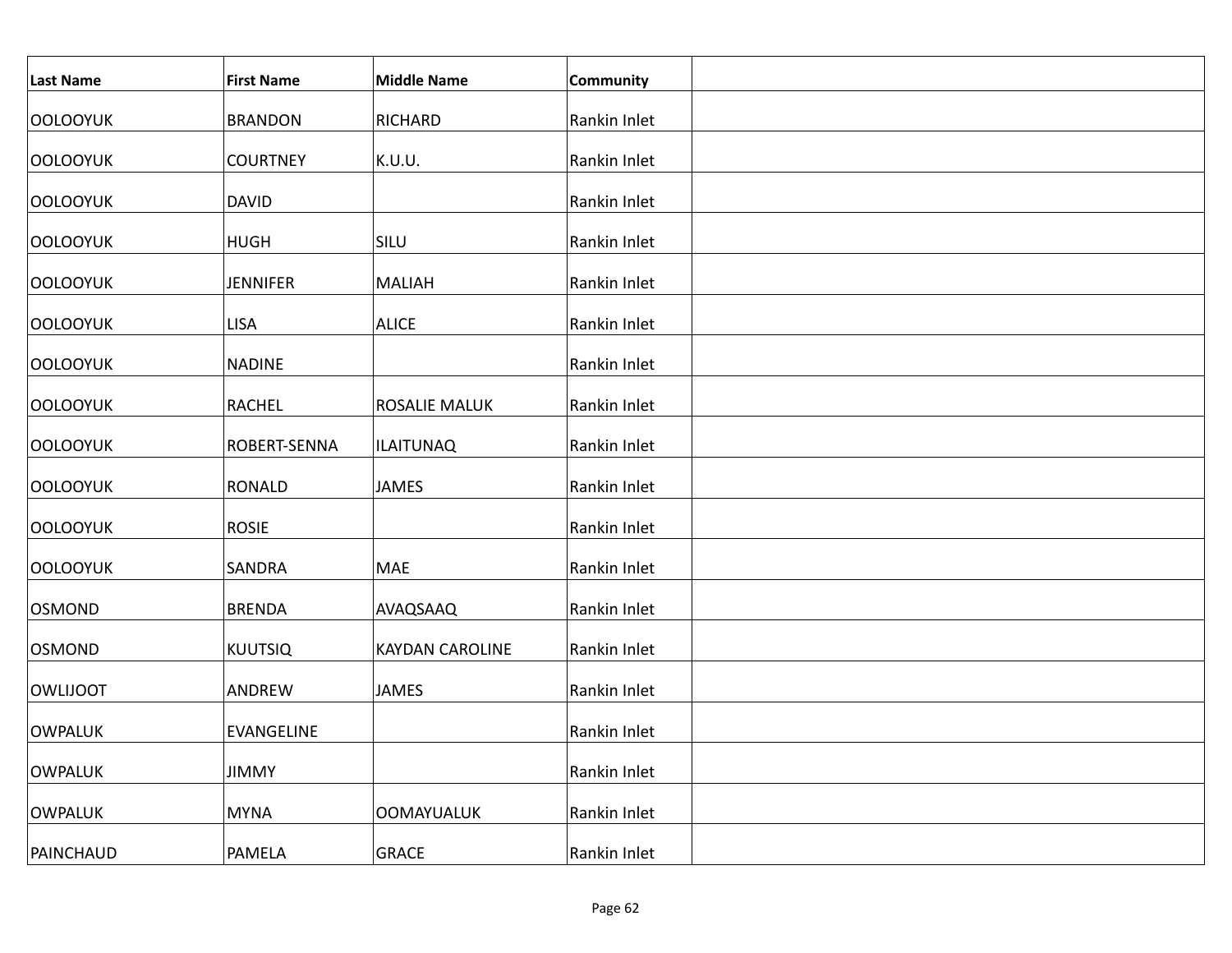| Last Name | First Name | Middle Name | Community | |
|---|---|---|---|---|
| OOLOOYUK | BRANDON | RICHARD | Rankin Inlet | |
| OOLOOYUK | COURTNEY | K.U.U. | Rankin Inlet | |
| OOLOOYUK | DAVID | | Rankin Inlet | |
| OOLOOYUK | HUGH | SILU | Rankin Inlet | |
| OOLOOYUK | JENNIFER | MALIAH | Rankin Inlet | |
| OOLOOYUK | LISA | ALICE | Rankin Inlet | |
| OOLOOYUK | NADINE | | Rankin Inlet | |
| OOLOOYUK | RACHEL | ROSALIE MALUK | Rankin Inlet | |
| OOLOOYUK | ROBERT-SENNA | ILAITUNAQ | Rankin Inlet | |
| OOLOOYUK | RONALD | JAMES | Rankin Inlet | |
| OOLOOYUK | ROSIE | | Rankin Inlet | |
| OOLOOYUK | SANDRA | MAE | Rankin Inlet | |
| OSMOND | BRENDA | AVAQSAAQ | Rankin Inlet | |
| OSMOND | KUUTSIQ | KAYDAN CAROLINE | Rankin Inlet | |
| OWLIJOOT | ANDREW | JAMES | Rankin Inlet | |
| OWPALUK | EVANGELINE | | Rankin Inlet | |
| OWPALUK | JIMMY | | Rankin Inlet | |
| OWPALUK | MYNA | OOMAYUALUK | Rankin Inlet | |
| PAINCHAUD | PAMELA | GRACE | Rankin Inlet | |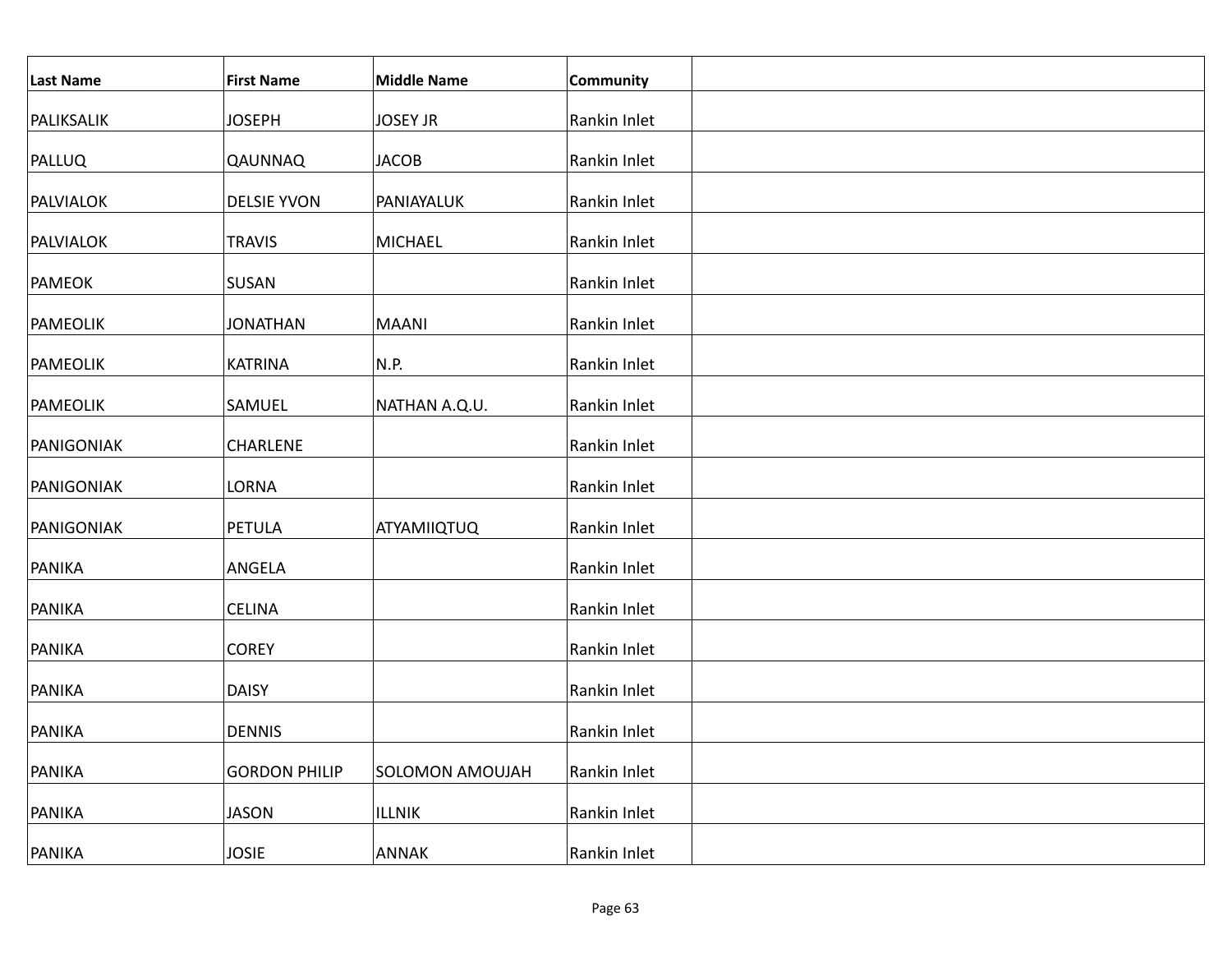| Last Name | First Name | Middle Name | Community | |
|---|---|---|---|---|
| PALIKSALIK | JOSEPH | JOSEY JR | Rankin Inlet | |
| PALLUQ | QAUNNAQ | JACOB | Rankin Inlet | |
| PALVIALOK | DELSIE YVON | PANIAYALUK | Rankin Inlet | |
| PALVIALOK | TRAVIS | MICHAEL | Rankin Inlet | |
| PAMEOK | SUSAN | | Rankin Inlet | |
| PAMEOLIK | JONATHAN | MAANI | Rankin Inlet | |
| PAMEOLIK | KATRINA | N.P. | Rankin Inlet | |
| PAMEOLIK | SAMUEL | NATHAN A.Q.U. | Rankin Inlet | |
| PANIGONIAK | CHARLENE | | Rankin Inlet | |
| PANIGONIAK | LORNA | | Rankin Inlet | |
| PANIGONIAK | PETULA | ATYAMIIQTUQ | Rankin Inlet | |
| PANIKA | ANGELA | | Rankin Inlet | |
| PANIKA | CELINA | | Rankin Inlet | |
| PANIKA | COREY | | Rankin Inlet | |
| PANIKA | DAISY | | Rankin Inlet | |
| PANIKA | DENNIS | | Rankin Inlet | |
| PANIKA | GORDON PHILIP | SOLOMON AMOUJAH | Rankin Inlet | |
| PANIKA | JASON | ILLNIK | Rankin Inlet | |
| PANIKA | JOSIE | ANNAK | Rankin Inlet | |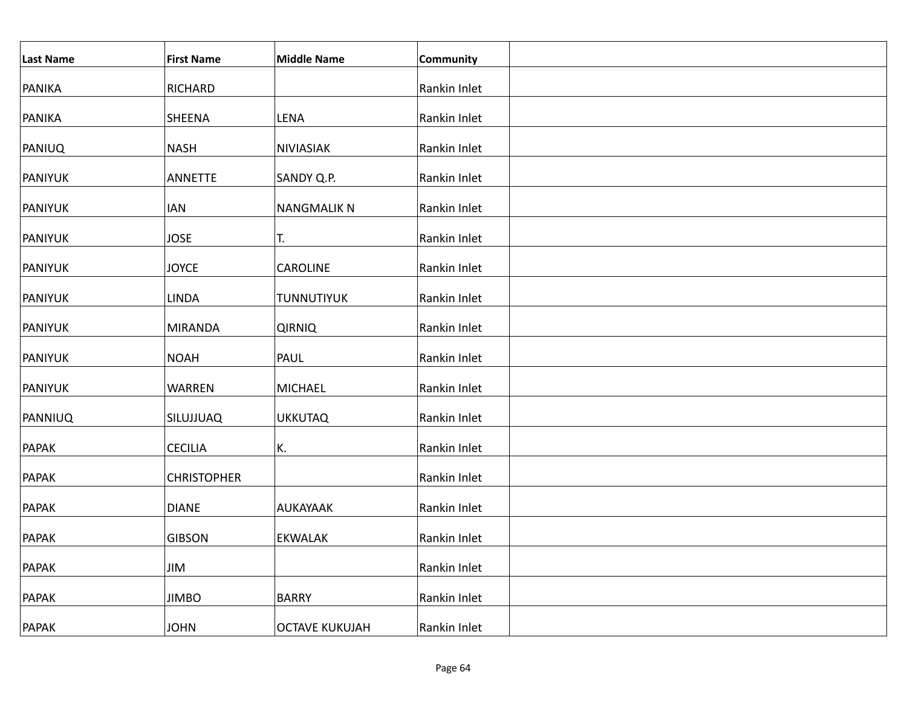| Last Name | First Name | Middle Name | Community | |
|---|---|---|---|---|
| PANIKA | RICHARD | | Rankin Inlet | |
| PANIKA | SHEENA | LENA | Rankin Inlet | |
| PANIUQ | NASH | NIVIASIAK | Rankin Inlet | |
| PANIYUK | ANNETTE | SANDY Q.P. | Rankin Inlet | |
| PANIYUK | IAN | NANGMALIK N | Rankin Inlet | |
| PANIYUK | JOSE | T. | Rankin Inlet | |
| PANIYUK | JOYCE | CAROLINE | Rankin Inlet | |
| PANIYUK | LINDA | TUNNUTIYUK | Rankin Inlet | |
| PANIYUK | MIRANDA | QIRNIQ | Rankin Inlet | |
| PANIYUK | NOAH | PAUL | Rankin Inlet | |
| PANIYUK | WARREN | MICHAEL | Rankin Inlet | |
| PANNIUQ | SILUJJUAQ | UKKUTAQ | Rankin Inlet | |
| PAPAK | CECILIA | K. | Rankin Inlet | |
| PAPAK | CHRISTOPHER | | Rankin Inlet | |
| PAPAK | DIANE | AUKAYAAK | Rankin Inlet | |
| PAPAK | GIBSON | EKWALAK | Rankin Inlet | |
| PAPAK | JIM | | Rankin Inlet | |
| PAPAK | JIMBO | BARRY | Rankin Inlet | |
| PAPAK | JOHN | OCTAVE KUKUJAH | Rankin Inlet | |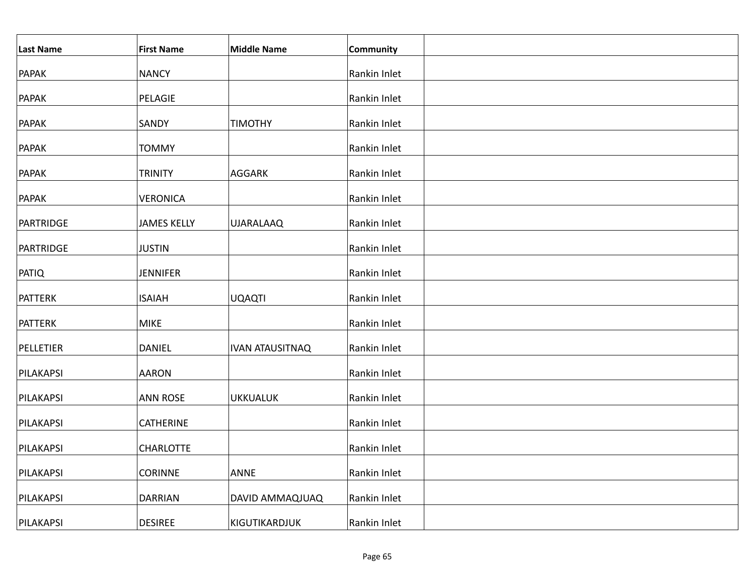| Last Name | First Name | Middle Name | Community | |
|---|---|---|---|---|
| PAPAK | NANCY | | Rankin Inlet | |
| PAPAK | PELAGIE | | Rankin Inlet | |
| PAPAK | SANDY | TIMOTHY | Rankin Inlet | |
| PAPAK | TOMMY | | Rankin Inlet | |
| PAPAK | TRINITY | AGGARK | Rankin Inlet | |
| PAPAK | VERONICA | | Rankin Inlet | |
| PARTRIDGE | JAMES KELLY | UJARALAAQ | Rankin Inlet | |
| PARTRIDGE | JUSTIN | | Rankin Inlet | |
| PATIQ | JENNIFER | | Rankin Inlet | |
| PATTERK | ISAIAH | UQAQTI | Rankin Inlet | |
| PATTERK | MIKE | | Rankin Inlet | |
| PELLETIER | DANIEL | IVAN ATAUSITNAQ | Rankin Inlet | |
| PILAKAPSI | AARON | | Rankin Inlet | |
| PILAKAPSI | ANN ROSE | UKKUALUK | Rankin Inlet | |
| PILAKAPSI | CATHERINE | | Rankin Inlet | |
| PILAKAPSI | CHARLOTTE | | Rankin Inlet | |
| PILAKAPSI | CORINNE | ANNE | Rankin Inlet | |
| PILAKAPSI | DARRIAN | DAVID AMMAQJUAQ | Rankin Inlet | |
| PILAKAPSI | DESIREE | KIGUTIKARDJUK | Rankin Inlet | |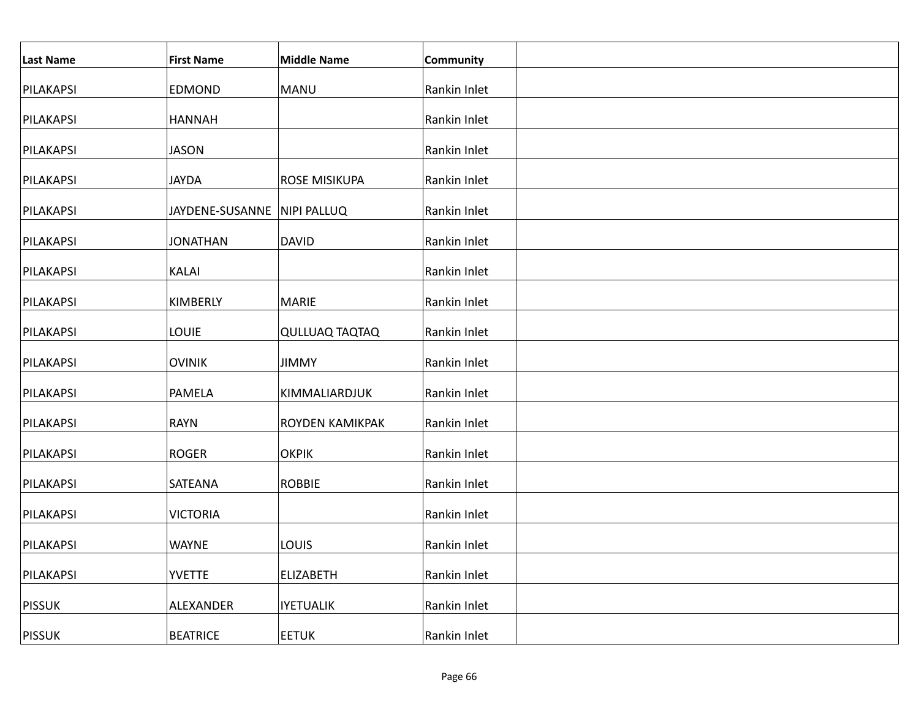| Last Name | First Name | Middle Name | Community | |
|---|---|---|---|---|
| PILAKAPSI | EDMOND | MANU | Rankin Inlet | |
| PILAKAPSI | HANNAH | | Rankin Inlet | |
| PILAKAPSI | JASON | | Rankin Inlet | |
| PILAKAPSI | JAYDA | ROSE MISIKUPA | Rankin Inlet | |
| PILAKAPSI | JAYDENE-SUSANNE | NIPI PALLUQ | Rankin Inlet | |
| PILAKAPSI | JONATHAN | DAVID | Rankin Inlet | |
| PILAKAPSI | KALAI | | Rankin Inlet | |
| PILAKAPSI | KIMBERLY | MARIE | Rankin Inlet | |
| PILAKAPSI | LOUIE | QULLUAQ TAQTAQ | Rankin Inlet | |
| PILAKAPSI | OVINIK | JIMMY | Rankin Inlet | |
| PILAKAPSI | PAMELA | KIMMALIARDJUK | Rankin Inlet | |
| PILAKAPSI | RAYN | ROYDEN KAMIKPAK | Rankin Inlet | |
| PILAKAPSI | ROGER | OKPIK | Rankin Inlet | |
| PILAKAPSI | SATEANA | ROBBIE | Rankin Inlet | |
| PILAKAPSI | VICTORIA | | Rankin Inlet | |
| PILAKAPSI | WAYNE | LOUIS | Rankin Inlet | |
| PILAKAPSI | YVETTE | ELIZABETH | Rankin Inlet | |
| PISSUK | ALEXANDER | IYETUALIK | Rankin Inlet | |
| PISSUK | BEATRICE | EETUK | Rankin Inlet | |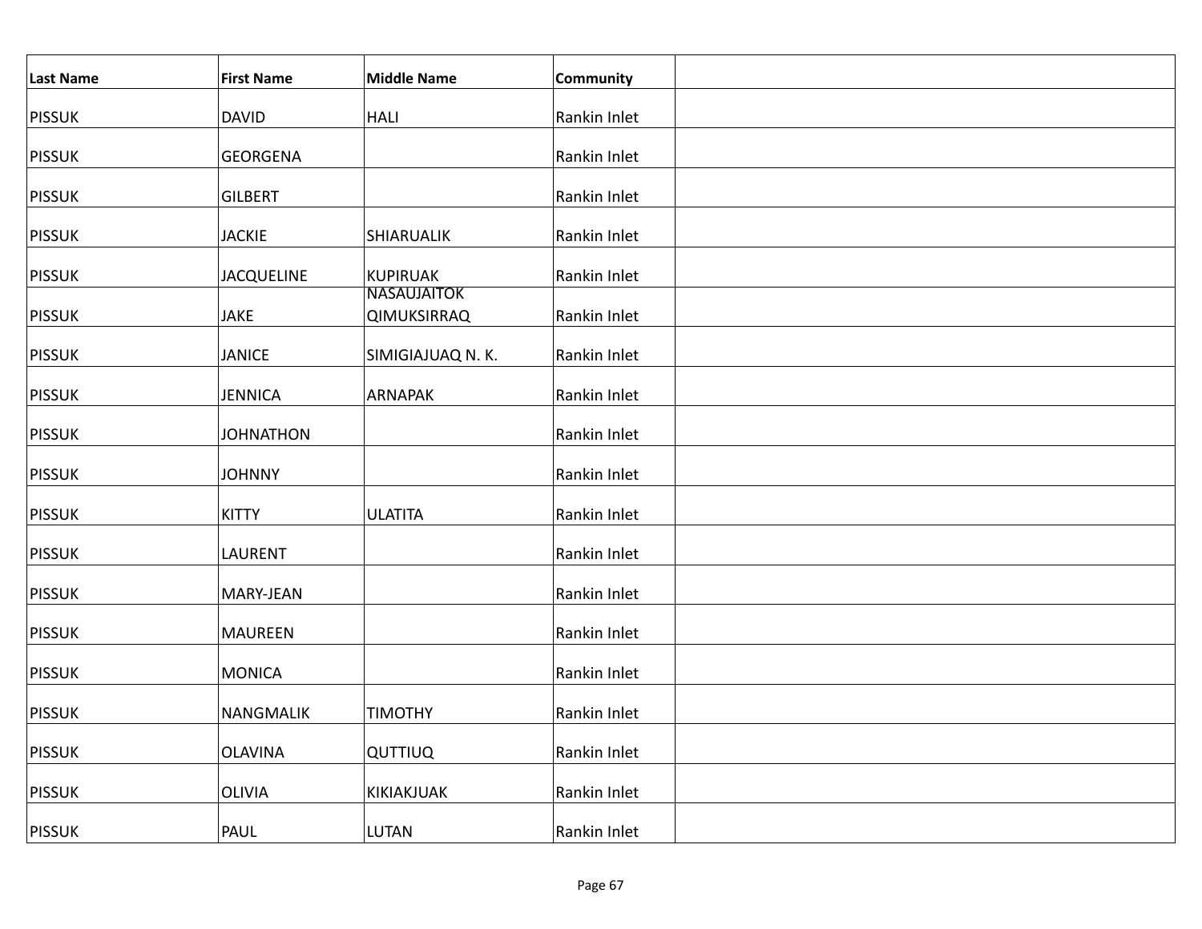| Last Name | First Name | Middle Name | Community | |
|---|---|---|---|---|
| PISSUK | DAVID | HALI | Rankin Inlet | |
| PISSUK | GEORGENA | | Rankin Inlet | |
| PISSUK | GILBERT | | Rankin Inlet | |
| PISSUK | JACKIE | SHIARUALIK | Rankin Inlet | |
| PISSUK | JACQUELINE | KUPIRUAK | Rankin Inlet | |
| PISSUK | JAKE | NASAUJAITOK QIMUKSIRRAQ | Rankin Inlet | |
| PISSUK | JANICE | SIMIGIAJUAQ N. K. | Rankin Inlet | |
| PISSUK | JENNICA | ARNAPAK | Rankin Inlet | |
| PISSUK | JOHNATHON | | Rankin Inlet | |
| PISSUK | JOHNNY | | Rankin Inlet | |
| PISSUK | KITTY | ULATITA | Rankin Inlet | |
| PISSUK | LAURENT | | Rankin Inlet | |
| PISSUK | MARY-JEAN | | Rankin Inlet | |
| PISSUK | MAUREEN | | Rankin Inlet | |
| PISSUK | MONICA | | Rankin Inlet | |
| PISSUK | NANGMALIK | TIMOTHY | Rankin Inlet | |
| PISSUK | OLAVINA | QUTTIUQ | Rankin Inlet | |
| PISSUK | OLIVIA | KIKIAKJUAK | Rankin Inlet | |
| PISSUK | PAUL | LUTAN | Rankin Inlet | |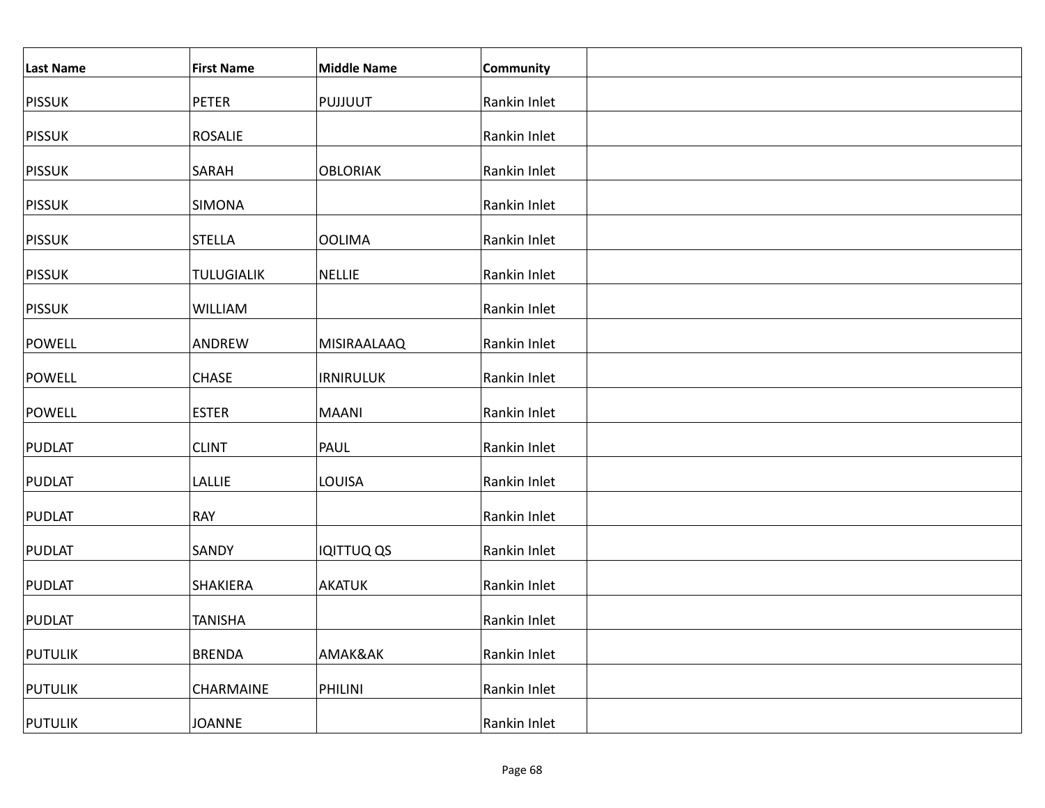| Last Name | First Name | Middle Name | Community | |
|---|---|---|---|---|
| PISSUK | PETER | PUJJUUT | Rankin Inlet | |
| PISSUK | ROSALIE | | Rankin Inlet | |
| PISSUK | SARAH | OBLORIAK | Rankin Inlet | |
| PISSUK | SIMONA | | Rankin Inlet | |
| PISSUK | STELLA | OOLIMA | Rankin Inlet | |
| PISSUK | TULUGIALIK | NELLIE | Rankin Inlet | |
| PISSUK | WILLIAM | | Rankin Inlet | |
| POWELL | ANDREW | MISIRAALAAQ | Rankin Inlet | |
| POWELL | CHASE | IRNIRULUK | Rankin Inlet | |
| POWELL | ESTER | MAANI | Rankin Inlet | |
| PUDLAT | CLINT | PAUL | Rankin Inlet | |
| PUDLAT | LALLIE | LOUISA | Rankin Inlet | |
| PUDLAT | RAY | | Rankin Inlet | |
| PUDLAT | SANDY | IQITTUQ QS | Rankin Inlet | |
| PUDLAT | SHAKIERA | AKATUK | Rankin Inlet | |
| PUDLAT | TANISHA | | Rankin Inlet | |
| PUTULIK | BRENDA | AMAK&AK | Rankin Inlet | |
| PUTULIK | CHARMAINE | PHILINI | Rankin Inlet | |
| PUTULIK | JOANNE | | Rankin Inlet | |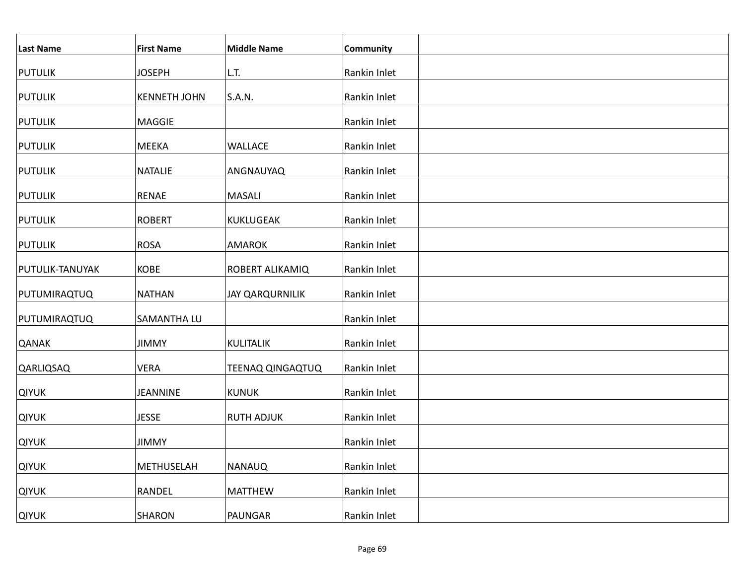| Last Name | First Name | Middle Name | Community | |
|---|---|---|---|---|
| PUTULIK | JOSEPH | L.T. | Rankin Inlet | |
| PUTULIK | KENNETH JOHN | S.A.N. | Rankin Inlet | |
| PUTULIK | MAGGIE | | Rankin Inlet | |
| PUTULIK | MEEKA | WALLACE | Rankin Inlet | |
| PUTULIK | NATALIE | ANGNAUYAQ | Rankin Inlet | |
| PUTULIK | RENAE | MASALI | Rankin Inlet | |
| PUTULIK | ROBERT | KUKLUGEAK | Rankin Inlet | |
| PUTULIK | ROSA | AMAROK | Rankin Inlet | |
| PUTULIK-TANUYAK | KOBE | ROBERT ALIKAMIQ | Rankin Inlet | |
| PUTUMIRAQTUQ | NATHAN | JAY QARQURNILIK | Rankin Inlet | |
| PUTUMIRAQTUQ | SAMANTHA LU | | Rankin Inlet | |
| QANAK | JIMMY | KULITALIK | Rankin Inlet | |
| QARLIQSAQ | VERA | TEENAQ QINGAQTUQ | Rankin Inlet | |
| QIYUK | JEANNINE | KUNUK | Rankin Inlet | |
| QIYUK | JESSE | RUTH ADJUK | Rankin Inlet | |
| QIYUK | JIMMY | | Rankin Inlet | |
| QIYUK | METHUSELAH | NANAUQ | Rankin Inlet | |
| QIYUK | RANDEL | MATTHEW | Rankin Inlet | |
| QIYUK | SHARON | PAUNGAR | Rankin Inlet | |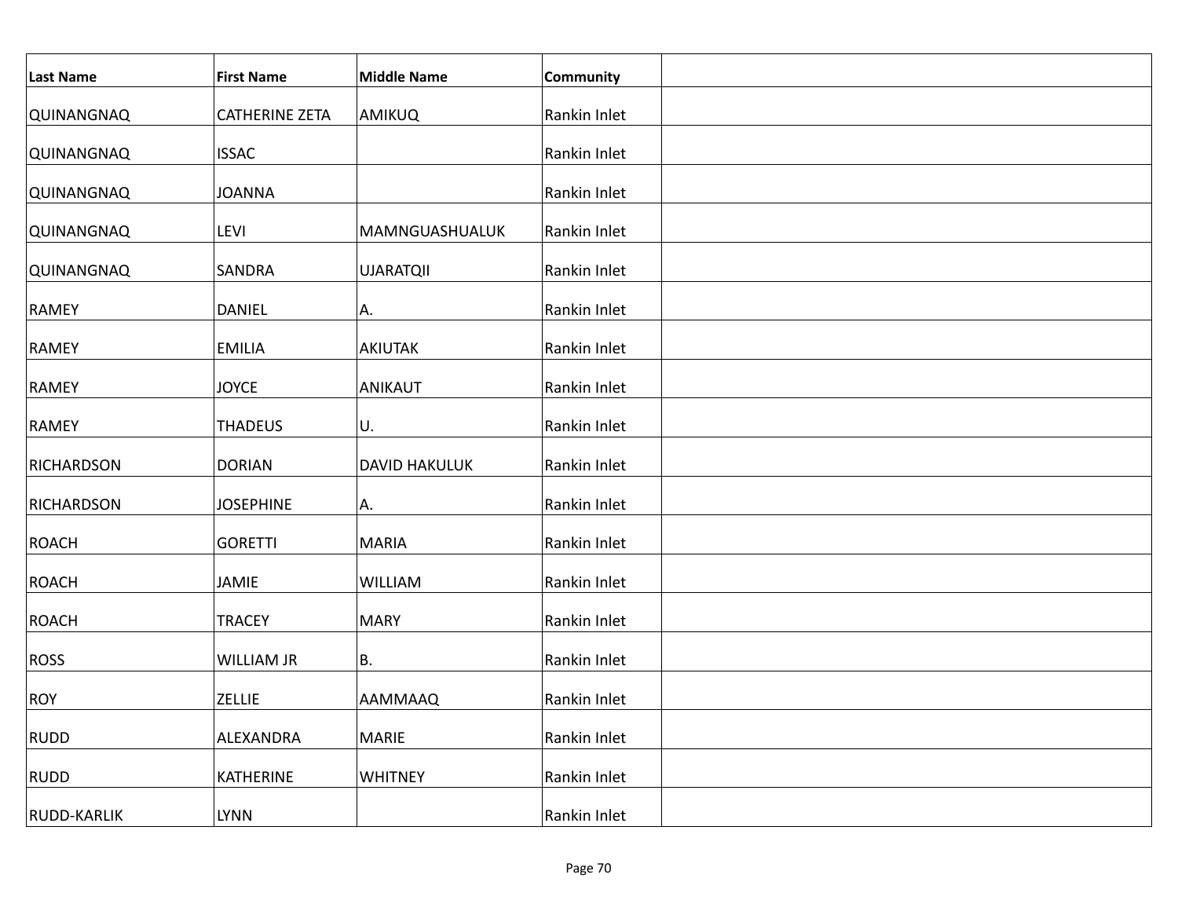| Last Name | First Name | Middle Name | Community | |
|---|---|---|---|---|
| QUINANGNAQ | CATHERINE ZETA | AMIKUQ | Rankin Inlet | |
| QUINANGNAQ | ISSAC | | Rankin Inlet | |
| QUINANGNAQ | JOANNA | | Rankin Inlet | |
| QUINANGNAQ | LEVI | MAMNGUASHUALUK | Rankin Inlet | |
| QUINANGNAQ | SANDRA | UJARATQII | Rankin Inlet | |
| RAMEY | DANIEL | A. | Rankin Inlet | |
| RAMEY | EMILIA | AKIUTAK | Rankin Inlet | |
| RAMEY | JOYCE | ANIKAUT | Rankin Inlet | |
| RAMEY | THADEUS | U. | Rankin Inlet | |
| RICHARDSON | DORIAN | DAVID HAKULUK | Rankin Inlet | |
| RICHARDSON | JOSEPHINE | A. | Rankin Inlet | |
| ROACH | GORETTI | MARIA | Rankin Inlet | |
| ROACH | JAMIE | WILLIAM | Rankin Inlet | |
| ROACH | TRACEY | MARY | Rankin Inlet | |
| ROSS | WILLIAM JR | B. | Rankin Inlet | |
| ROY | ZELLIE | AAMMAAQ | Rankin Inlet | |
| RUDD | ALEXANDRA | MARIE | Rankin Inlet | |
| RUDD | KATHERINE | WHITNEY | Rankin Inlet | |
| RUDD-KARLIK | LYNN | | Rankin Inlet | |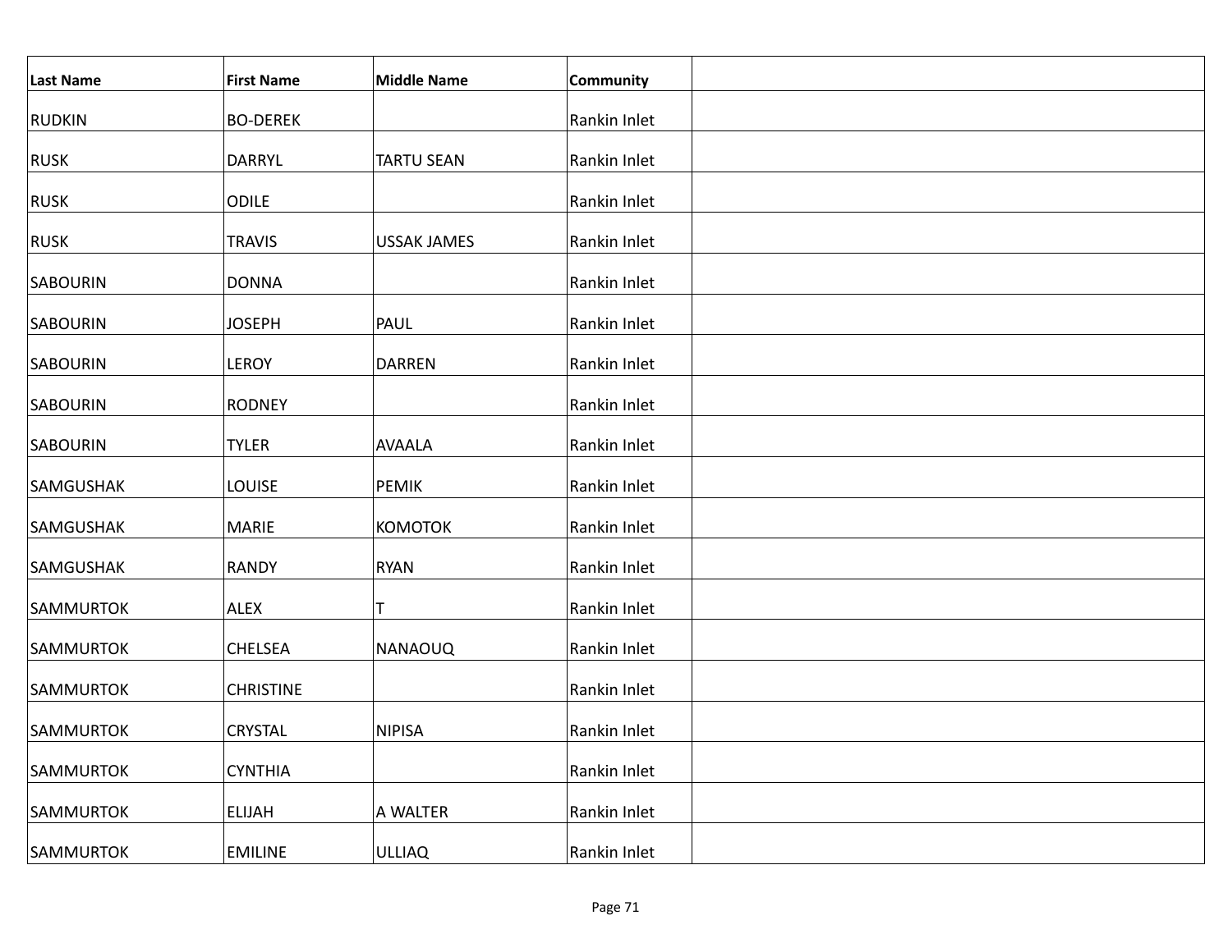| Last Name | First Name | Middle Name | Community | |
|---|---|---|---|---|
| RUDKIN | BO-DEREK | | Rankin Inlet | |
| RUSK | DARRYL | TARTU SEAN | Rankin Inlet | |
| RUSK | ODILE | | Rankin Inlet | |
| RUSK | TRAVIS | USSAK JAMES | Rankin Inlet | |
| SABOURIN | DONNA | | Rankin Inlet | |
| SABOURIN | JOSEPH | PAUL | Rankin Inlet | |
| SABOURIN | LEROY | DARREN | Rankin Inlet | |
| SABOURIN | RODNEY | | Rankin Inlet | |
| SABOURIN | TYLER | AVAALA | Rankin Inlet | |
| SAMGUSHAK | LOUISE | PEMIK | Rankin Inlet | |
| SAMGUSHAK | MARIE | KOMOTOK | Rankin Inlet | |
| SAMGUSHAK | RANDY | RYAN | Rankin Inlet | |
| SAMMURTOK | ALEX | T | Rankin Inlet | |
| SAMMURTOK | CHELSEA | NANAOUQ | Rankin Inlet | |
| SAMMURTOK | CHRISTINE | | Rankin Inlet | |
| SAMMURTOK | CRYSTAL | NIPISA | Rankin Inlet | |
| SAMMURTOK | CYNTHIA | | Rankin Inlet | |
| SAMMURTOK | ELIJAH | A WALTER | Rankin Inlet | |
| SAMMURTOK | EMILINE | ULLIAQ | Rankin Inlet | |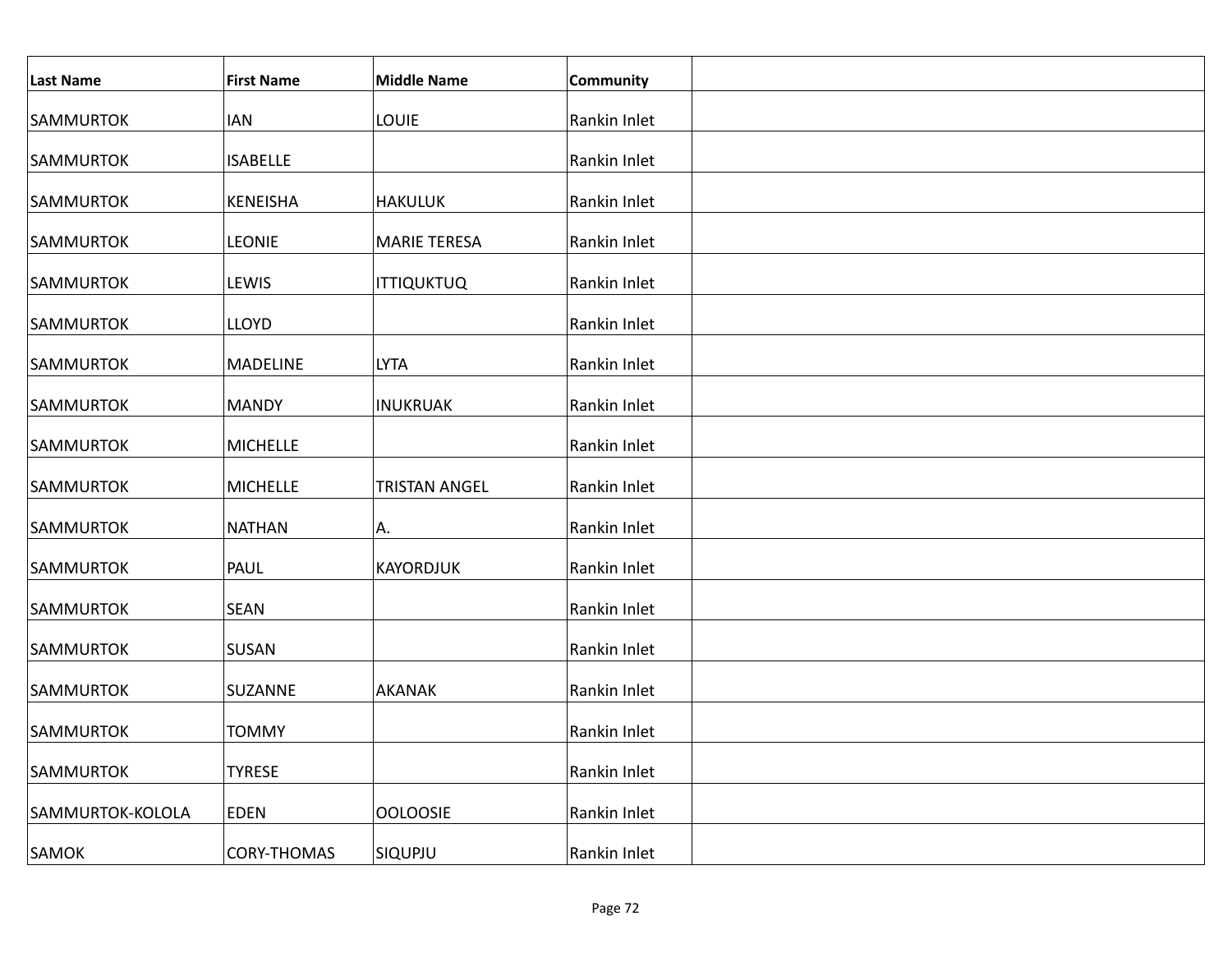| Last Name | First Name | Middle Name | Community | |
|---|---|---|---|---|
| SAMMURTOK | IAN | LOUIE | Rankin Inlet | |
| SAMMURTOK | ISABELLE | | Rankin Inlet | |
| SAMMURTOK | KENEISHA | HAKULUK | Rankin Inlet | |
| SAMMURTOK | LEONIE | MARIE TERESA | Rankin Inlet | |
| SAMMURTOK | LEWIS | ITTIQUKTUQ | Rankin Inlet | |
| SAMMURTOK | LLOYD | | Rankin Inlet | |
| SAMMURTOK | MADELINE | LYTA | Rankin Inlet | |
| SAMMURTOK | MANDY | INUKRUAK | Rankin Inlet | |
| SAMMURTOK | MICHELLE | | Rankin Inlet | |
| SAMMURTOK | MICHELLE | TRISTAN ANGEL | Rankin Inlet | |
| SAMMURTOK | NATHAN | A. | Rankin Inlet | |
| SAMMURTOK | PAUL | KAYORDJUK | Rankin Inlet | |
| SAMMURTOK | SEAN | | Rankin Inlet | |
| SAMMURTOK | SUSAN | | Rankin Inlet | |
| SAMMURTOK | SUZANNE | AKANAK | Rankin Inlet | |
| SAMMURTOK | TOMMY | | Rankin Inlet | |
| SAMMURTOK | TYRESE | | Rankin Inlet | |
| SAMMURTOK-KOLOLA | EDEN | OOLOOSIE | Rankin Inlet | |
| SAMOK | CORY-THOMAS | SIQUPJU | Rankin Inlet | |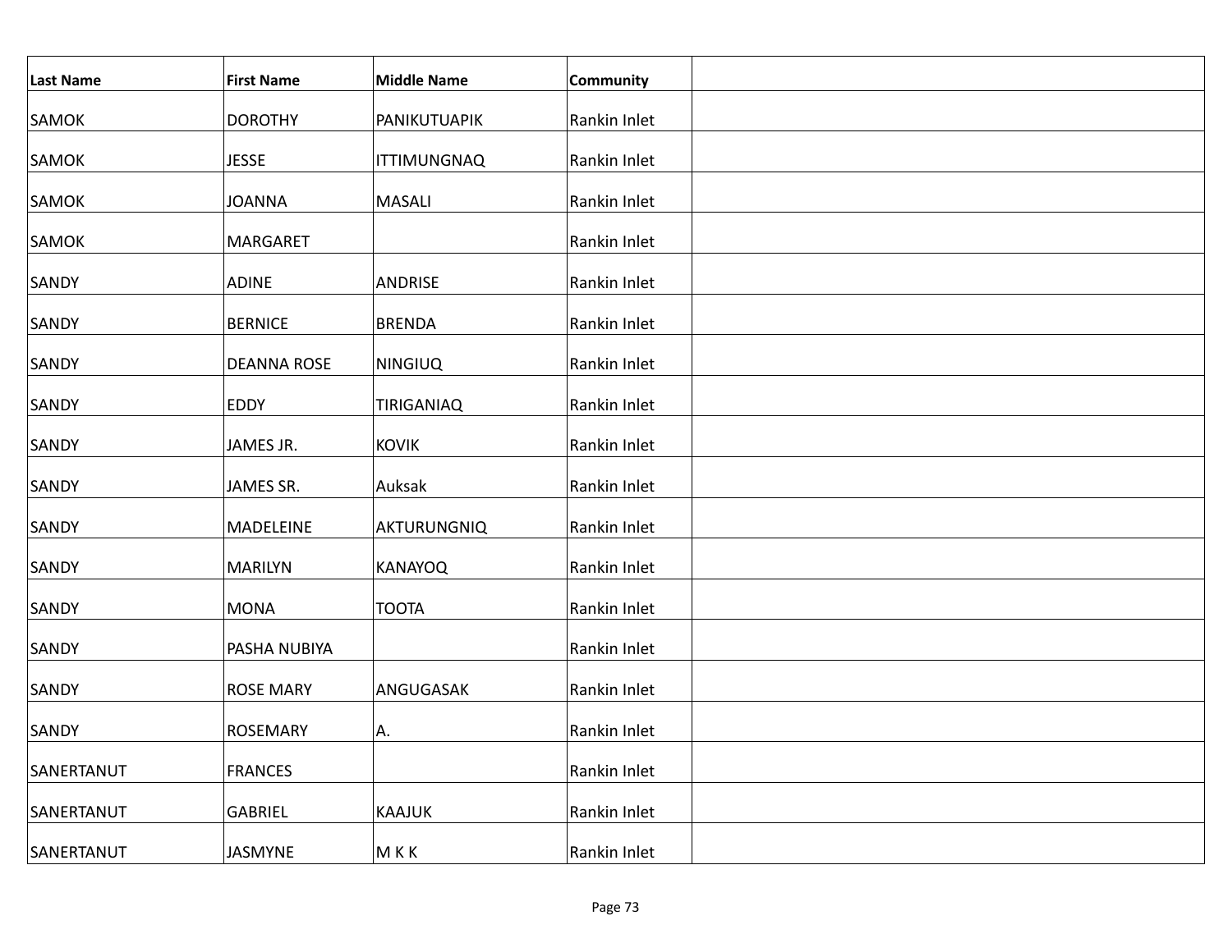| Last Name | First Name | Middle Name | Community | |
|---|---|---|---|---|
| SAMOK | DOROTHY | PANIKUTUAPIK | Rankin Inlet | |
| SAMOK | JESSE | ITTIMUNGNAQ | Rankin Inlet | |
| SAMOK | JOANNA | MASALI | Rankin Inlet | |
| SAMOK | MARGARET | | Rankin Inlet | |
| SANDY | ADINE | ANDRISE | Rankin Inlet | |
| SANDY | BERNICE | BRENDA | Rankin Inlet | |
| SANDY | DEANNA ROSE | NINGIUQ | Rankin Inlet | |
| SANDY | EDDY | TIRIGANIAQ | Rankin Inlet | |
| SANDY | JAMES JR. | KOVIK | Rankin Inlet | |
| SANDY | JAMES SR. | Auksak | Rankin Inlet | |
| SANDY | MADELEINE | AKTURUNGNIQ | Rankin Inlet | |
| SANDY | MARILYN | KANAYOQ | Rankin Inlet | |
| SANDY | MONA | TOOTA | Rankin Inlet | |
| SANDY | PASHA NUBIYA | | Rankin Inlet | |
| SANDY | ROSE MARY | ANGUGASAK | Rankin Inlet | |
| SANDY | ROSEMARY | A. | Rankin Inlet | |
| SANERTANUT | FRANCES | | Rankin Inlet | |
| SANERTANUT | GABRIEL | KAAJUK | Rankin Inlet | |
| SANERTANUT | JASMYNE | M K K | Rankin Inlet | |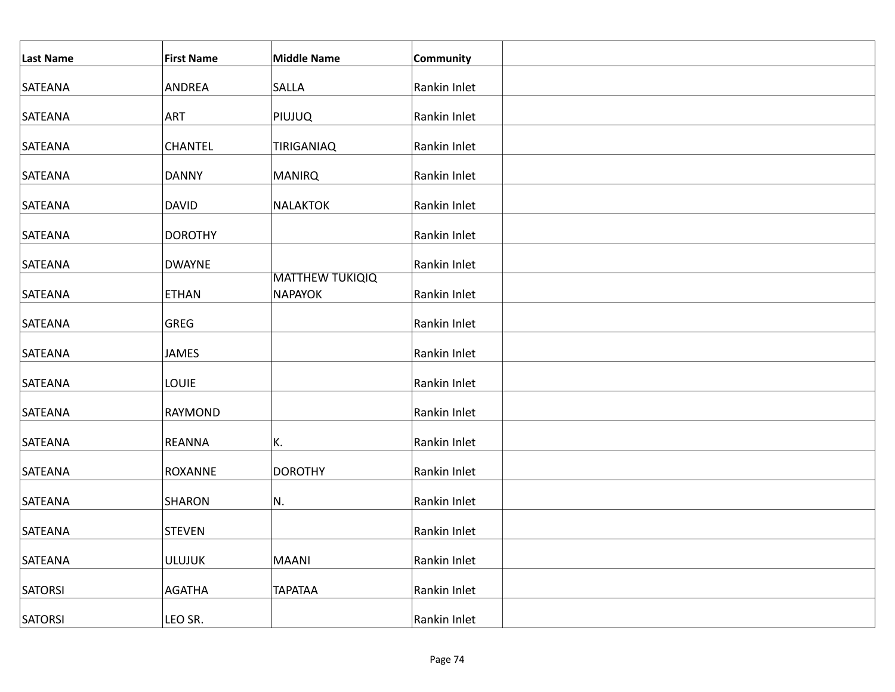| Last Name | First Name | Middle Name | Community | |
|---|---|---|---|---|
| SATEANA | ANDREA | SALLA | Rankin Inlet | |
| SATEANA | ART | PIUJUQ | Rankin Inlet | |
| SATEANA | CHANTEL | TIRIGANIAQ | Rankin Inlet | |
| SATEANA | DANNY | MANIRQ | Rankin Inlet | |
| SATEANA | DAVID | NALAKTOK | Rankin Inlet | |
| SATEANA | DOROTHY | | Rankin Inlet | |
| SATEANA | DWAYNE | | Rankin Inlet | |
| SATEANA | ETHAN | MATTHEW TUKIQIQ NAPAYOK | Rankin Inlet | |
| SATEANA | GREG | | Rankin Inlet | |
| SATEANA | JAMES | | Rankin Inlet | |
| SATEANA | LOUIE | | Rankin Inlet | |
| SATEANA | RAYMOND | | Rankin Inlet | |
| SATEANA | REANNA | K. | Rankin Inlet | |
| SATEANA | ROXANNE | DOROTHY | Rankin Inlet | |
| SATEANA | SHARON | N. | Rankin Inlet | |
| SATEANA | STEVEN | | Rankin Inlet | |
| SATEANA | ULUJUK | MAANI | Rankin Inlet | |
| SATORSI | AGATHA | TAPATAA | Rankin Inlet | |
| SATORSI | LEO SR. | | Rankin Inlet | |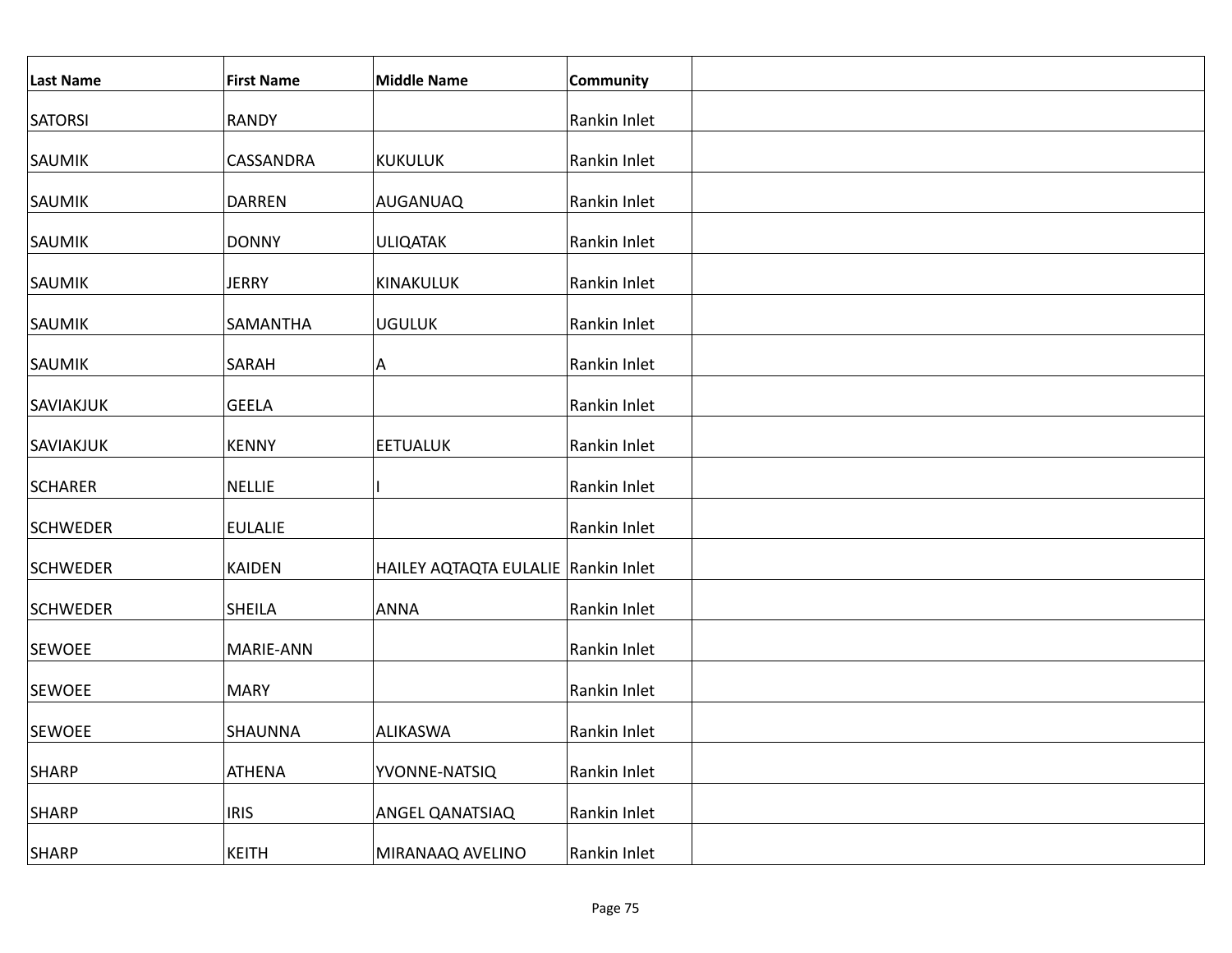| Last Name | First Name | Middle Name | Community | |
|---|---|---|---|---|
| SATORSI | RANDY | | Rankin Inlet | |
| SAUMIK | CASSANDRA | KUKULUK | Rankin Inlet | |
| SAUMIK | DARREN | AUGANUAQ | Rankin Inlet | |
| SAUMIK | DONNY | ULIQATAK | Rankin Inlet | |
| SAUMIK | JERRY | KINAKULUK | Rankin Inlet | |
| SAUMIK | SAMANTHA | UGULUK | Rankin Inlet | |
| SAUMIK | SARAH | A | Rankin Inlet | |
| SAVIAKJUK | GEELA | | Rankin Inlet | |
| SAVIAKJUK | KENNY | EETUALUK | Rankin Inlet | |
| SCHARER | NELLIE | I | Rankin Inlet | |
| SCHWEDER | EULALIE | | Rankin Inlet | |
| SCHWEDER | KAIDEN | HAILEY AQTAQTA EULALIE | Rankin Inlet | |
| SCHWEDER | SHEILA | ANNA | Rankin Inlet | |
| SEWOEE | MARIE-ANN | | Rankin Inlet | |
| SEWOEE | MARY | | Rankin Inlet | |
| SEWOEE | SHAUNNA | ALIKASWA | Rankin Inlet | |
| SHARP | ATHENA | YVONNE-NATSIQ | Rankin Inlet | |
| SHARP | IRIS | ANGEL QANATSIAQ | Rankin Inlet | |
| SHARP | KEITH | MIRANAAQ AVELINO | Rankin Inlet | |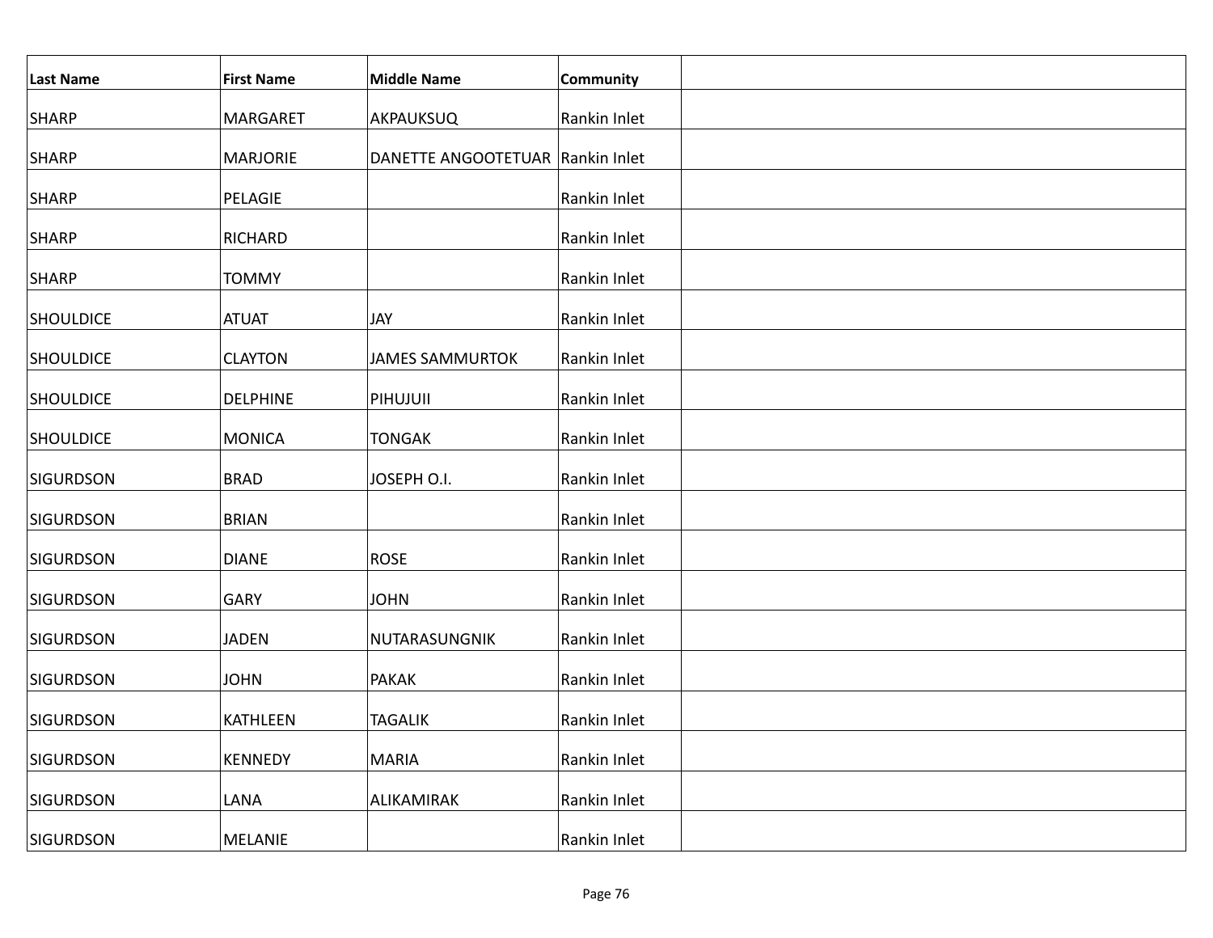| Last Name | First Name | Middle Name | Community | |
|---|---|---|---|---|
| SHARP | MARGARET | AKPAUKSUQ | Rankin Inlet | |
| SHARP | MARJORIE | DANETTE ANGOOTETUAR | Rankin Inlet | |
| SHARP | PELAGIE | | Rankin Inlet | |
| SHARP | RICHARD | | Rankin Inlet | |
| SHARP | TOMMY | | Rankin Inlet | |
| SHOULDICE | ATUAT | JAY | Rankin Inlet | |
| SHOULDICE | CLAYTON | JAMES SAMMURTOK | Rankin Inlet | |
| SHOULDICE | DELPHINE | PIHUJUII | Rankin Inlet | |
| SHOULDICE | MONICA | TONGAK | Rankin Inlet | |
| SIGURDSON | BRAD | JOSEPH O.I. | Rankin Inlet | |
| SIGURDSON | BRIAN | | Rankin Inlet | |
| SIGURDSON | DIANE | ROSE | Rankin Inlet | |
| SIGURDSON | GARY | JOHN | Rankin Inlet | |
| SIGURDSON | JADEN | NUTARASUNGNIK | Rankin Inlet | |
| SIGURDSON | JOHN | PAKAK | Rankin Inlet | |
| SIGURDSON | KATHLEEN | TAGALIK | Rankin Inlet | |
| SIGURDSON | KENNEDY | MARIA | Rankin Inlet | |
| SIGURDSON | LANA | ALIKAMIRAK | Rankin Inlet | |
| SIGURDSON | MELANIE | | Rankin Inlet | |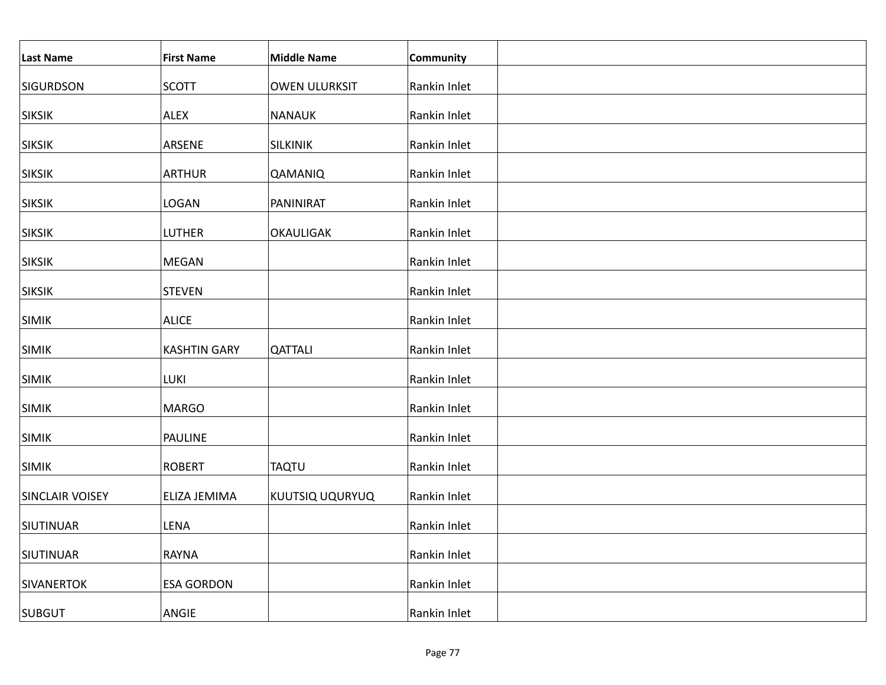| Last Name | First Name | Middle Name | Community | |
|---|---|---|---|---|
| SIGURDSON | SCOTT | OWEN ULURKSIT | Rankin Inlet | |
| SIKSIK | ALEX | NANAUK | Rankin Inlet | |
| SIKSIK | ARSENE | SILKINIK | Rankin Inlet | |
| SIKSIK | ARTHUR | QAMANIQ | Rankin Inlet | |
| SIKSIK | LOGAN | PANINIRAT | Rankin Inlet | |
| SIKSIK | LUTHER | OKAULIGAK | Rankin Inlet | |
| SIKSIK | MEGAN | | Rankin Inlet | |
| SIKSIK | STEVEN | | Rankin Inlet | |
| SIMIK | ALICE | | Rankin Inlet | |
| SIMIK | KASHTIN GARY | QATTALI | Rankin Inlet | |
| SIMIK | LUKI | | Rankin Inlet | |
| SIMIK | MARGO | | Rankin Inlet | |
| SIMIK | PAULINE | | Rankin Inlet | |
| SIMIK | ROBERT | TAQTU | Rankin Inlet | |
| SINCLAIR VOISEY | ELIZA JEMIMA | KUUTSIQ UQURYUQ | Rankin Inlet | |
| SIUTINUAR | LENA | | Rankin Inlet | |
| SIUTINUAR | RAYNA | | Rankin Inlet | |
| SIVANERTOK | ESA GORDON | | Rankin Inlet | |
| SUBGUT | ANGIE | | Rankin Inlet | |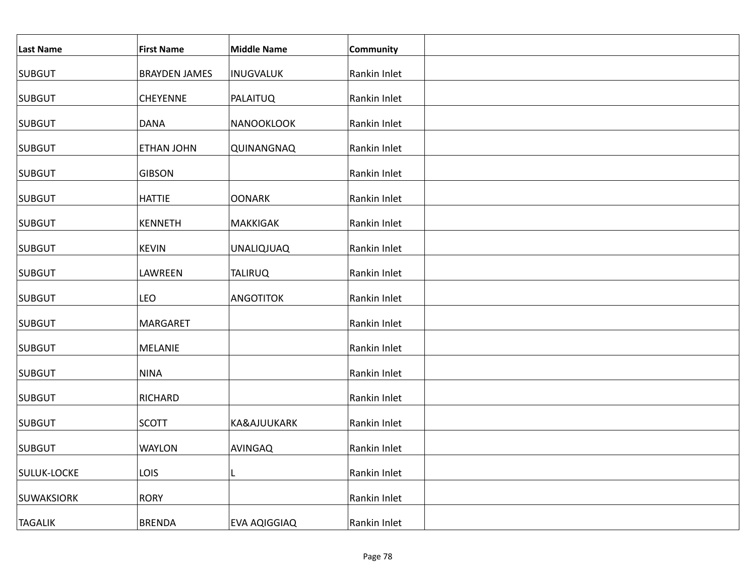| Last Name | First Name | Middle Name | Community | |
|---|---|---|---|---|
| SUBGUT | BRAYDEN JAMES | INUGVALUK | Rankin Inlet | |
| SUBGUT | CHEYENNE | PALAITUQ | Rankin Inlet | |
| SUBGUT | DANA | NANOOKLOOK | Rankin Inlet | |
| SUBGUT | ETHAN JOHN | QUINANGNAQ | Rankin Inlet | |
| SUBGUT | GIBSON | | Rankin Inlet | |
| SUBGUT | HATTIE | OONARK | Rankin Inlet | |
| SUBGUT | KENNETH | MAKKIGAK | Rankin Inlet | |
| SUBGUT | KEVIN | UNALIQJUAQ | Rankin Inlet | |
| SUBGUT | LAWREEN | TALIRUQ | Rankin Inlet | |
| SUBGUT | LEO | ANGOTITOK | Rankin Inlet | |
| SUBGUT | MARGARET | | Rankin Inlet | |
| SUBGUT | MELANIE | | Rankin Inlet | |
| SUBGUT | NINA | | Rankin Inlet | |
| SUBGUT | RICHARD | | Rankin Inlet | |
| SUBGUT | SCOTT | KA&AJUUKARK | Rankin Inlet | |
| SUBGUT | WAYLON | AVINGAQ | Rankin Inlet | |
| SULUK-LOCKE | LOIS | L | Rankin Inlet | |
| SUWAKSIORK | RORY | | Rankin Inlet | |
| TAGALIK | BRENDA | EVA AQIGGIAQ | Rankin Inlet | |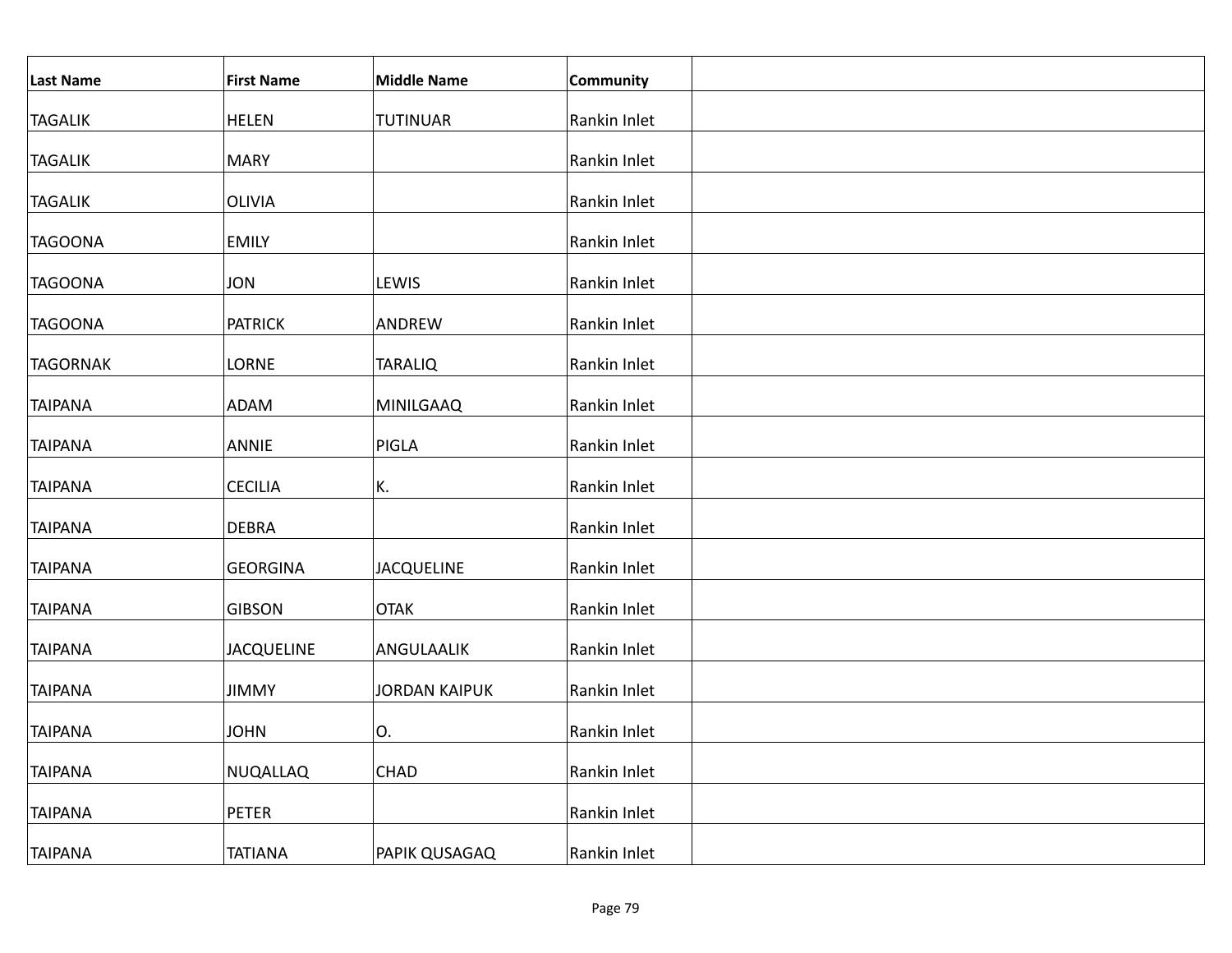| Last Name | First Name | Middle Name | Community | |
|---|---|---|---|---|
| TAGALIK | HELEN | TUTINUAR | Rankin Inlet | |
| TAGALIK | MARY | | Rankin Inlet | |
| TAGALIK | OLIVIA | | Rankin Inlet | |
| TAGOONA | EMILY | | Rankin Inlet | |
| TAGOONA | JON | LEWIS | Rankin Inlet | |
| TAGOONA | PATRICK | ANDREW | Rankin Inlet | |
| TAGORNAK | LORNE | TARALIQ | Rankin Inlet | |
| TAIPANA | ADAM | MINILGAAQ | Rankin Inlet | |
| TAIPANA | ANNIE | PIGLA | Rankin Inlet | |
| TAIPANA | CECILIA | K. | Rankin Inlet | |
| TAIPANA | DEBRA | | Rankin Inlet | |
| TAIPANA | GEORGINA | JACQUELINE | Rankin Inlet | |
| TAIPANA | GIBSON | OTAK | Rankin Inlet | |
| TAIPANA | JACQUELINE | ANGULAALIK | Rankin Inlet | |
| TAIPANA | JIMMY | JORDAN KAIPUK | Rankin Inlet | |
| TAIPANA | JOHN | O. | Rankin Inlet | |
| TAIPANA | NUQALLAQ | CHAD | Rankin Inlet | |
| TAIPANA | PETER | | Rankin Inlet | |
| TAIPANA | TATIANA | PAPIK QUSAGAQ | Rankin Inlet | |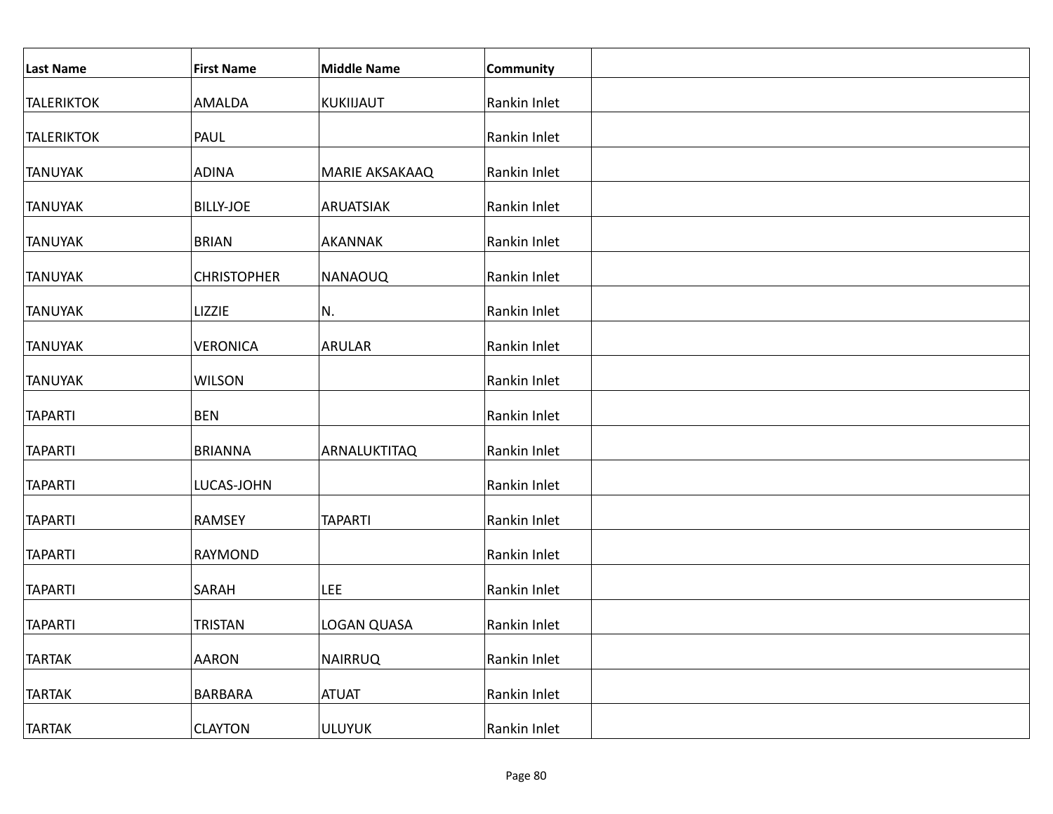| Last Name | First Name | Middle Name | Community | |
|---|---|---|---|---|
| TALERIKTOK | AMALDA | KUKIIJAUT | Rankin Inlet | |
| TALERIKTOK | PAUL | | Rankin Inlet | |
| TANUYAK | ADINA | MARIE AKSAKAAQ | Rankin Inlet | |
| TANUYAK | BILLY-JOE | ARUATSIAK | Rankin Inlet | |
| TANUYAK | BRIAN | AKANNAK | Rankin Inlet | |
| TANUYAK | CHRISTOPHER | NANAOUQ | Rankin Inlet | |
| TANUYAK | LIZZIE | N. | Rankin Inlet | |
| TANUYAK | VERONICA | ARULAR | Rankin Inlet | |
| TANUYAK | WILSON | | Rankin Inlet | |
| TAPARTI | BEN | | Rankin Inlet | |
| TAPARTI | BRIANNA | ARNALUKTITAQ | Rankin Inlet | |
| TAPARTI | LUCAS-JOHN | | Rankin Inlet | |
| TAPARTI | RAMSEY | TAPARTI | Rankin Inlet | |
| TAPARTI | RAYMOND | | Rankin Inlet | |
| TAPARTI | SARAH | LEE | Rankin Inlet | |
| TAPARTI | TRISTAN | LOGAN QUASA | Rankin Inlet | |
| TARTAK | AARON | NAIRRUQ | Rankin Inlet | |
| TARTAK | BARBARA | ATUAT | Rankin Inlet | |
| TARTAK | CLAYTON | ULUYUK | Rankin Inlet | |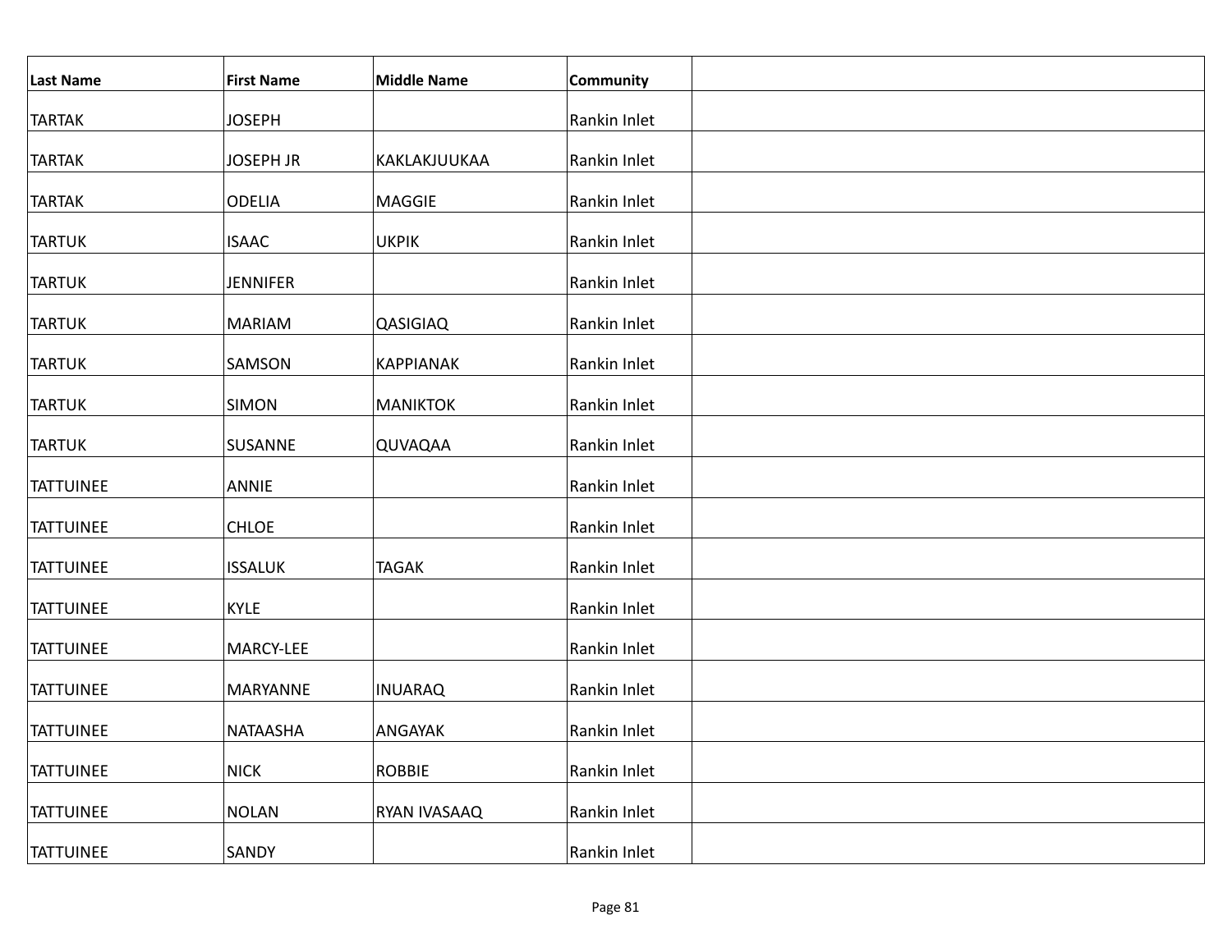| Last Name | First Name | Middle Name | Community | |
|---|---|---|---|---|
| TARTAK | JOSEPH | | Rankin Inlet | |
| TARTAK | JOSEPH JR | KAKLAKJUUKAA | Rankin Inlet | |
| TARTAK | ODELIA | MAGGIE | Rankin Inlet | |
| TARTUK | ISAAC | UKPIK | Rankin Inlet | |
| TARTUK | JENNIFER | | Rankin Inlet | |
| TARTUK | MARIAM | QASIGIAQ | Rankin Inlet | |
| TARTUK | SAMSON | KAPPIANAK | Rankin Inlet | |
| TARTUK | SIMON | MANIKTOK | Rankin Inlet | |
| TARTUK | SUSANNE | QUVAQAA | Rankin Inlet | |
| TATTUINEE | ANNIE | | Rankin Inlet | |
| TATTUINEE | CHLOE | | Rankin Inlet | |
| TATTUINEE | ISSALUK | TAGAK | Rankin Inlet | |
| TATTUINEE | KYLE | | Rankin Inlet | |
| TATTUINEE | MARCY-LEE | | Rankin Inlet | |
| TATTUINEE | MARYANNE | INUARAQ | Rankin Inlet | |
| TATTUINEE | NATAASHA | ANGAYAK | Rankin Inlet | |
| TATTUINEE | NICK | ROBBIE | Rankin Inlet | |
| TATTUINEE | NOLAN | RYAN IVASAAQ | Rankin Inlet | |
| TATTUINEE | SANDY | | Rankin Inlet | |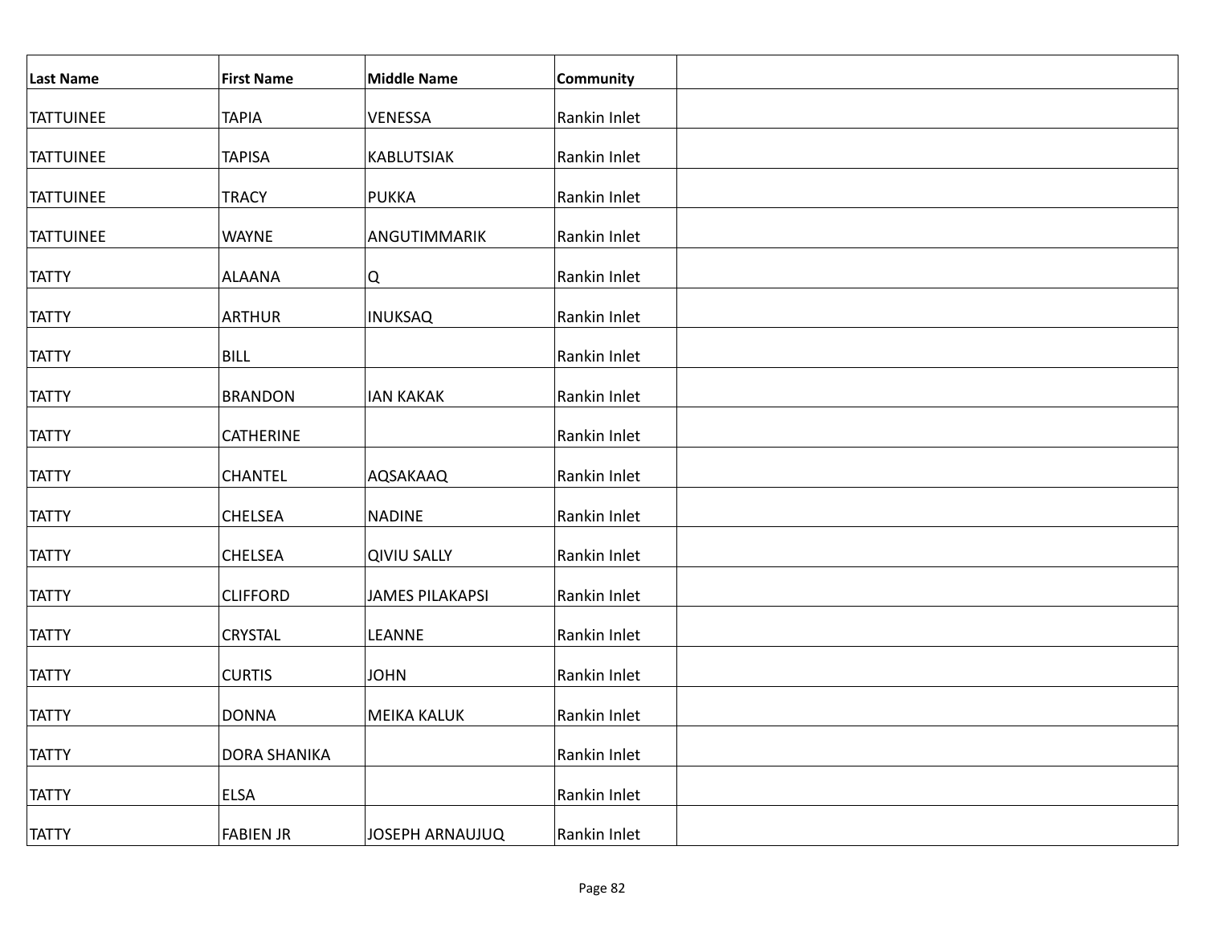| Last Name | First Name | Middle Name | Community | |
|---|---|---|---|---|
| TATTUINEE | TAPIA | VENESSA | Rankin Inlet | |
| TATTUINEE | TAPISA | KABLUTSIAK | Rankin Inlet | |
| TATTUINEE | TRACY | PUKKA | Rankin Inlet | |
| TATTUINEE | WAYNE | ANGUTIMMARIK | Rankin Inlet | |
| TATTY | ALAANA | Q | Rankin Inlet | |
| TATTY | ARTHUR | INUKSAQ | Rankin Inlet | |
| TATTY | BILL | | Rankin Inlet | |
| TATTY | BRANDON | IAN KAKAK | Rankin Inlet | |
| TATTY | CATHERINE | | Rankin Inlet | |
| TATTY | CHANTEL | AQSAKAAQ | Rankin Inlet | |
| TATTY | CHELSEA | NADINE | Rankin Inlet | |
| TATTY | CHELSEA | QIVIU SALLY | Rankin Inlet | |
| TATTY | CLIFFORD | JAMES PILAKAPSI | Rankin Inlet | |
| TATTY | CRYSTAL | LEANNE | Rankin Inlet | |
| TATTY | CURTIS | JOHN | Rankin Inlet | |
| TATTY | DONNA | MEIKA KALUK | Rankin Inlet | |
| TATTY | DORA SHANIKA | | Rankin Inlet | |
| TATTY | ELSA | | Rankin Inlet | |
| TATTY | FABIEN JR | JOSEPH ARNAUJUQ | Rankin Inlet | |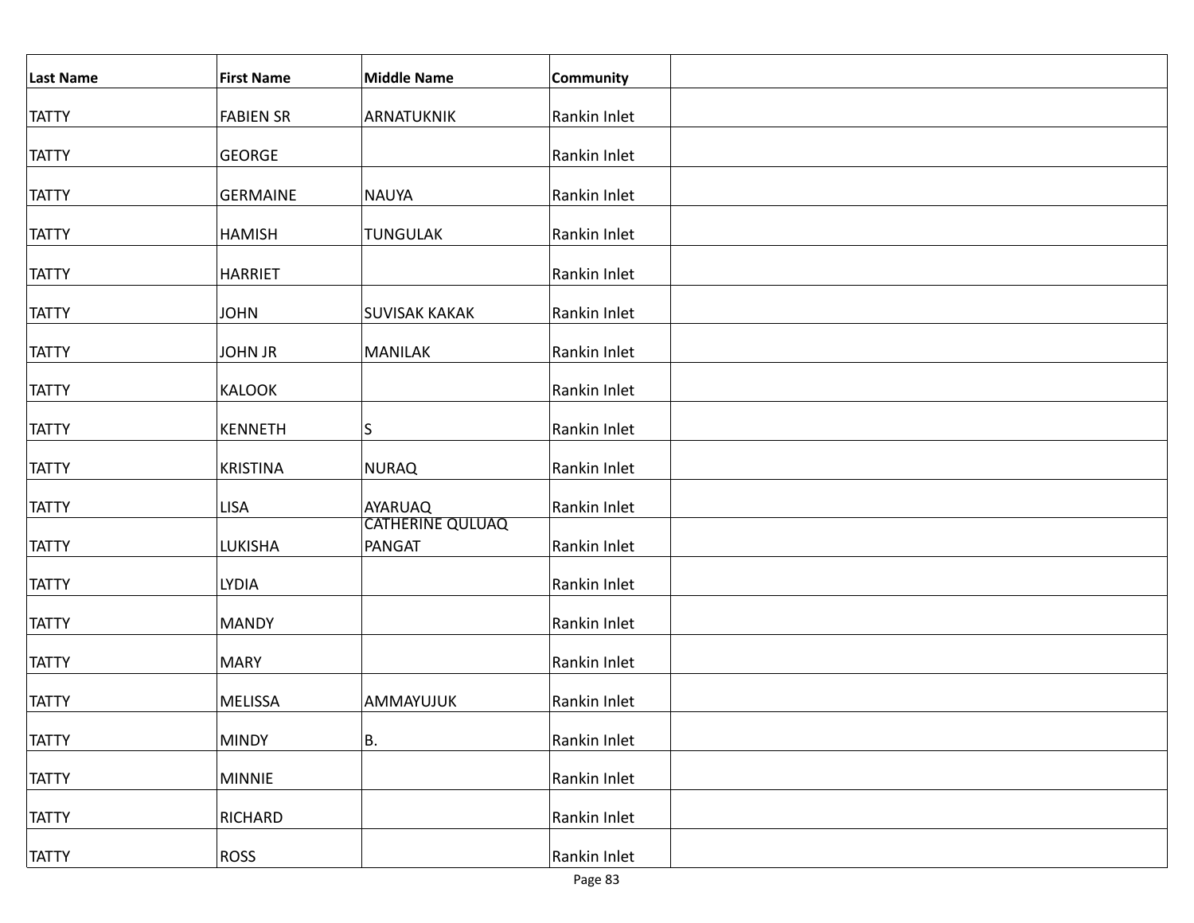| Last Name | First Name | Middle Name | Community | |
|---|---|---|---|---|
| TATTY | FABIEN SR | ARNATUKNIK | Rankin Inlet | |
| TATTY | GEORGE | | Rankin Inlet | |
| TATTY | GERMAINE | NAUYA | Rankin Inlet | |
| TATTY | HAMISH | TUNGULAK | Rankin Inlet | |
| TATTY | HARRIET | | Rankin Inlet | |
| TATTY | JOHN | SUVISAK KAKAK | Rankin Inlet | |
| TATTY | JOHN JR | MANILAK | Rankin Inlet | |
| TATTY | KALOOK | | Rankin Inlet | |
| TATTY | KENNETH | S | Rankin Inlet | |
| TATTY | KRISTINA | NURAQ | Rankin Inlet | |
| TATTY | LISA | AYARUAQ | Rankin Inlet | |
| TATTY | LUKISHA | CATHERINE QULUAQ PANGAT | Rankin Inlet | |
| TATTY | LYDIA | | Rankin Inlet | |
| TATTY | MANDY | | Rankin Inlet | |
| TATTY | MARY | | Rankin Inlet | |
| TATTY | MELISSA | AMMAYUJUK | Rankin Inlet | |
| TATTY | MINDY | B. | Rankin Inlet | |
| TATTY | MINNIE | | Rankin Inlet | |
| TATTY | RICHARD | | Rankin Inlet | |
| TATTY | ROSS | | Rankin Inlet | |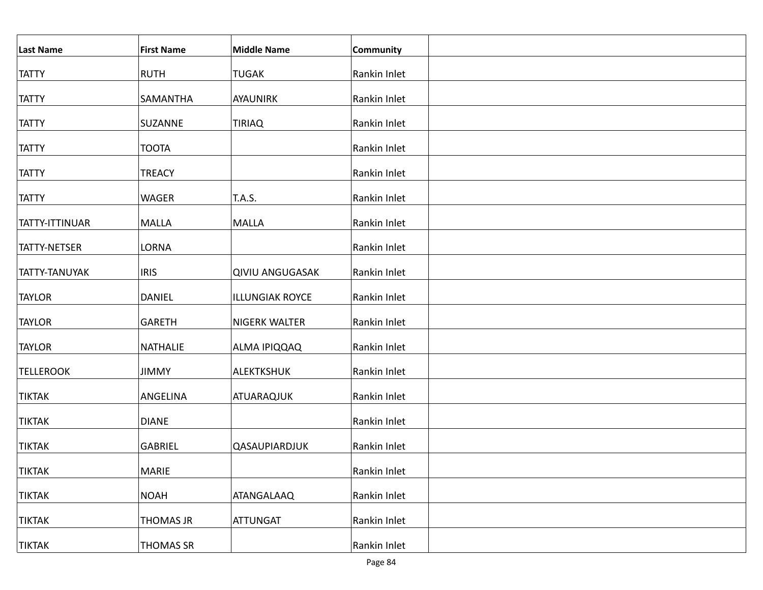| Last Name | First Name | Middle Name | Community | |
|---|---|---|---|---|
| TATTY | RUTH | TUGAK | Rankin Inlet | |
| TATTY | SAMANTHA | AYAUNIRK | Rankin Inlet | |
| TATTY | SUZANNE | TIRIAQ | Rankin Inlet | |
| TATTY | TOOTA | | Rankin Inlet | |
| TATTY | TREACY | | Rankin Inlet | |
| TATTY | WAGER | T.A.S. | Rankin Inlet | |
| TATTY-ITTINUAR | MALLA | MALLA | Rankin Inlet | |
| TATTY-NETSER | LORNA | | Rankin Inlet | |
| TATTY-TANUYAK | IRIS | QIVIU ANGUGASAK | Rankin Inlet | |
| TAYLOR | DANIEL | ILLUNGIAK ROYCE | Rankin Inlet | |
| TAYLOR | GARETH | NIGERK WALTER | Rankin Inlet | |
| TAYLOR | NATHALIE | ALMA IPIQQAQ | Rankin Inlet | |
| TELLEROOK | JIMMY | ALEKTKSHUK | Rankin Inlet | |
| TIKTAK | ANGELINA | ATUARAQJUK | Rankin Inlet | |
| TIKTAK | DIANE | | Rankin Inlet | |
| TIKTAK | GABRIEL | QASAUPIARDJUK | Rankin Inlet | |
| TIKTAK | MARIE | | Rankin Inlet | |
| TIKTAK | NOAH | ATANGALAAQ | Rankin Inlet | |
| TIKTAK | THOMAS JR | ATTUNGAT | Rankin Inlet | |
| TIKTAK | THOMAS SR | | Rankin Inlet | |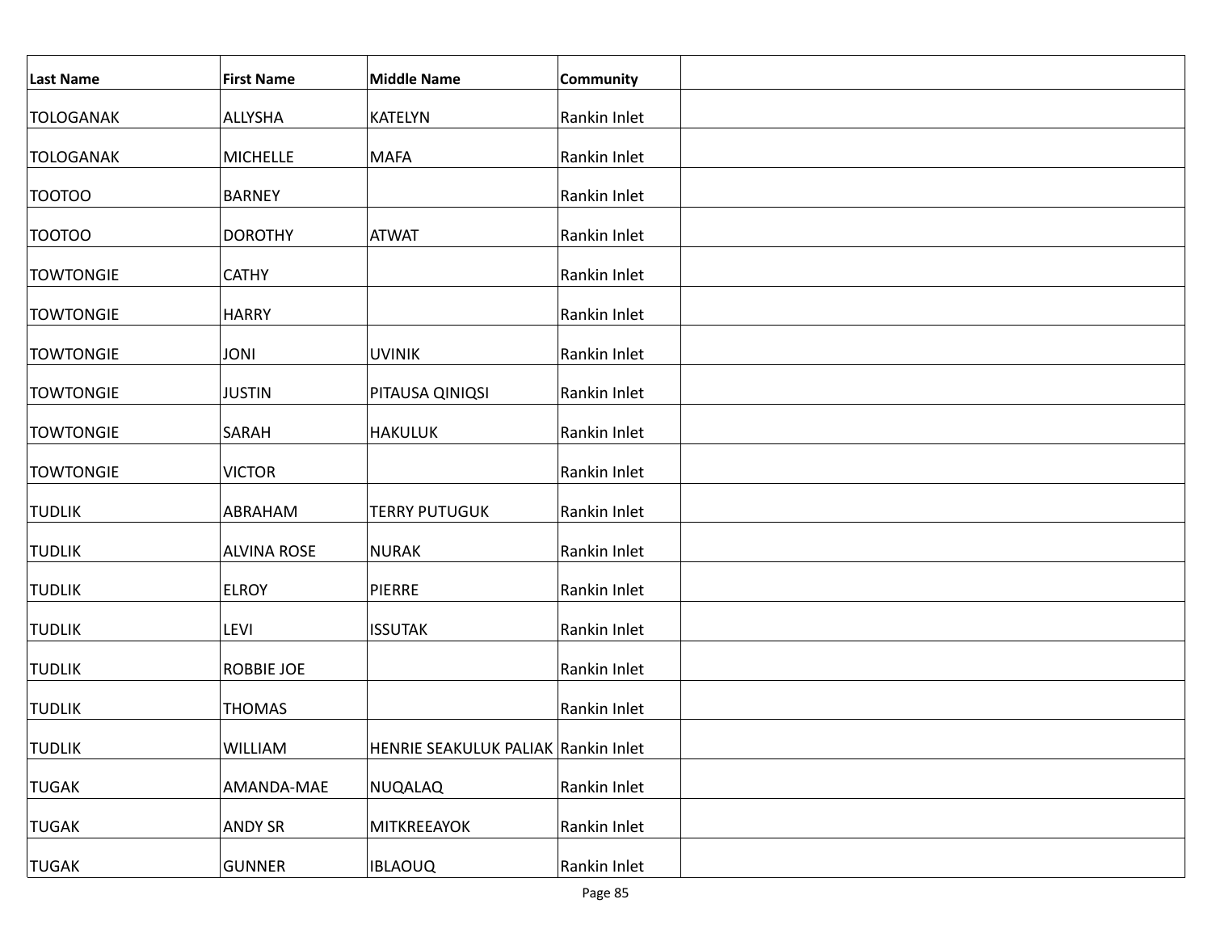| Last Name | First Name | Middle Name | Community | |
|---|---|---|---|---|
| TOLOGANAK | ALLYSHA | KATELYN | Rankin Inlet | |
| TOLOGANAK | MICHELLE | MAFA | Rankin Inlet | |
| TOOTOO | BARNEY | | Rankin Inlet | |
| TOOTOO | DOROTHY | ATWAT | Rankin Inlet | |
| TOWTONGIE | CATHY | | Rankin Inlet | |
| TOWTONGIE | HARRY | | Rankin Inlet | |
| TOWTONGIE | JONI | UVINIK | Rankin Inlet | |
| TOWTONGIE | JUSTIN | PITAUSA QINIQSI | Rankin Inlet | |
| TOWTONGIE | SARAH | HAKULUK | Rankin Inlet | |
| TOWTONGIE | VICTOR | | Rankin Inlet | |
| TUDLIK | ABRAHAM | TERRY PUTUGUK | Rankin Inlet | |
| TUDLIK | ALVINA ROSE | NURAK | Rankin Inlet | |
| TUDLIK | ELROY | PIERRE | Rankin Inlet | |
| TUDLIK | LEVI | ISSUTAK | Rankin Inlet | |
| TUDLIK | ROBBIE JOE | | Rankin Inlet | |
| TUDLIK | THOMAS | | Rankin Inlet | |
| TUDLIK | WILLIAM | HENRIE SEAKULUK PALIAK | Rankin Inlet | |
| TUGAK | AMANDA-MAE | NUQALAQ | Rankin Inlet | |
| TUGAK | ANDY SR | MITKREEAYOK | Rankin Inlet | |
| TUGAK | GUNNER | IBLAOUQ | Rankin Inlet | |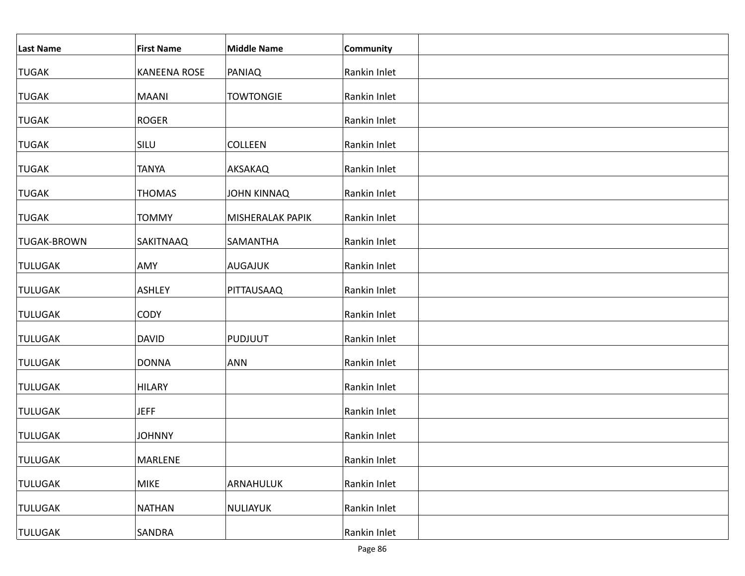| Last Name | First Name | Middle Name | Community | |
|---|---|---|---|---|
| TUGAK | KANEENA ROSE | PANIAQ | Rankin Inlet | |
| TUGAK | MAANI | TOWTONGIE | Rankin Inlet | |
| TUGAK | ROGER | | Rankin Inlet | |
| TUGAK | SILU | COLLEEN | Rankin Inlet | |
| TUGAK | TANYA | AKSAKAQ | Rankin Inlet | |
| TUGAK | THOMAS | JOHN KINNAQ | Rankin Inlet | |
| TUGAK | TOMMY | MISHERALAK PAPIK | Rankin Inlet | |
| TUGAK-BROWN | SAKITNAAQ | SAMANTHA | Rankin Inlet | |
| TULUGAK | AMY | AUGAJUK | Rankin Inlet | |
| TULUGAK | ASHLEY | PITTAUSAAQ | Rankin Inlet | |
| TULUGAK | CODY | | Rankin Inlet | |
| TULUGAK | DAVID | PUDJUUT | Rankin Inlet | |
| TULUGAK | DONNA | ANN | Rankin Inlet | |
| TULUGAK | HILARY | | Rankin Inlet | |
| TULUGAK | JEFF | | Rankin Inlet | |
| TULUGAK | JOHNNY | | Rankin Inlet | |
| TULUGAK | MARLENE | | Rankin Inlet | |
| TULUGAK | MIKE | ARNAHULUK | Rankin Inlet | |
| TULUGAK | NATHAN | NULIAYUK | Rankin Inlet | |
| TULUGAK | SANDRA | | Rankin Inlet | |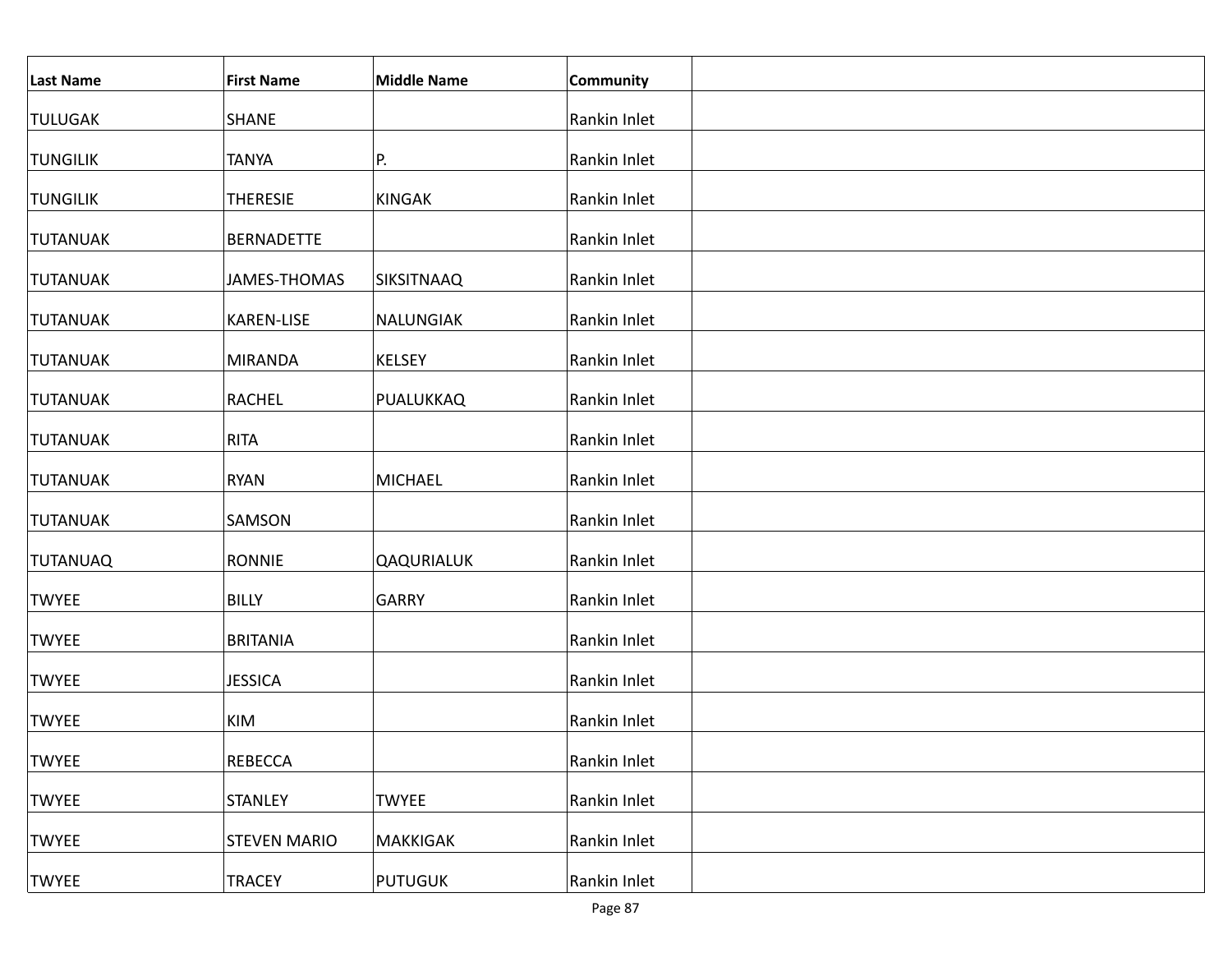| Last Name | First Name | Middle Name | Community | |
|---|---|---|---|---|
| TULUGAK | SHANE | | Rankin Inlet | |
| TUNGILIK | TANYA | P. | Rankin Inlet | |
| TUNGILIK | THERESIE | KINGAK | Rankin Inlet | |
| TUTANUAK | BERNADETTE | | Rankin Inlet | |
| TUTANUAK | JAMES-THOMAS | SIKSITNAAQ | Rankin Inlet | |
| TUTANUAK | KAREN-LISE | NALUNGIAK | Rankin Inlet | |
| TUTANUAK | MIRANDA | KELSEY | Rankin Inlet | |
| TUTANUAK | RACHEL | PUALUKKAQ | Rankin Inlet | |
| TUTANUAK | RITA | | Rankin Inlet | |
| TUTANUAK | RYAN | MICHAEL | Rankin Inlet | |
| TUTANUAK | SAMSON | | Rankin Inlet | |
| TUTANUAQ | RONNIE | QAQURIALUK | Rankin Inlet | |
| TWYEE | BILLY | GARRY | Rankin Inlet | |
| TWYEE | BRITANIA | | Rankin Inlet | |
| TWYEE | JESSICA | | Rankin Inlet | |
| TWYEE | KIM | | Rankin Inlet | |
| TWYEE | REBECCA | | Rankin Inlet | |
| TWYEE | STANLEY | TWYEE | Rankin Inlet | |
| TWYEE | STEVEN MARIO | MAKKIGAK | Rankin Inlet | |
| TWYEE | TRACEY | PUTUGUK | Rankin Inlet | |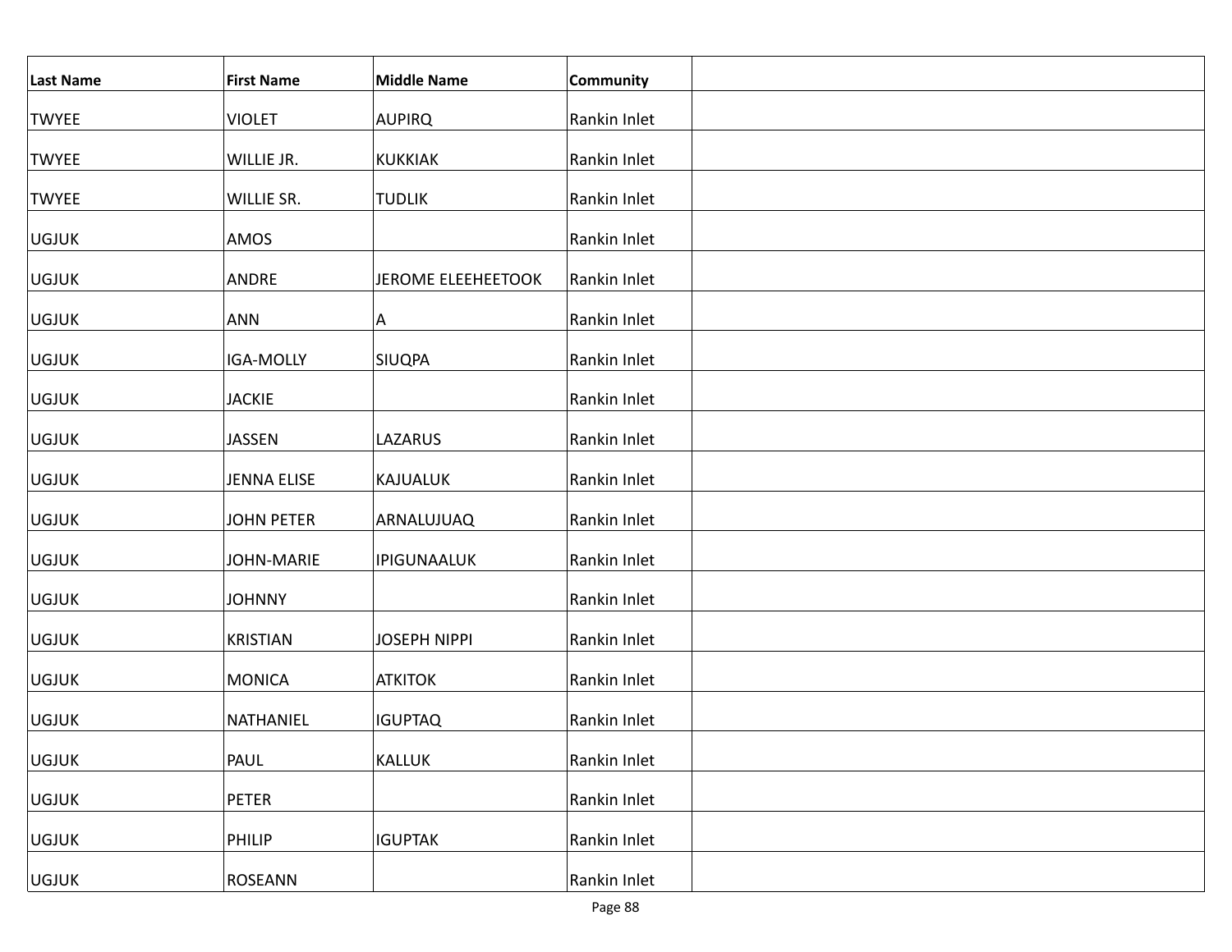| Last Name | First Name | Middle Name | Community | |
|---|---|---|---|---|
| TWYEE | VIOLET | AUPIRQ | Rankin Inlet | |
| TWYEE | WILLIE JR. | KUKKIAK | Rankin Inlet | |
| TWYEE | WILLIE SR. | TUDLIK | Rankin Inlet | |
| UGJUK | AMOS | | Rankin Inlet | |
| UGJUK | ANDRE | JEROME ELEEHEETOOK | Rankin Inlet | |
| UGJUK | ANN | A | Rankin Inlet | |
| UGJUK | IGA-MOLLY | SIUQPA | Rankin Inlet | |
| UGJUK | JACKIE | | Rankin Inlet | |
| UGJUK | JASSEN | LAZARUS | Rankin Inlet | |
| UGJUK | JENNA ELISE | KAJUALUK | Rankin Inlet | |
| UGJUK | JOHN PETER | ARNALUJUAQ | Rankin Inlet | |
| UGJUK | JOHN-MARIE | IPIGUNAALUK | Rankin Inlet | |
| UGJUK | JOHNNY | | Rankin Inlet | |
| UGJUK | KRISTIAN | JOSEPH NIPPI | Rankin Inlet | |
| UGJUK | MONICA | ATKITOK | Rankin Inlet | |
| UGJUK | NATHANIEL | IGUPTAQ | Rankin Inlet | |
| UGJUK | PAUL | KALLUK | Rankin Inlet | |
| UGJUK | PETER | | Rankin Inlet | |
| UGJUK | PHILIP | IGUPTAK | Rankin Inlet | |
| UGJUK | ROSEANN | | Rankin Inlet | |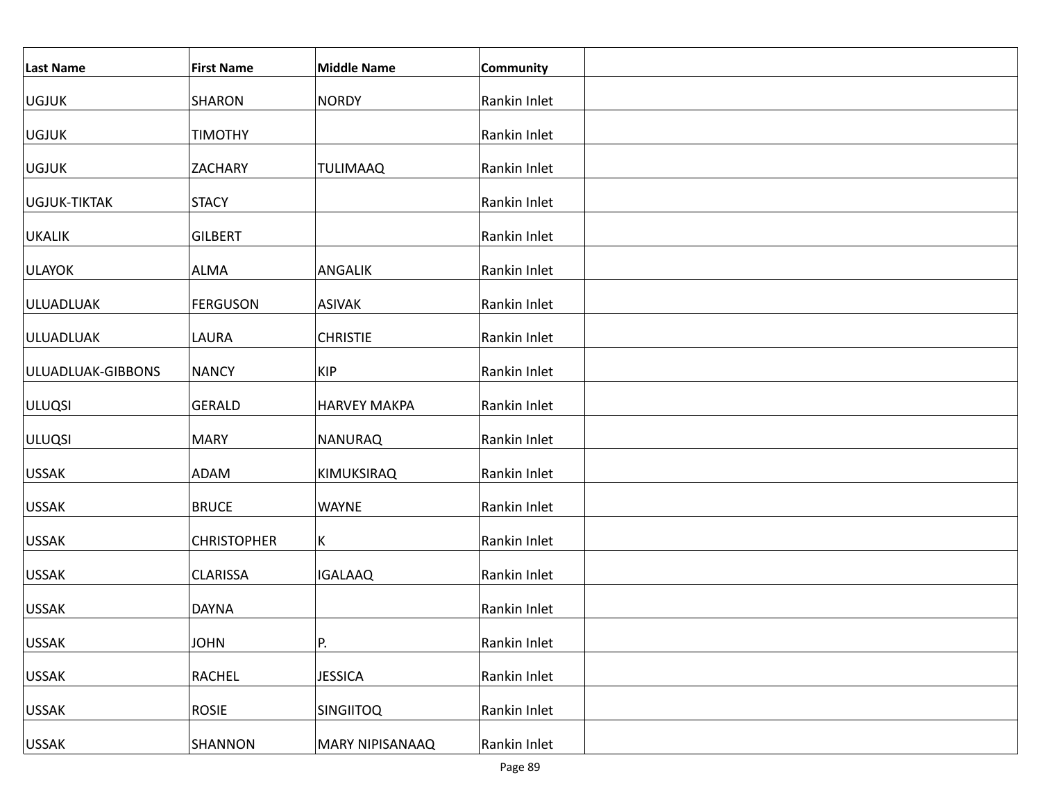| Last Name | First Name | Middle Name | Community | |
|---|---|---|---|---|
| UGJUK | SHARON | NORDY | Rankin Inlet | |
| UGJUK | TIMOTHY | | Rankin Inlet | |
| UGJUK | ZACHARY | TULIMAAQ | Rankin Inlet | |
| UGJUK-TIKTAK | STACY | | Rankin Inlet | |
| UKALIK | GILBERT | | Rankin Inlet | |
| ULAYOK | ALMA | ANGALIK | Rankin Inlet | |
| ULUADLUAK | FERGUSON | ASIVAK | Rankin Inlet | |
| ULUADLUAK | LAURA | CHRISTIE | Rankin Inlet | |
| ULUADLUAK-GIBBONS | NANCY | KIP | Rankin Inlet | |
| ULUQSI | GERALD | HARVEY MAKPA | Rankin Inlet | |
| ULUQSI | MARY | NANURAQ | Rankin Inlet | |
| USSAK | ADAM | KIMUKSIRAQ | Rankin Inlet | |
| USSAK | BRUCE | WAYNE | Rankin Inlet | |
| USSAK | CHRISTOPHER | K | Rankin Inlet | |
| USSAK | CLARISSA | IGALAAQ | Rankin Inlet | |
| USSAK | DAYNA | | Rankin Inlet | |
| USSAK | JOHN | P. | Rankin Inlet | |
| USSAK | RACHEL | JESSICA | Rankin Inlet | |
| USSAK | ROSIE | SINGIITOQ | Rankin Inlet | |
| USSAK | SHANNON | MARY NIPISANAAQ | Rankin Inlet | |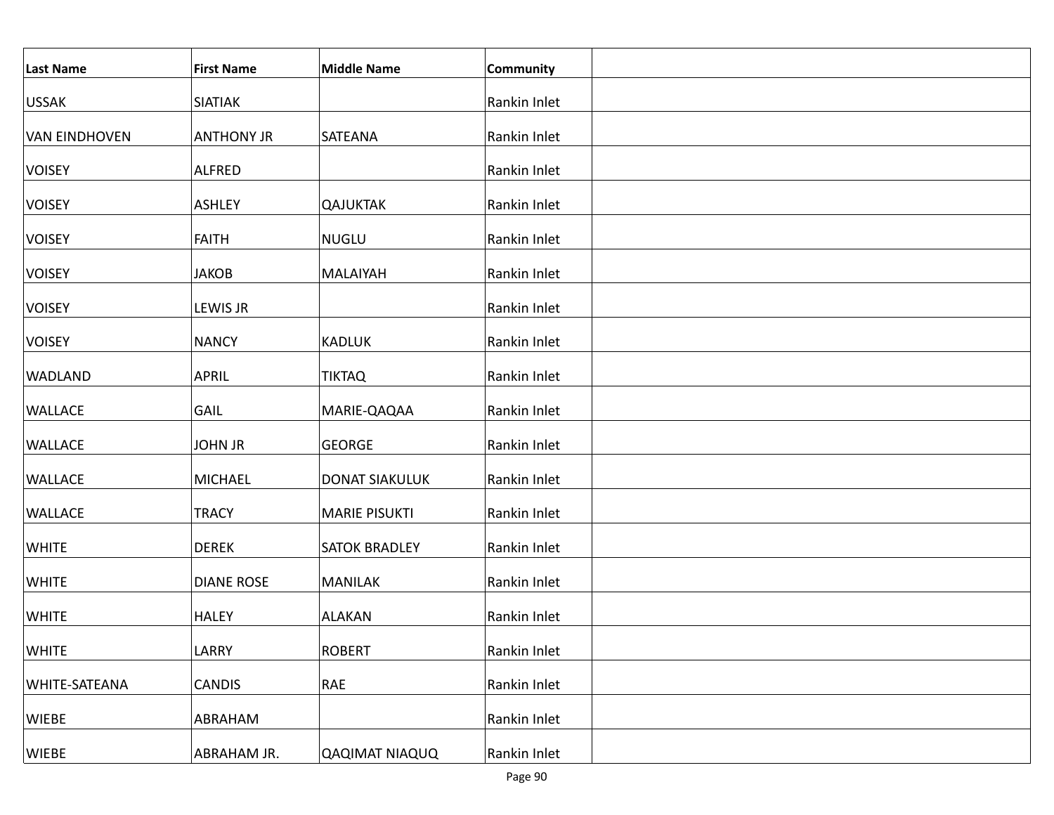| Last Name | First Name | Middle Name | Community | |
|---|---|---|---|---|
| USSAK | SIATIAK | | Rankin Inlet | |
| VAN EINDHOVEN | ANTHONY JR | SATEANA | Rankin Inlet | |
| VOISEY | ALFRED | | Rankin Inlet | |
| VOISEY | ASHLEY | QAJUKTAK | Rankin Inlet | |
| VOISEY | FAITH | NUGLU | Rankin Inlet | |
| VOISEY | JAKOB | MALAIYAH | Rankin Inlet | |
| VOISEY | LEWIS JR | | Rankin Inlet | |
| VOISEY | NANCY | KADLUK | Rankin Inlet | |
| WADLAND | APRIL | TIKTAQ | Rankin Inlet | |
| WALLACE | GAIL | MARIE-QAQAA | Rankin Inlet | |
| WALLACE | JOHN JR | GEORGE | Rankin Inlet | |
| WALLACE | MICHAEL | DONAT SIAKULUK | Rankin Inlet | |
| WALLACE | TRACY | MARIE PISUKTI | Rankin Inlet | |
| WHITE | DEREK | SATOK BRADLEY | Rankin Inlet | |
| WHITE | DIANE ROSE | MANILAK | Rankin Inlet | |
| WHITE | HALEY | ALAKAN | Rankin Inlet | |
| WHITE | LARRY | ROBERT | Rankin Inlet | |
| WHITE-SATEANA | CANDIS | RAE | Rankin Inlet | |
| WIEBE | ABRAHAM | | Rankin Inlet | |
| WIEBE | ABRAHAM JR. | QAQIMAT NIAQUQ | Rankin Inlet | |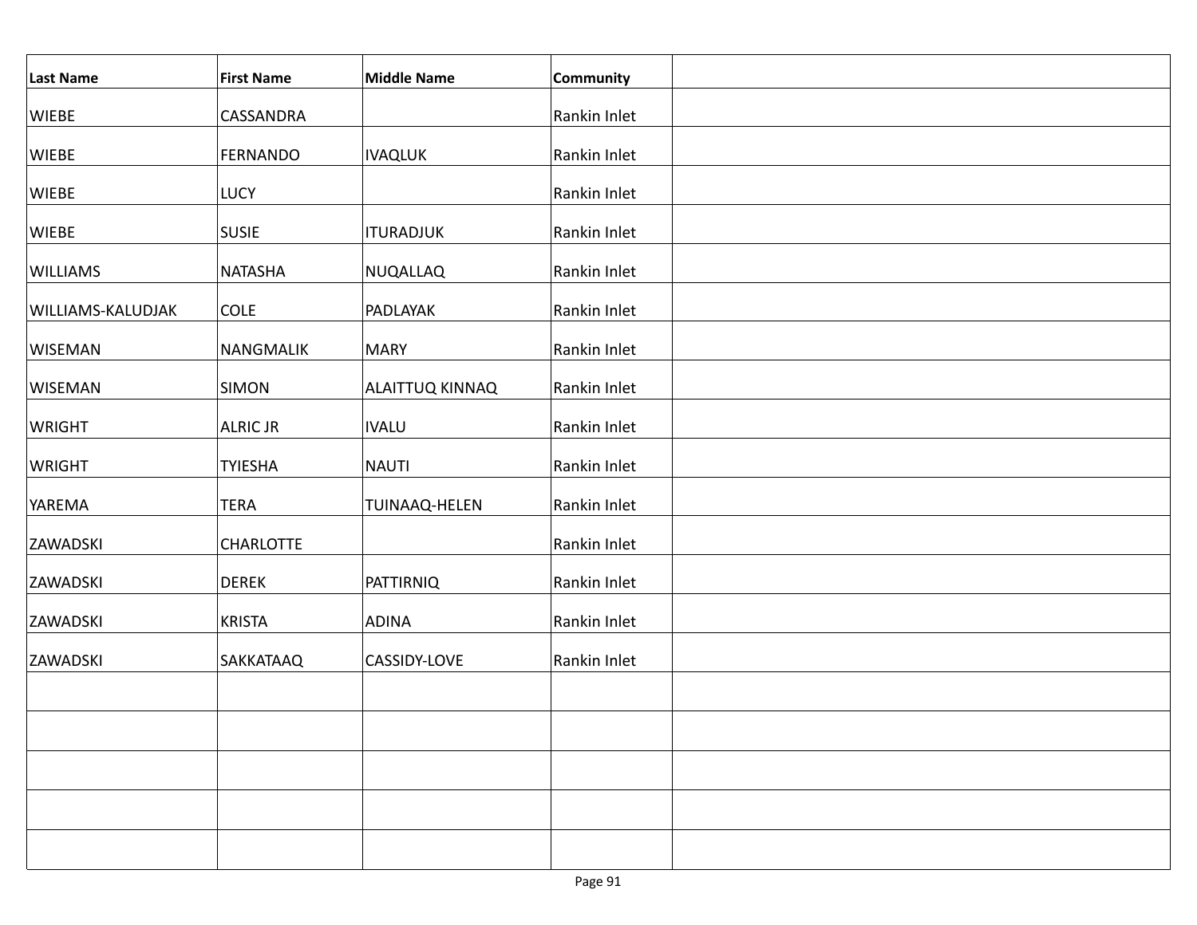| Last Name | First Name | Middle Name | Community | |
|---|---|---|---|---|
| WIEBE | CASSANDRA | | Rankin Inlet | |
| WIEBE | FERNANDO | IVAQLUK | Rankin Inlet | |
| WIEBE | LUCY | | Rankin Inlet | |
| WIEBE | SUSIE | ITURADJUK | Rankin Inlet | |
| WILLIAMS | NATASHA | NUQALLAQ | Rankin Inlet | |
| WILLIAMS-KALUDJAK | COLE | PADLAYAK | Rankin Inlet | |
| WISEMAN | NANGMALIK | MARY | Rankin Inlet | |
| WISEMAN | SIMON | ALAITTUQ KINNAQ | Rankin Inlet | |
| WRIGHT | ALRIC JR | IVALU | Rankin Inlet | |
| WRIGHT | TYIESHA | NAUTI | Rankin Inlet | |
| YAREMA | TERA | TUINAAQ-HELEN | Rankin Inlet | |
| ZAWADSKI | CHARLOTTE | | Rankin Inlet | |
| ZAWADSKI | DEREK | PATTIRNIQ | Rankin Inlet | |
| ZAWADSKI | KRISTA | ADINA | Rankin Inlet | |
| ZAWADSKI | SAKKATAAQ | CASSIDY-LOVE | Rankin Inlet | |
| | | | | |
| | | | | |
| | | | | |
| | | | | |
| | | | | |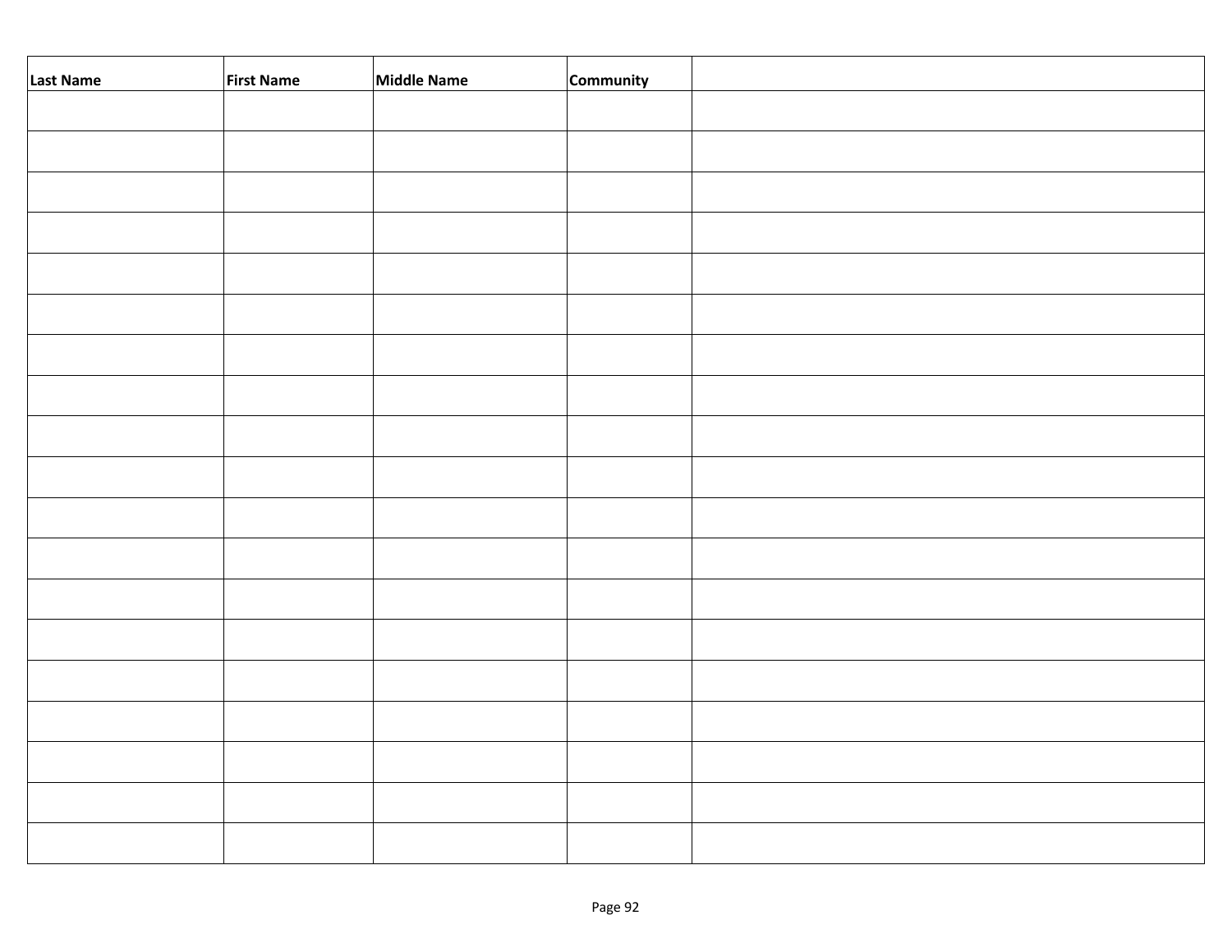| Last Name | First Name | Middle Name | Community | |
|---|---|---|---|---|
| | | | | |
| | | | | |
| | | | | |
| | | | | |
| | | | | |
| | | | | |
| | | | | |
| | | | | |
| | | | | |
| | | | | |
| | | | | |
| | | | | |
| | | | | |
| | | | | |
| | | | | |
| | | | | |
| | | | | |
| | | | | |
| | | | | |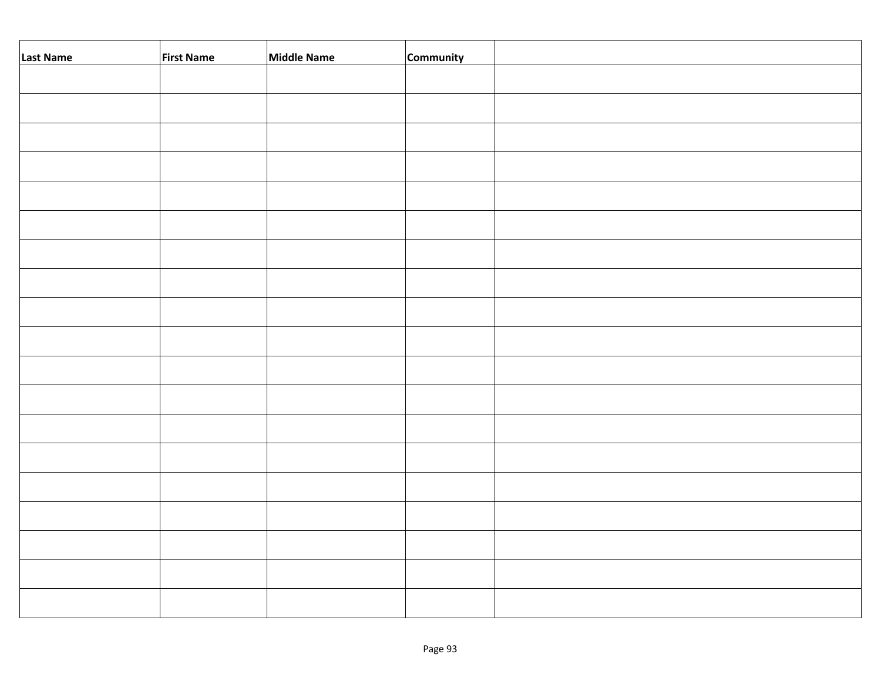| Last Name | First Name | Middle Name | Community | |
|---|---|---|---|---|
| | | | | |
| | | | | |
| | | | | |
| | | | | |
| | | | | |
| | | | | |
| | | | | |
| | | | | |
| | | | | |
| | | | | |
| | | | | |
| | | | | |
| | | | | |
| | | | | |
| | | | | |
| | | | | |
| | | | | |
| | | | | |
| | | | | |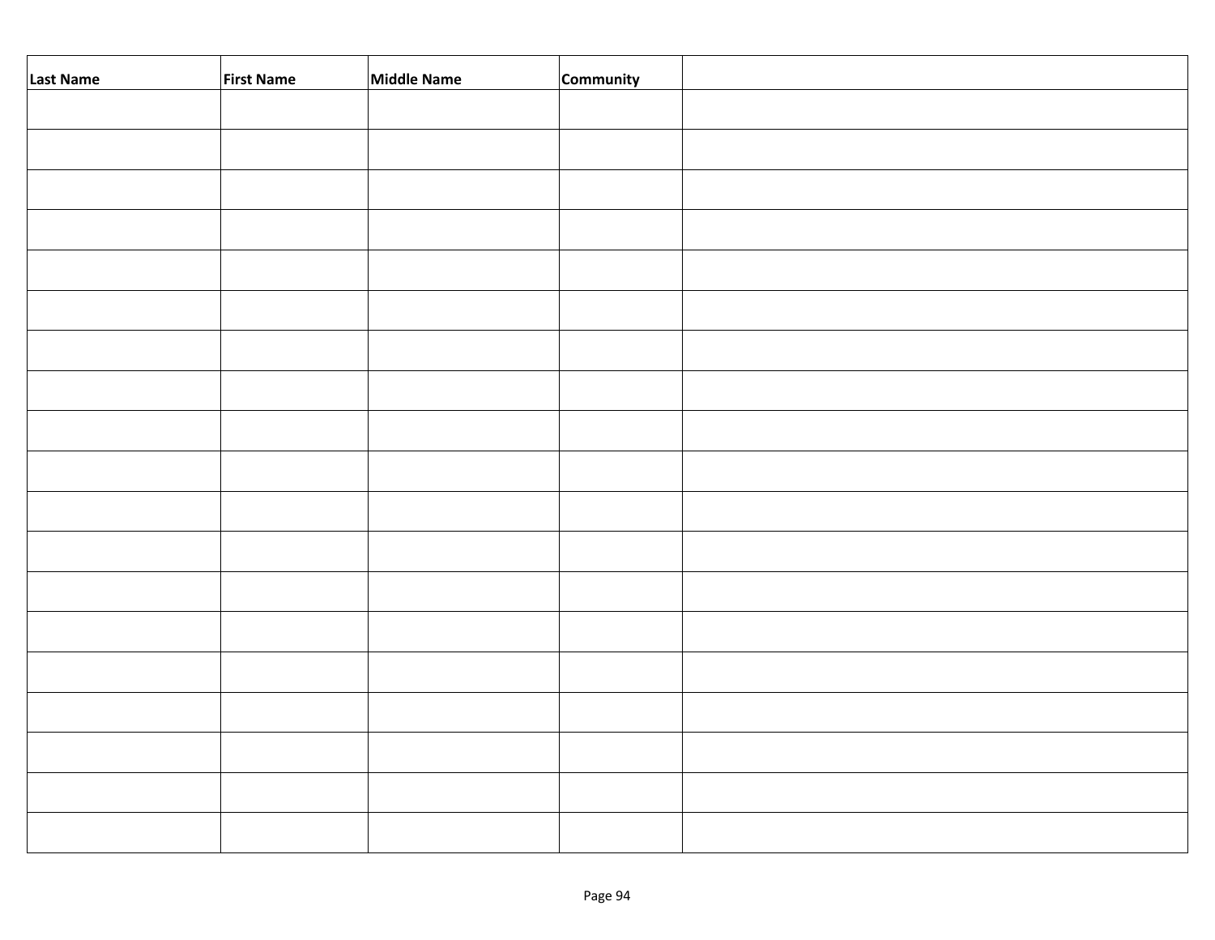| Last Name | First Name | Middle Name | Community | |
|---|---|---|---|---|
| | | | | |
| | | | | |
| | | | | |
| | | | | |
| | | | | |
| | | | | |
| | | | | |
| | | | | |
| | | | | |
| | | | | |
| | | | | |
| | | | | |
| | | | | |
| | | | | |
| | | | | |
| | | | | |
| | | | | |
| | | | | |
| | | | | |